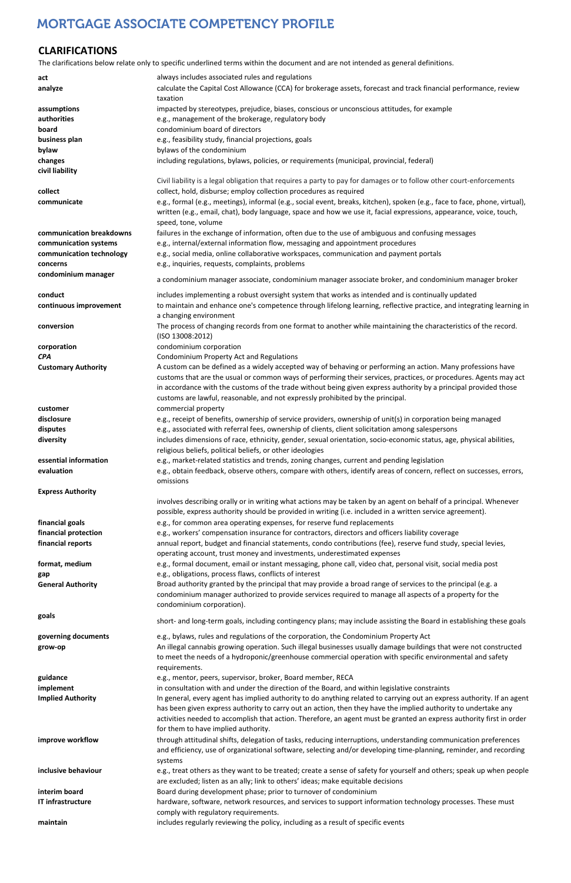# MORTGAGE ASSOCIATE COMPETENCY PROFILE

## CLARIFICATIONS

The clarifications below relate only to specific underlined terms within the document and are not intended as general definitions.

| | |
|---|---|
| **act** | always includes associated rules and regulations |
| **analyze** | calculate the Capital Cost Allowance (CCA) for brokerage assets, forecast and track financial performance, review taxation |
| **assumptions** | impacted by stereotypes, prejudice, biases, conscious or unconscious attitudes, for example |
| **authorities** | e.g., management of the brokerage, regulatory body |
| **board** | condominium board of directors |
| **business plan** | e.g., feasibility study, financial projections, goals |
| **bylaw** | bylaws of the condominium |
| **changes** | including regulations, bylaws, policies, or requirements (municipal, provincial, federal) |
| **civil liability** | Civil liability is a legal obligation that requires a party to pay for damages or to follow other court-enforcements |
| **collect** | collect, hold, disburse; employ collection procedures as required |
| **communicate** | e.g., formal (e.g., meetings), informal (e.g., social event, breaks, kitchen), spoken (e.g., face to face, phone, virtual), written (e.g., email, chat), body language, space and how we use it, facial expressions, appearance, voice, touch, speed, tone, volume |
| **communication breakdowns** | failures in the exchange of information, often due to the use of ambiguous and confusing messages |
| **communication systems** | e.g., internal/external information flow, messaging and appointment procedures |
| **communication technology** | e.g., social media, online collaborative workspaces, communication and payment portals |
| **concerns** | e.g., inquiries, requests, complaints, problems |
| **condominium manager** | a condominium manager associate, condominium manager associate broker, and condominium manager broker |
| **conduct** | includes implementing a robust oversight system that works as intended and is continually updated |
| **continuous improvement** | to maintain and enhance one's competence through lifelong learning, reflective practice, and integrating learning in a changing environment |
| **conversion** | The process of changing records from one format to another while maintaining the characteristics of the record. (ISO 13008:2012) |
| **corporation** | condominium corporation |
| ***CPA*** | Condominium Property Act and Regulations |
| **Customary Authority** | A custom can be defined as a widely accepted way of behaving or performing an action. Many professions have customs that are the usual or common ways of performing their services, practices, or procedures. Agents may act in accordance with the customs of the trade without being given express authority by a principal provided those customs are lawful, reasonable, and not expressly prohibited by the principal. |
| **customer** | commercial property |
| **disclosure** | e.g., receipt of benefits, ownership of service providers, ownership of unit(s) in corporation being managed |
| **disputes** | e.g., associated with referral fees, ownership of clients, client solicitation among salespersons |
| **diversity** | includes dimensions of race, ethnicity, gender, sexual orientation, socio-economic status, age, physical abilities, religious beliefs, political beliefs, or other ideologies |
| **essential information** | e.g., market-related statistics and trends, zoning changes, current and pending legislation |
| **evaluation** | e.g., obtain feedback, observe others, compare with others, identify areas of concern, reflect on successes, errors, omissions |
| **Express Authority** | involves describing orally or in writing what actions may be taken by an agent on behalf of a principal. Whenever possible, express authority should be provided in writing (i.e. included in a written service agreement). |
| **financial goals** | e.g., for common area operating expenses, for reserve fund replacements |
| **financial protection** | e.g., workers' compensation insurance for contractors, directors and officers liability coverage |
| **financial reports** | annual report, budget and financial statements, condo contributions (fee), reserve fund study, special levies, operating account, trust money and investments, underestimated expenses |
| **format, medium** | e.g., formal document, email or instant messaging, phone call, video chat, personal visit, social media post |
| **gap** | e.g., obligations, process flaws, conflicts of interest |
| **General Authority** | Broad authority granted by the principal that may provide a broad range of services to the principal (e.g. a condominium manager authorized to provide services required to manage all aspects of a property for the condominium corporation). |
| **goals** | short- and long-term goals, including contingency plans; may include assisting the Board in establishing these goals |
| **governing documents** | e.g., bylaws, rules and regulations of the corporation, the Condominium Property Act |
| **grow-op** | An illegal cannabis growing operation. Such illegal businesses usually damage buildings that were not constructed to meet the needs of a hydroponic/greenhouse commercial operation with specific environmental and safety requirements. |
| **guidance** | e.g., mentor, peers, supervisor, broker, Board member, RECA |
| **implement** | in consultation with and under the direction of the Board, and within legislative constraints |
| **Implied Authority** | In general, every agent has implied authority to do anything related to carrying out an express authority. If an agent has been given express authority to carry out an action, then they have the implied authority to undertake any activities needed to accomplish that action. Therefore, an agent must be granted an express authority first in order for them to have implied authority. |
| **improve workflow** | through attitudinal shifts, delegation of tasks, reducing interruptions, understanding communication preferences and efficiency, use of organizational software, selecting and/or developing time-planning, reminder, and recording systems |
| **inclusive behaviour** | e.g., treat others as they want to be treated; create a sense of safety for yourself and others; speak up when people are excluded; listen as an ally; link to others' ideas; make equitable decisions |
| **interim board** | Board during development phase; prior to turnover of condominium |
| **IT infrastructure** | hardware, software, network resources, and services to support information technology processes. These must comply with regulatory requirements. |
| **maintain** | includes regularly reviewing the policy, including as a result of specific events |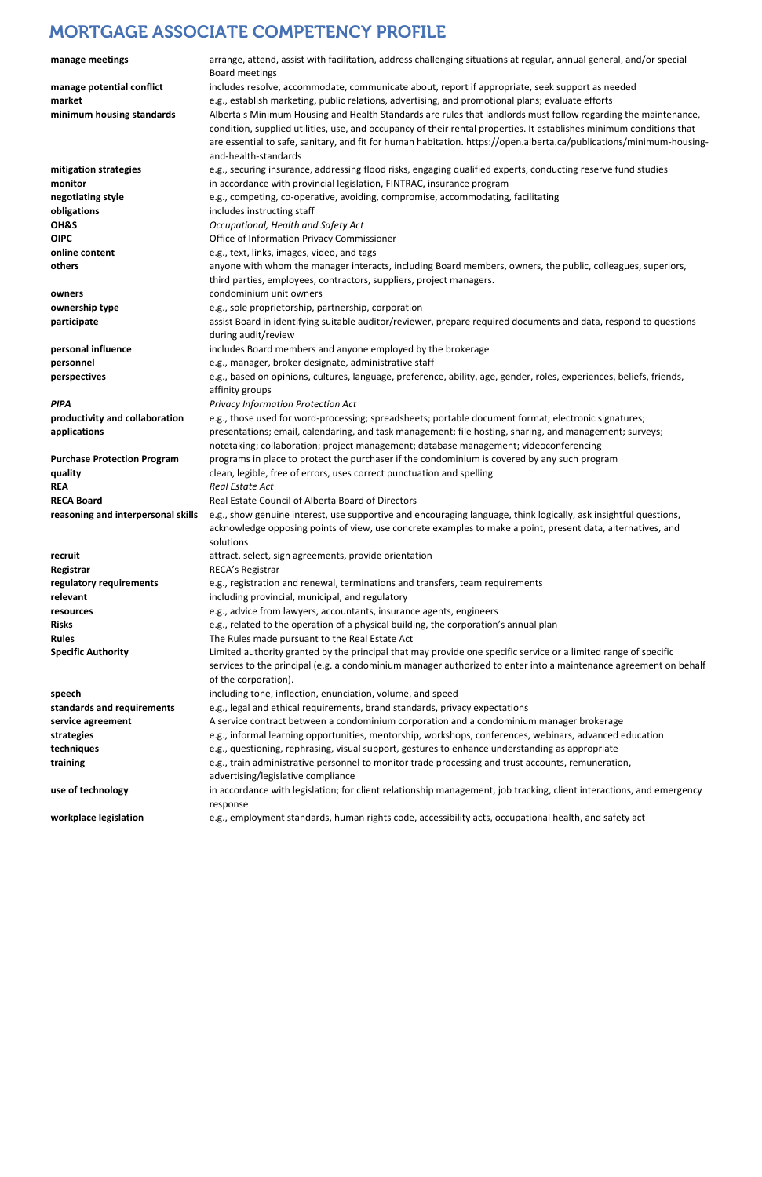# MORTGAGE ASSOCIATE COMPETENCY PROFILE

| | |
|---|---|
| **manage meetings** | arrange, attend, assist with facilitation, address challenging situations at regular, annual general, and/or special Board meetings |
| **manage potential conflict** | includes resolve, accommodate, communicate about, report if appropriate, seek support as needed |
| **market** | e.g., establish marketing, public relations, advertising, and promotional plans; evaluate efforts |
| **minimum housing standards** | Alberta's Minimum Housing and Health Standards are rules that landlords must follow regarding the maintenance, condition, supplied utilities, use, and occupancy of their rental properties. It establishes minimum conditions that are essential to safe, sanitary, and fit for human habitation. https://open.alberta.ca/publications/minimum-housing-and-health-standards |
| **mitigation strategies** | e.g., securing insurance, addressing flood risks, engaging qualified experts, conducting reserve fund studies |
| **monitor** | in accordance with provincial legislation, FINTRAC, insurance program |
| **negotiating style** | e.g., competing, co-operative, avoiding, compromise, accommodating, facilitating |
| **obligations** | includes instructing staff |
| **OH&S** | *Occupational, Health and Safety Act* |
| **OIPC** | Office of Information Privacy Commissioner |
| **online content** | e.g., text, links, images, video, and tags |
| **others** | anyone with whom the manager interacts, including Board members, owners, the public, colleagues, superiors, third parties, employees, contractors, suppliers, project managers. |
| **owners** | condominium unit owners |
| **ownership type** | e.g., sole proprietorship, partnership, corporation |
| **participate** | assist Board in identifying suitable auditor/reviewer, prepare required documents and data, respond to questions during audit/review |
| **personal influence** | includes Board members and anyone employed by the brokerage |
| **personnel** | e.g., manager, broker designate, administrative staff |
| **perspectives** | e.g., based on opinions, cultures, language, preference, ability, age, gender, roles, experiences, beliefs, friends, affinity groups |
| ***PIPA*** | *Privacy Information Protection Act* |
| **productivity and collaboration applications** | e.g., those used for word-processing; spreadsheets; portable document format; electronic signatures; presentations; email, calendaring, and task management; file hosting, sharing, and management; surveys; notetaking; collaboration; project management; database management; videoconferencing |
| **Purchase Protection Program** | programs in place to protect the purchaser if the condominium is covered by any such program |
| **quality** | clean, legible, free of errors, uses correct punctuation and spelling |
| **REA** | *Real Estate Act* |
| **RECA Board** | Real Estate Council of Alberta Board of Directors |
| **reasoning and interpersonal skills** | e.g., show genuine interest, use supportive and encouraging language, think logically, ask insightful questions, acknowledge opposing points of view, use concrete examples to make a point, present data, alternatives, and solutions |
| **recruit** | attract, select, sign agreements, provide orientation |
| **Registrar** | RECA's Registrar |
| **regulatory requirements** | e.g., registration and renewal, terminations and transfers, team requirements |
| **relevant** | including provincial, municipal, and regulatory |
| **resources** | e.g., advice from lawyers, accountants, insurance agents, engineers |
| **Risks** | e.g., related to the operation of a physical building, the corporation's annual plan |
| **Rules** | The Rules made pursuant to the Real Estate Act |
| **Specific Authority** | Limited authority granted by the principal that may provide one specific service or a limited range of specific services to the principal (e.g. a condominium manager authorized to enter into a maintenance agreement on behalf of the corporation). |
| **speech** | including tone, inflection, enunciation, volume, and speed |
| **standards and requirements** | e.g., legal and ethical requirements, brand standards, privacy expectations |
| **service agreement** | A service contract between a condominium corporation and a condominium manager brokerage |
| **strategies** | e.g., informal learning opportunities, mentorship, workshops, conferences, webinars, advanced education |
| **techniques** | e.g., questioning, rephrasing, visual support, gestures to enhance understanding as appropriate |
| **training** | e.g., train administrative personnel to monitor trade processing and trust accounts, remuneration, advertising/legislative compliance |
| **use of technology** | in accordance with legislation; for client relationship management, job tracking, client interactions, and emergency response |
| **workplace legislation** | e.g., employment standards, human rights code, accessibility acts, occupational health, and safety act |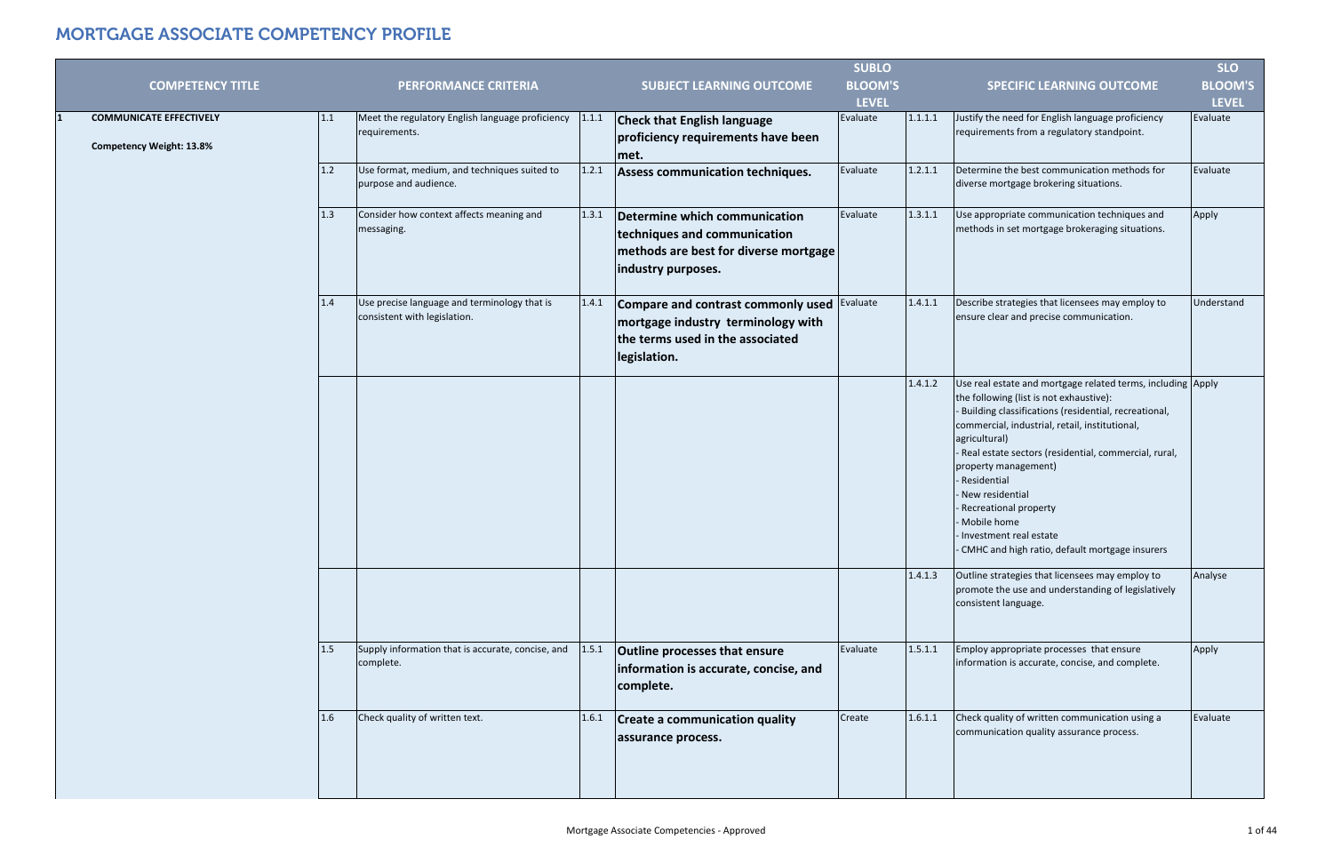# MORTGAGE ASSOCIATE COMPETENCY PROFILE

| | COMPETENCY TITLE | | PERFORMANCE CRITERIA | | SUBJECT LEARNING OUTCOME | SUBLO BLOOM'S LEVEL | | SPECIFIC LEARNING OUTCOME | SLO BLOOM'S LEVEL |
|---|---|---|---|---|---|---|---|---|---|
| 1 | **COMMUNICATE EFFECTIVELY**<br><br>**Competency Weight: 13.8%** | 1.1 | Meet the regulatory English language proficiency requirements. | 1.1.1 | **Check that English language proficiency requirements have been met.** | Evaluate | 1.1.1.1 | Justify the need for English language proficiency requirements from a regulatory standpoint. | Evaluate |
| | | 1.2 | Use format, medium, and techniques suited to purpose and audience. | 1.2.1 | **Assess communication techniques.** | Evaluate | 1.2.1.1 | Determine the best communication methods for diverse mortgage brokering situations. | Evaluate |
| | | 1.3 | Consider how context affects meaning and messaging. | 1.3.1 | **Determine which communication techniques and communication methods are best for diverse mortgage industry purposes.** | Evaluate | 1.3.1.1 | Use appropriate communication techniques and methods in set mortgage brokeraging situations. | Apply |
| | | 1.4 | Use precise language and terminology that is consistent with legislation. | 1.4.1 | **Compare and contrast commonly used mortgage industry terminology with the terms used in the associated legislation.** | Evaluate | 1.4.1.1 | Describe strategies that licensees may employ to ensure clear and precise communication. | Understand |
| | | | | | | | 1.4.1.2 | Use real estate and mortgage related terms, including the following (list is not exhaustive):<br>- Building classifications (residential, recreational, commercial, industrial, retail, institutional, agricultural)<br>- Real estate sectors (residential, commercial, rural, property management)<br>- Residential<br>- New residential<br>- Recreational property<br>- Mobile home<br>- Investment real estate<br>- CMHC and high ratio, default mortgage insurers | Apply |
| | | | | | | | 1.4.1.3 | Outline strategies that licensees may employ to promote the use and understanding of legislatively consistent language. | Analyse |
| | | 1.5 | Supply information that is accurate, concise, and complete. | 1.5.1 | **Outline processes that ensure information is accurate, concise, and complete.** | Evaluate | 1.5.1.1 | Employ appropriate processes that ensure information is accurate, concise, and complete. | Apply |
| | | 1.6 | Check quality of written text. | 1.6.1 | **Create a communication quality assurance process.** | Create | 1.6.1.1 | Check quality of written communication using a communication quality assurance process. | Evaluate |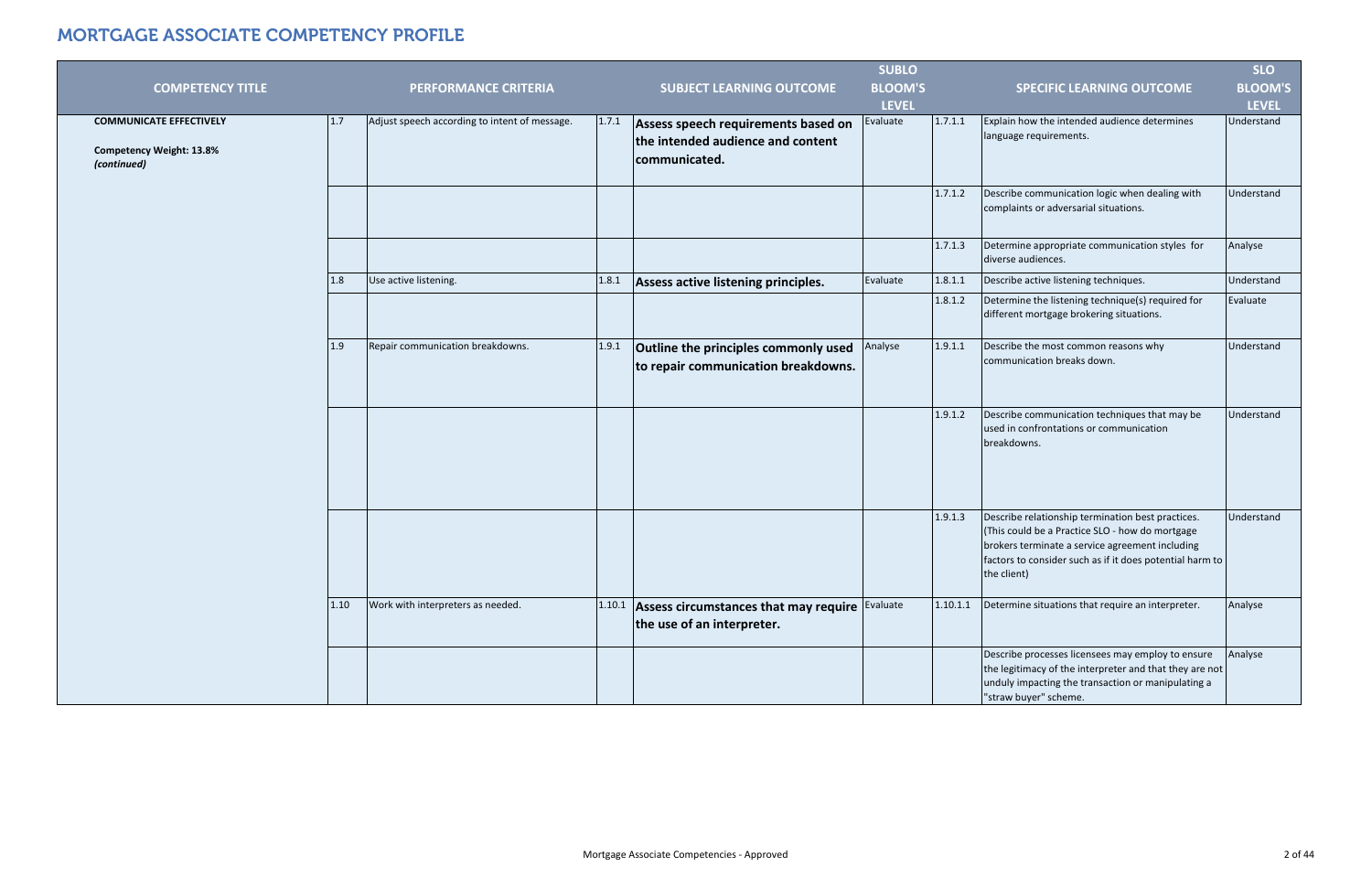# MORTGAGE ASSOCIATE COMPETENCY PROFILE

| COMPETENCY TITLE | | PERFORMANCE CRITERIA | | SUBJECT LEARNING OUTCOME | SUBLO BLOOM'S LEVEL | | SPECIFIC LEARNING OUTCOME | SLO BLOOM'S LEVEL |
|---|---|---|---|---|---|---|---|---|
| **COMMUNICATE EFFECTIVELY**<br><br>**Competency Weight: 13.8%**<br>***(continued)*** | 1.7 | Adjust speech according to intent of message. | 1.7.1 | **Assess speech requirements based on the intended audience and content communicated.** | Evaluate | 1.7.1.1 | Explain how the intended audience determines language requirements. | Understand |
| | | | | | | 1.7.1.2 | Describe communication logic when dealing with complaints or adversarial situations. | Understand |
| | | | | | | 1.7.1.3 | Determine appropriate communication styles for diverse audiences. | Analyse |
| | 1.8 | Use active listening. | 1.8.1 | **Assess active listening principles.** | Evaluate | 1.8.1.1 | Describe active listening techniques. | Understand |
| | | | | | | 1.8.1.2 | Determine the listening technique(s) required for different mortgage brokering situations. | Evaluate |
| | 1.9 | Repair communication breakdowns. | 1.9.1 | **Outline the principles commonly used to repair communication breakdowns.** | Analyse | 1.9.1.1 | Describe the most common reasons why communication breaks down. | Understand |
| | | | | | | 1.9.1.2 | Describe communication techniques that may be used in confrontations or communication breakdowns. | Understand |
| | | | | | | 1.9.1.3 | Describe relationship termination best practices. (This could be a Practice SLO - how do mortgage brokers terminate a service agreement including factors to consider such as if it does potential harm to the client) | Understand |
| | 1.10 | Work with interpreters as needed. | 1.10.1 | **Assess circumstances that may require the use of an interpreter.** | Evaluate | 1.10.1.1 | Determine situations that require an interpreter. | Analyse |
| | | | | | | | Describe processes licensees may employ to ensure the legitimacy of the interpreter and that they are not unduly impacting the transaction or manipulating a "straw buyer" scheme. | Analyse |

Mortgage Associate Competencies - Approved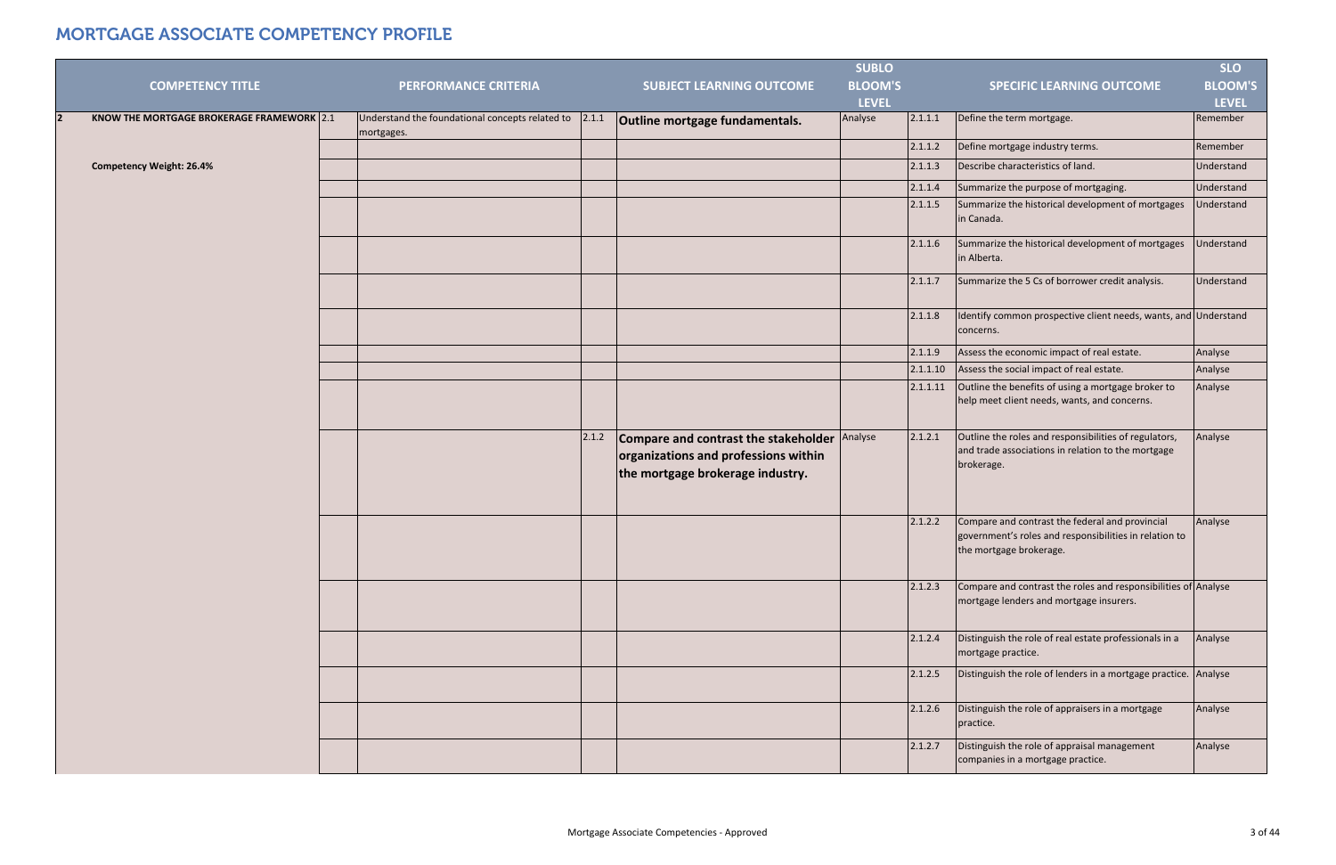# MORTGAGE ASSOCIATE COMPETENCY PROFILE

| | COMPETENCY TITLE | | PERFORMANCE CRITERIA | | SUBJECT LEARNING OUTCOME | SUBLO BLOOM'S LEVEL | | SPECIFIC LEARNING OUTCOME | SLO BLOOM'S LEVEL |
|---|---|---|---|---|---|---|---|---|---|
| 2 | **KNOW THE MORTGAGE BROKERAGE FRAMEWORK** | 2.1 | Understand the foundational concepts related to mortgages. | 2.1.1 | **Outline mortgage fundamentals.** | Analyse | 2.1.1.1 | Define the term mortgage. | Remember |
| | | | | | | | 2.1.1.2 | Define mortgage industry terms. | Remember |
| | **Competency Weight: 26.4%** | | | | | | 2.1.1.3 | Describe characteristics of land. | Understand |
| | | | | | | | 2.1.1.4 | Summarize the purpose of mortgaging. | Understand |
| | | | | | | | 2.1.1.5 | Summarize the historical development of mortgages in Canada. | Understand |
| | | | | | | | 2.1.1.6 | Summarize the historical development of mortgages in Alberta. | Understand |
| | | | | | | | 2.1.1.7 | Summarize the 5 Cs of borrower credit analysis. | Understand |
| | | | | | | | 2.1.1.8 | Identify common prospective client needs, wants, and concerns. | Understand |
| | | | | | | | 2.1.1.9 | Assess the economic impact of real estate. | Analyse |
| | | | | | | | 2.1.1.10 | Assess the social impact of real estate. | Analyse |
| | | | | | | | 2.1.1.11 | Outline the benefits of using a mortgage broker to help meet client needs, wants, and concerns. | Analyse |
| | | | | 2.1.2 | **Compare and contrast the stakeholder organizations and professions within the mortgage brokerage industry.** | Analyse | 2.1.2.1 | Outline the roles and responsibilities of regulators, and trade associations in relation to the mortgage brokerage. | Analyse |
| | | | | | | | 2.1.2.2 | Compare and contrast the federal and provincial government's roles and responsibilities in relation to the mortgage brokerage. | Analyse |
| | | | | | | | 2.1.2.3 | Compare and contrast the roles and responsibilities of mortgage lenders and mortgage insurers. | Analyse |
| | | | | | | | 2.1.2.4 | Distinguish the role of real estate professionals in a mortgage practice. | Analyse |
| | | | | | | | 2.1.2.5 | Distinguish the role of lenders in a mortgage practice. | Analyse |
| | | | | | | | 2.1.2.6 | Distinguish the role of appraisers in a mortgage practice. | Analyse |
| | | | | | | | 2.1.2.7 | Distinguish the role of appraisal management companies in a mortgage practice. | Analyse |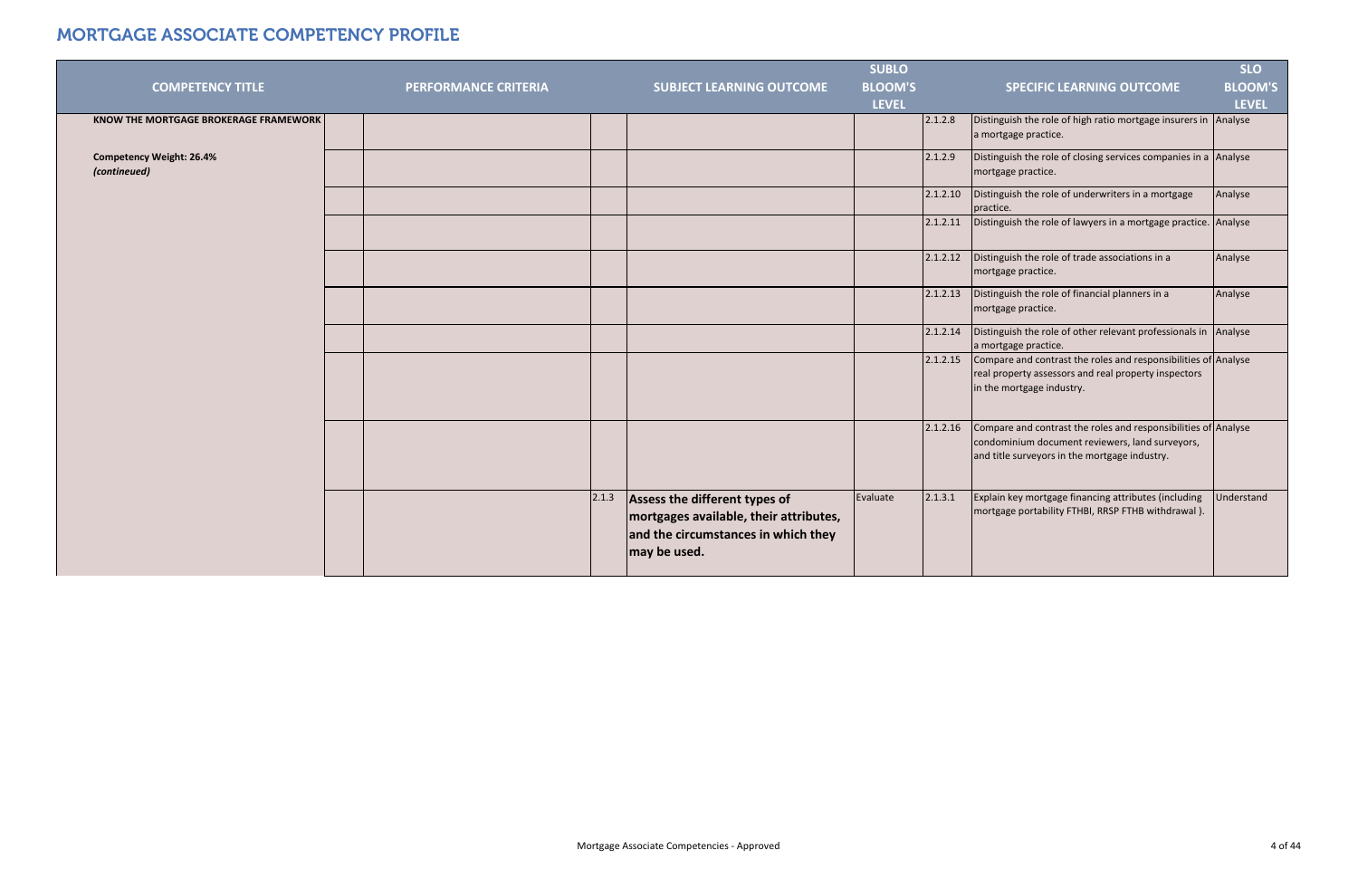# MORTGAGE ASSOCIATE COMPETENCY PROFILE

| COMPETENCY TITLE | | PERFORMANCE CRITERIA | | SUBJECT LEARNING OUTCOME | SUBLO BLOOM'S LEVEL | | SPECIFIC LEARNING OUTCOME | SLO BLOOM'S LEVEL |
|---|---|---|---|---|---|---|---|---|
| **KNOW THE MORTGAGE BROKERAGE FRAMEWORK** | | | | | | 2.1.2.8 | Distinguish the role of high ratio mortgage insurers in a mortgage practice. | Analyse |
| **Competency Weight: 26.4%** ***(contineued)*** | | | | | | 2.1.2.9 | Distinguish the role of closing services companies in a mortgage practice. | Analyse |
| | | | | | | 2.1.2.10 | Distinguish the role of underwriters in a mortgage practice. | Analyse |
| | | | | | | 2.1.2.11 | Distinguish the role of lawyers in a mortgage practice. | Analyse |
| | | | | | | 2.1.2.12 | Distinguish the role of trade associations in a mortgage practice. | Analyse |
| | | | | | | 2.1.2.13 | Distinguish the role of financial planners in a mortgage practice. | Analyse |
| | | | | | | 2.1.2.14 | Distinguish the role of other relevant professionals in a mortgage practice. | Analyse |
| | | | | | | 2.1.2.15 | Compare and contrast the roles and responsibilities of real property assessors and real property inspectors in the mortgage industry. | Analyse |
| | | | | | | 2.1.2.16 | Compare and contrast the roles and responsibilities of condominium document reviewers, land surveyors, and title surveyors in the mortgage industry. | Analyse |
| | | | 2.1.3 | **Assess the different types of mortgages available, their attributes, and the circumstances in which they may be used.** | Evaluate | 2.1.3.1 | Explain key mortgage financing attributes (including mortgage portability FTHBI, RRSP FTHB withdrawal ). | Understand |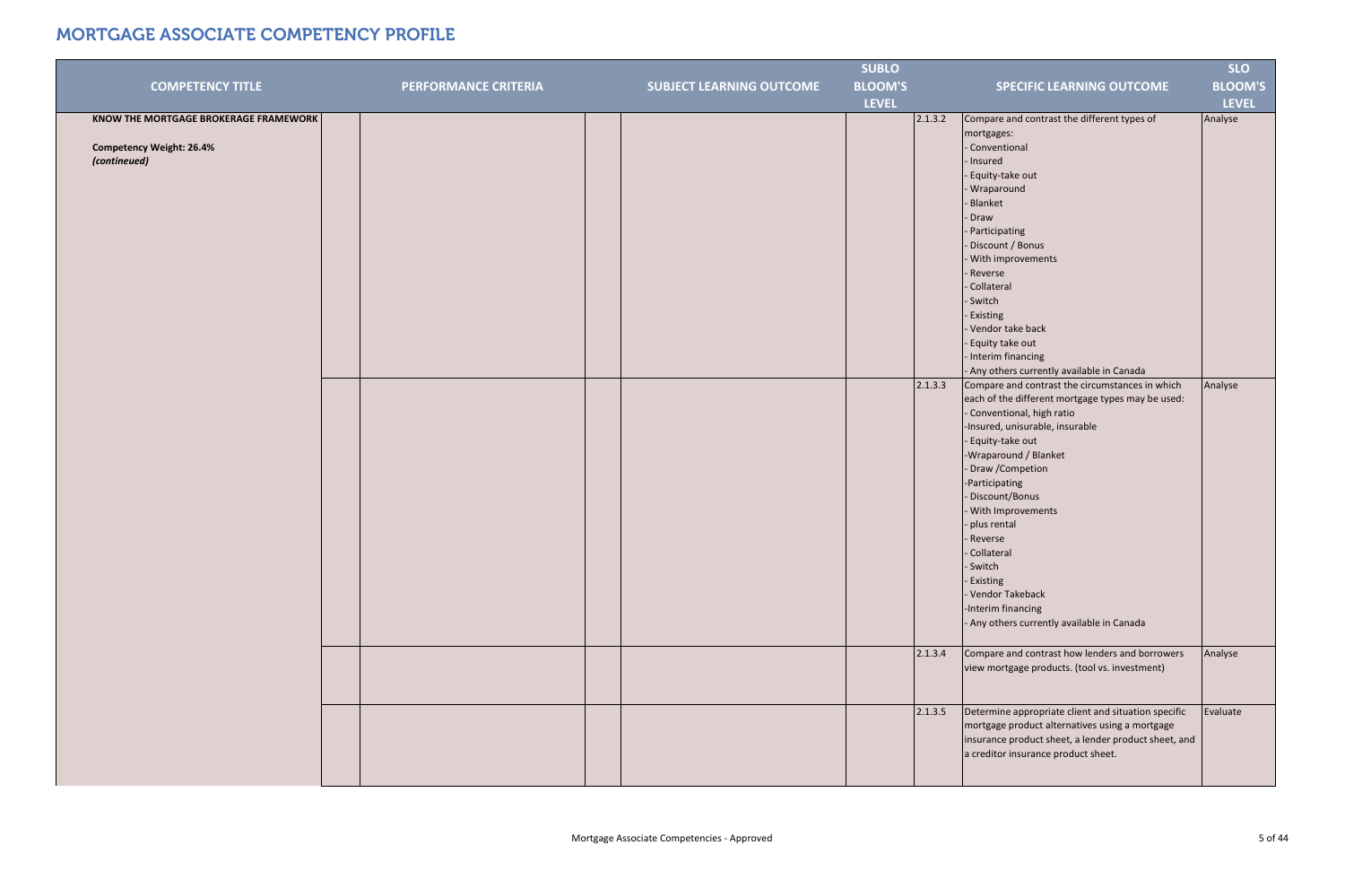# MORTGAGE ASSOCIATE COMPETENCY PROFILE

| COMPETENCY TITLE | | PERFORMANCE CRITERIA | | SUBJECT LEARNING OUTCOME | SUBLO BLOOM'S LEVEL | | SPECIFIC LEARNING OUTCOME | SLO BLOOM'S LEVEL |
|---|---|---|---|---|---|---|---|---|
| **KNOW THE MORTGAGE BROKERAGE FRAMEWORK**<br><br>**Competency Weight: 26.4%**<br>***(contineued)*** | | | | | | 2.1.3.2 | Compare and contrast the different types of mortgages:<br>- Conventional<br>- Insured<br>- Equity-take out<br>- Wraparound<br>- Blanket<br>- Draw<br>- Participating<br>- Discount / Bonus<br>- With improvements<br>- Reverse<br>- Collateral<br>- Switch<br>- Existing<br>- Vendor take back<br>- Equity take out<br>- Interim financing<br>- Any others currently available in Canada | Analyse |
| | | | | | | 2.1.3.3 | Compare and contrast the circumstances in which each of the different mortgage types may be used:<br>- Conventional, high ratio<br>-Insured, unisurable, insurable<br>- Equity-take out<br>-Wraparound / Blanket<br>- Draw /Competion<br>-Participating<br>- Discount/Bonus<br>- With Improvements<br>- plus rental<br>- Reverse<br>- Collateral<br>- Switch<br>- Existing<br>- Vendor Takeback<br>-Interim financing<br>- Any others currently available in Canada | Analyse |
| | | | | | | 2.1.3.4 | Compare and contrast how lenders and borrowers view mortgage products. (tool vs. investment) | Analyse |
| | | | | | | 2.1.3.5 | Determine appropriate client and situation specific mortgage product alternatives using a mortgage insurance product sheet, a lender product sheet, and a creditor insurance product sheet. | Evaluate |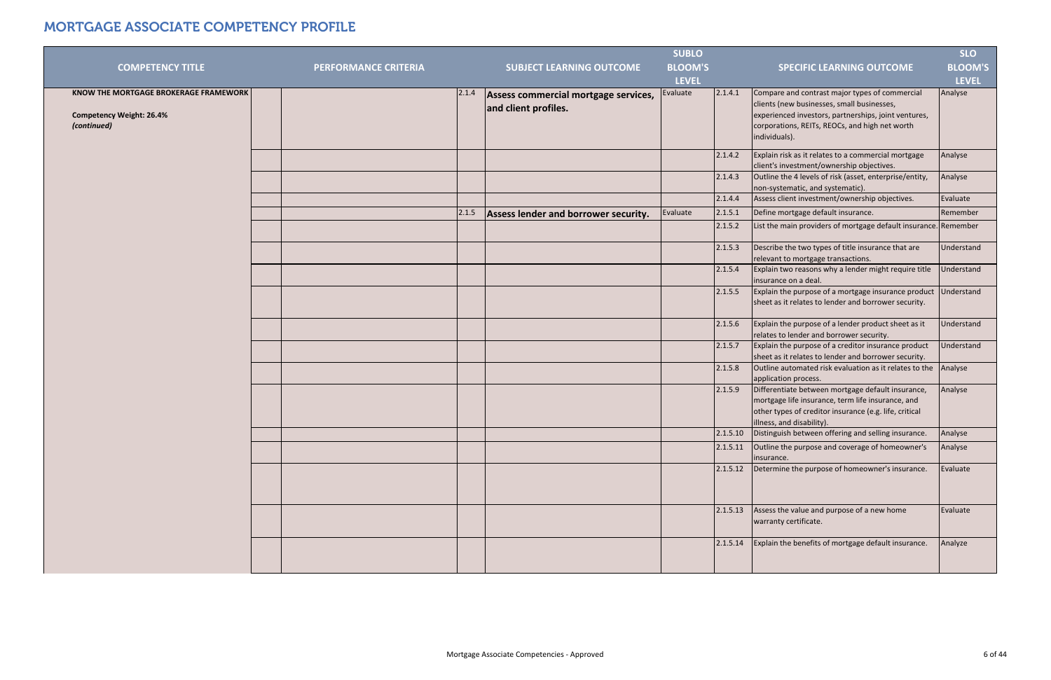# MORTGAGE ASSOCIATE COMPETENCY PROFILE

| COMPETENCY TITLE | | PERFORMANCE CRITERIA | | SUBJECT LEARNING OUTCOME | SUBLO BLOOM'S LEVEL | | SPECIFIC LEARNING OUTCOME | SLO BLOOM'S LEVEL |
|---|---|---|---|---|---|---|---|---|
| **KNOW THE MORTGAGE BROKERAGE FRAMEWORK**<br><br>**Competency Weight: 26.4%**<br>***(continued)*** | | | 2.1.4 | **Assess commercial mortgage services, and client profiles.** | Evaluate | 2.1.4.1 | Compare and contrast major types of commercial clients (new businesses, small businesses, experienced investors, partnerships, joint ventures, corporations, REITs, REOCs, and high net worth individuals). | Analyse |
| | | | | | | 2.1.4.2 | Explain risk as it relates to a commercial mortgage client's investment/ownership objectives. | Analyse |
| | | | | | | 2.1.4.3 | Outline the 4 levels of risk (asset, enterprise/entity, non-systematic, and systematic). | Analyse |
| | | | | | | 2.1.4.4 | Assess client investment/ownership objectives. | Evaluate |
| | | | 2.1.5 | **Assess lender and borrower security.** | Evaluate | 2.1.5.1 | Define mortgage default insurance. | Remember |
| | | | | | | 2.1.5.2 | List the main providers of mortgage default insurance. | Remember |
| | | | | | | 2.1.5.3 | Describe the two types of title insurance that are relevant to mortgage transactions. | Understand |
| | | | | | | 2.1.5.4 | Explain two reasons why a lender might require title insurance on a deal. | Understand |
| | | | | | | 2.1.5.5 | Explain the purpose of a mortgage insurance product sheet as it relates to lender and borrower security. | Understand |
| | | | | | | 2.1.5.6 | Explain the purpose of a lender product sheet as it relates to lender and borrower security. | Understand |
| | | | | | | 2.1.5.7 | Explain the purpose of a creditor insurance product sheet as it relates to lender and borrower security. | Understand |
| | | | | | | 2.1.5.8 | Outline automated risk evaluation as it relates to the application process. | Analyse |
| | | | | | | 2.1.5.9 | Differentiate between mortgage default insurance, mortgage life insurance, term life insurance, and other types of creditor insurance (e.g. life, critical illness, and disability). | Analyse |
| | | | | | | 2.1.5.10 | Distinguish between offering and selling insurance. | Analyse |
| | | | | | | 2.1.5.11 | Outline the purpose and coverage of homeowner's insurance. | Analyse |
| | | | | | | 2.1.5.12 | Determine the purpose of homeowner's insurance. | Evaluate |
| | | | | | | 2.1.5.13 | Assess the value and purpose of a new home warranty certificate. | Evaluate |
| | | | | | | 2.1.5.14 | Explain the benefits of mortgage default insurance. | Analyze |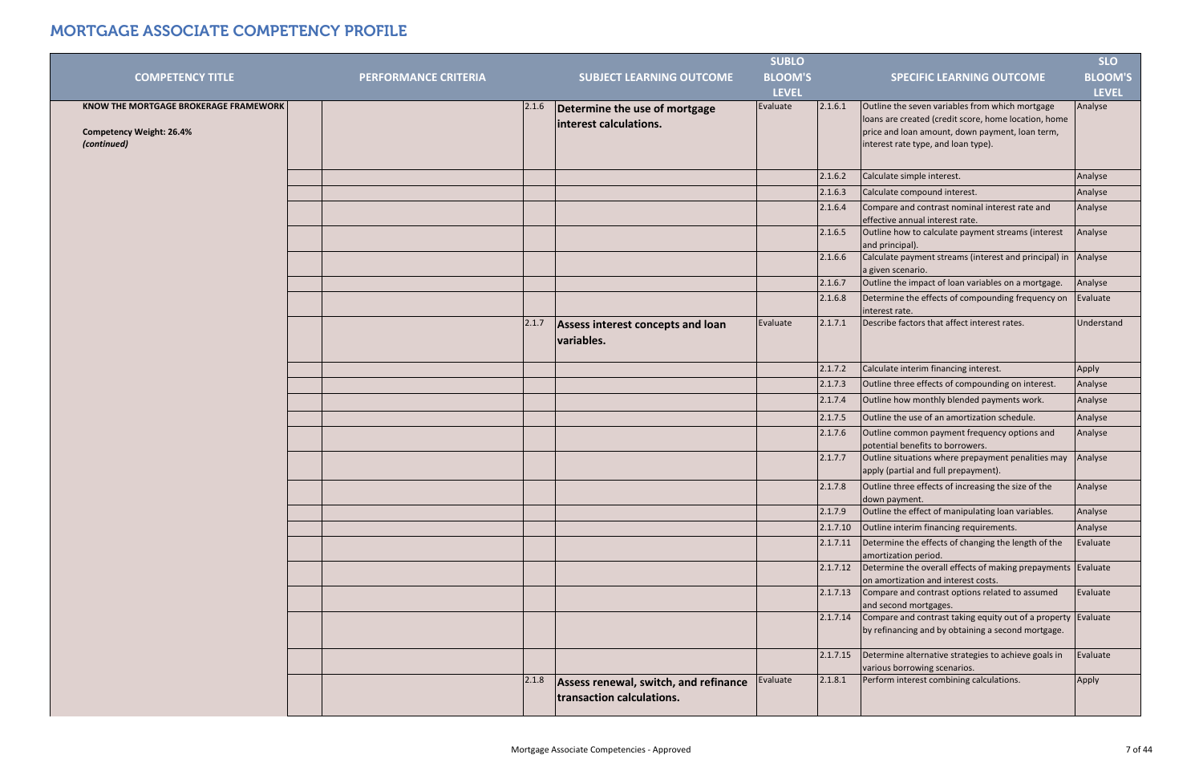# MORTGAGE ASSOCIATE COMPETENCY PROFILE

| COMPETENCY TITLE | PERFORMANCE CRITERIA | | SUBJECT LEARNING OUTCOME | SUBLO BLOOM'S LEVEL | | SPECIFIC LEARNING OUTCOME | SLO BLOOM'S LEVEL |
|---|---|---|---|---|---|---|---|
| **KNOW THE MORTGAGE BROKERAGE FRAMEWORK**<br><br>**Competency Weight: 26.4%**<br>***(continued)*** | | 2.1.6 | **Determine the use of mortgage interest calculations.** | Evaluate | 2.1.6.1 | Outline the seven variables from which mortgage loans are created (credit score, home location, home price and loan amount, down payment, loan term, interest rate type, and loan type). | Analyse |
| | | | | | 2.1.6.2 | Calculate simple interest. | Analyse |
| | | | | | 2.1.6.3 | Calculate compound interest. | Analyse |
| | | | | | 2.1.6.4 | Compare and contrast nominal interest rate and effective annual interest rate. | Analyse |
| | | | | | 2.1.6.5 | Outline how to calculate payment streams (interest and principal). | Analyse |
| | | | | | 2.1.6.6 | Calculate payment streams (interest and principal) in a given scenario. | Analyse |
| | | | | | 2.1.6.7 | Outline the impact of loan variables on a mortgage. | Analyse |
| | | | | | 2.1.6.8 | Determine the effects of compounding frequency on interest rate. | Evaluate |
| | | 2.1.7 | **Assess interest concepts and loan variables.** | Evaluate | 2.1.7.1 | Describe factors that affect interest rates. | Understand |
| | | | | | 2.1.7.2 | Calculate interim financing interest. | Apply |
| | | | | | 2.1.7.3 | Outline three effects of compounding on interest. | Analyse |
| | | | | | 2.1.7.4 | Outline how monthly blended payments work. | Analyse |
| | | | | | 2.1.7.5 | Outline the use of an amortization schedule. | Analyse |
| | | | | | 2.1.7.6 | Outline common payment frequency options and potential benefits to borrowers. | Analyse |
| | | | | | 2.1.7.7 | Outline situations where prepayment penalities may apply (partial and full prepayment). | Analyse |
| | | | | | 2.1.7.8 | Outline three effects of increasing the size of the down payment. | Analyse |
| | | | | | 2.1.7.9 | Outline the effect of manipulating loan variables. | Analyse |
| | | | | | 2.1.7.10 | Outline interim financing requirements. | Analyse |
| | | | | | 2.1.7.11 | Determine the effects of changing the length of the amortization period. | Evaluate |
| | | | | | 2.1.7.12 | Determine the overall effects of making prepayments on amortization and interest costs. | Evaluate |
| | | | | | 2.1.7.13 | Compare and contrast options related to assumed and second mortgages. | Evaluate |
| | | | | | 2.1.7.14 | Compare and contrast taking equity out of a property by refinancing and by obtaining a second mortgage. | Evaluate |
| | | | | | 2.1.7.15 | Determine alternative strategies to achieve goals in various borrowing scenarios. | Evaluate |
| | | 2.1.8 | **Assess renewal, switch, and refinance transaction calculations.** | Evaluate | 2.1.8.1 | Perform interest combining calculations. | Apply |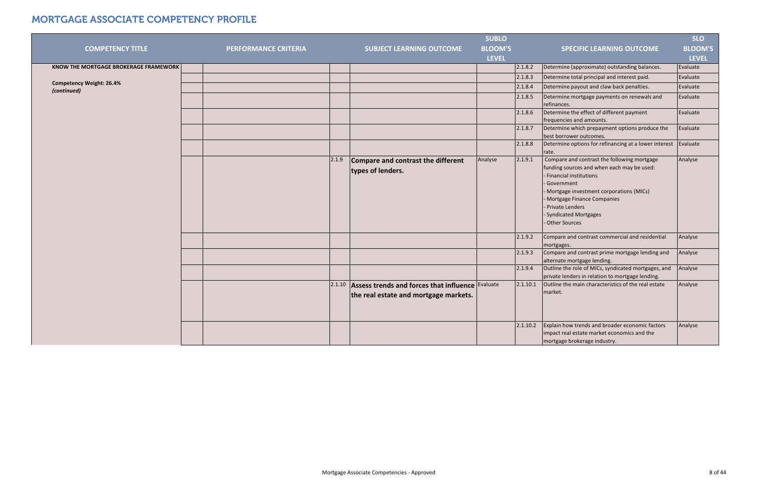# MORTGAGE ASSOCIATE COMPETENCY PROFILE

| COMPETENCY TITLE | | PERFORMANCE CRITERIA | | SUBJECT LEARNING OUTCOME | SUBLO BLOOM'S LEVEL | | SPECIFIC LEARNING OUTCOME | SLO BLOOM'S LEVEL |
|---|---|---|---|---|---|---|---|---|
| **KNOW THE MORTGAGE BROKERAGE FRAMEWORK** | | | | | | 2.1.8.2 | Determine (approximate) outstanding balances. | Evaluate |
| **Competency Weight: 26.4%** ***(continued)*** | | | | | | 2.1.8.3 | Determine total principal and interest paid. | Evaluate |
| | | | | | | 2.1.8.4 | Determine payout and claw back penalties. | Evaluate |
| | | | | | | 2.1.8.5 | Determine mortgage payments on renewals and refinances. | Evaluate |
| | | | | | | 2.1.8.6 | Determine the effect of different payment frequencies and amounts. | Evaluate |
| | | | | | | 2.1.8.7 | Determine which prepayment options produce the best borrower outcomes. | Evaluate |
| | | | | | | 2.1.8.8 | Determine options for refinancing at a lower interest rate. | Evaluate |
| | | | 2.1.9 | **Compare and contrast the different types of lenders.** | Analyse | 2.1.9.1 | Compare and contrast the following mortgage funding sources and when each may be used:<br>- Financial institutions<br>- Government<br>- Mortgage investment corporations (MICs)<br>- Mortgage Finance Companies<br>- Private Lenders<br>- Syndicated Mortgages<br>- Other Sources | Analyse |
| | | | | | | 2.1.9.2 | Compare and contrast commercial and residential mortgages. | Analyse |
| | | | | | | 2.1.9.3 | Compare and contrast prime mortgage lending and alternate mortgage lending. | Analyse |
| | | | | | | 2.1.9.4 | Outline the role of MICs, syndicated mortgages, and private lenders in relation to mortgage lending. | Analyse |
| | | | 2.1.10 | **Assess trends and forces that influence the real estate and mortgage markets.** | Evaluate | 2.1.10.1 | Outline the main characteristics of the real estate market. | Analyse |
| | | | | | | 2.1.10.2 | Explain how trends and broader economic factors impact real estate market economics and the mortgage brokerage industry. | Analyse |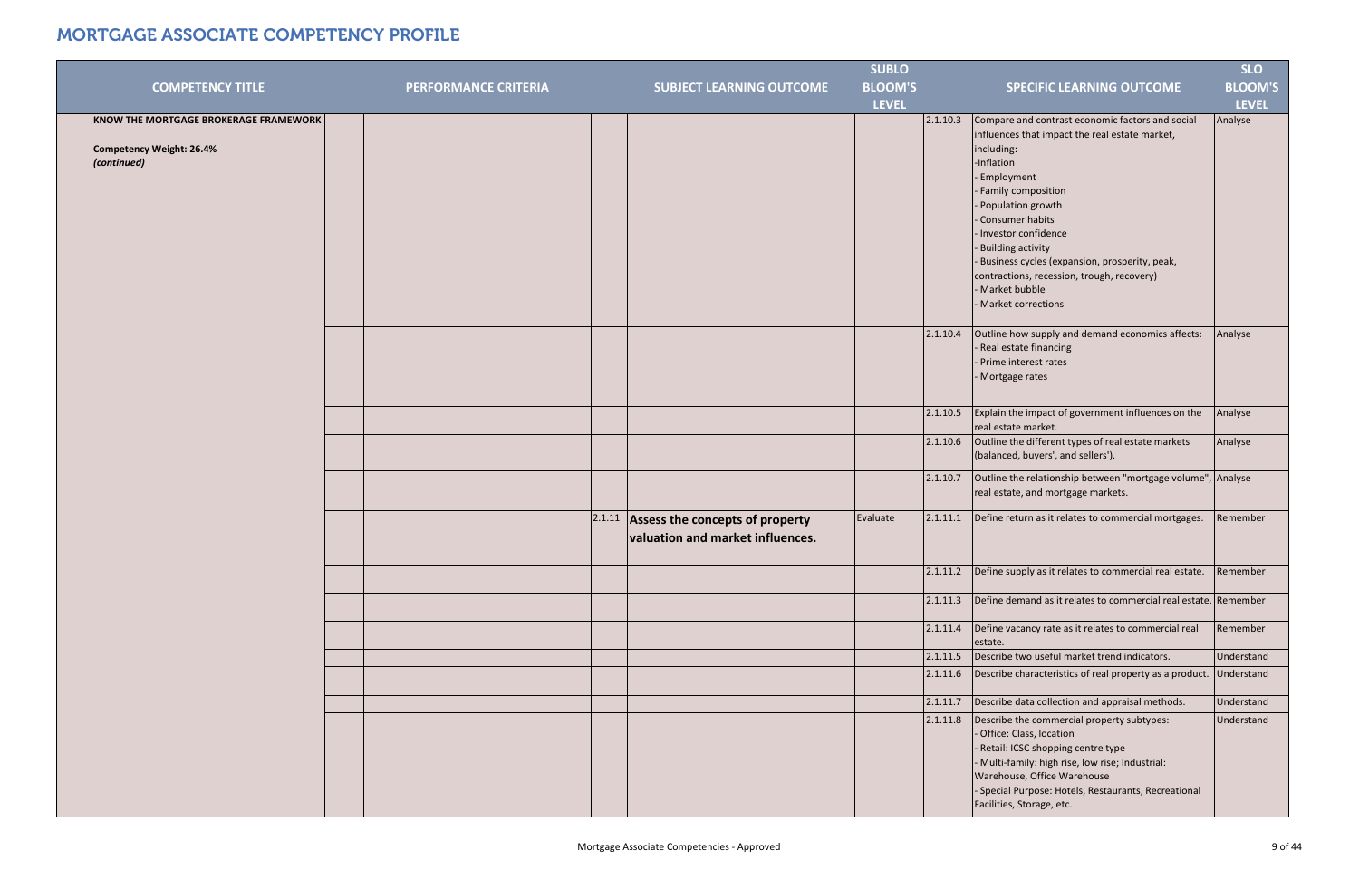# MORTGAGE ASSOCIATE COMPETENCY PROFILE

| COMPETENCY TITLE | | PERFORMANCE CRITERIA | | SUBJECT LEARNING OUTCOME | SUBLO BLOOM'S LEVEL | | SPECIFIC LEARNING OUTCOME | SLO BLOOM'S LEVEL |
|---|---|---|---|---|---|---|---|---|
| **KNOW THE MORTGAGE BROKERAGE FRAMEWORK**<br><br>**Competency Weight: 26.4%**<br>***(continued)*** | | | | | | 2.1.10.3 | Compare and contrast economic factors and social influences that impact the real estate market, including:<br>-Inflation<br>- Employment<br>- Family composition<br>- Population growth<br>- Consumer habits<br>- Investor confidence<br>- Building activity<br>- Business cycles (expansion, prosperity, peak, contractions, recession, trough, recovery)<br>- Market bubble<br>- Market corrections | Analyse |
| | | | | | | 2.1.10.4 | Outline how supply and demand economics affects:<br>- Real estate financing<br>- Prime interest rates<br>- Mortgage rates | Analyse |
| | | | | | | 2.1.10.5 | Explain the impact of government influences on the real estate market. | Analyse |
| | | | | | | 2.1.10.6 | Outline the different types of real estate markets (balanced, buyers', and sellers'). | Analyse |
| | | | | | | 2.1.10.7 | Outline the relationship between "mortgage volume", real estate, and mortgage markets. | Analyse |
| | | | 2.1.11 | **Assess the concepts of property valuation and market influences.** | Evaluate | 2.1.11.1 | Define return as it relates to commercial mortgages. | Remember |
| | | | | | | 2.1.11.2 | Define supply as it relates to commercial real estate. | Remember |
| | | | | | | 2.1.11.3 | Define demand as it relates to commercial real estate. | Remember |
| | | | | | | 2.1.11.4 | Define vacancy rate as it relates to commercial real estate. | Remember |
| | | | | | | 2.1.11.5 | Describe two useful market trend indicators. | Understand |
| | | | | | | 2.1.11.6 | Describe characteristics of real property as a product. | Understand |
| | | | | | | 2.1.11.7 | Describe data collection and appraisal methods. | Understand |
| | | | | | | 2.1.11.8 | Describe the commercial property subtypes:<br>- Office: Class, location<br>- Retail: ICSC shopping centre type<br>- Multi-family: high rise, low rise; Industrial: Warehouse, Office Warehouse<br>- Special Purpose: Hotels, Restaurants, Recreational Facilities, Storage, etc. | Understand |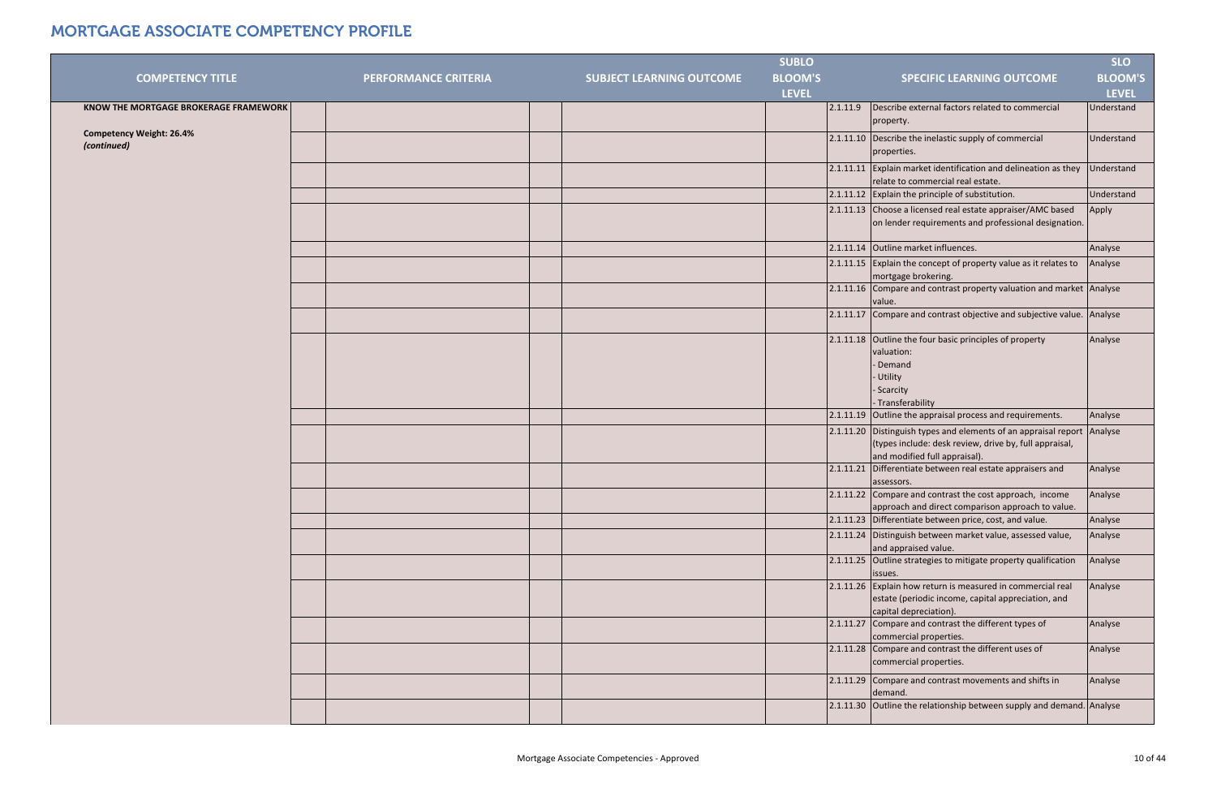# MORTGAGE ASSOCIATE COMPETENCY PROFILE

| COMPETENCY TITLE | | PERFORMANCE CRITERIA | | SUBJECT LEARNING OUTCOME | SUBLO BLOOM'S LEVEL | | SPECIFIC LEARNING OUTCOME | SLO BLOOM'S LEVEL |
|---|---|---|---|---|---|---|---|---|
| **KNOW THE MORTGAGE BROKERAGE FRAMEWORK**<br><br>**Competency Weight: 26.4%**<br>***(continued)*** | | | | | | 2.1.11.9 | Describe external factors related to commercial property. | Understand |
| | | | | | | 2.1.11.10 | Describe the inelastic supply of commercial properties. | Understand |
| | | | | | | 2.1.11.11 | Explain market identification and delineation as they relate to commercial real estate. | Understand |
| | | | | | | 2.1.11.12 | Explain the principle of substitution. | Understand |
| | | | | | | 2.1.11.13 | Choose a licensed real estate appraiser/AMC based on lender requirements and professional designation. | Apply |
| | | | | | | 2.1.11.14 | Outline market influences. | Analyse |
| | | | | | | 2.1.11.15 | Explain the concept of property value as it relates to mortgage brokering. | Analyse |
| | | | | | | 2.1.11.16 | Compare and contrast property valuation and market value. | Analyse |
| | | | | | | 2.1.11.17 | Compare and contrast objective and subjective value. | Analyse |
| | | | | | | 2.1.11.18 | Outline the four basic principles of property valuation:<br>- Demand<br>- Utility<br>- Scarcity<br>- Transferability | Analyse |
| | | | | | | 2.1.11.19 | Outline the appraisal process and requirements. | Analyse |
| | | | | | | 2.1.11.20 | Distinguish types and elements of an appraisal report (types include: desk review, drive by, full appraisal, and modified full appraisal). | Analyse |
| | | | | | | 2.1.11.21 | Differentiate between real estate appraisers and assessors. | Analyse |
| | | | | | | 2.1.11.22 | Compare and contrast the cost approach, income approach and direct comparison approach to value. | Analyse |
| | | | | | | 2.1.11.23 | Differentiate between price, cost, and value. | Analyse |
| | | | | | | 2.1.11.24 | Distinguish between market value, assessed value, and appraised value. | Analyse |
| | | | | | | 2.1.11.25 | Outline strategies to mitigate property qualification issues. | Analyse |
| | | | | | | 2.1.11.26 | Explain how return is measured in commercial real estate (periodic income, capital appreciation, and capital depreciation). | Analyse |
| | | | | | | 2.1.11.27 | Compare and contrast the different types of commercial properties. | Analyse |
| | | | | | | 2.1.11.28 | Compare and contrast the different uses of commercial properties. | Analyse |
| | | | | | | 2.1.11.29 | Compare and contrast movements and shifts in demand. | Analyse |
| | | | | | | 2.1.11.30 | Outline the relationship between supply and demand. | Analyse |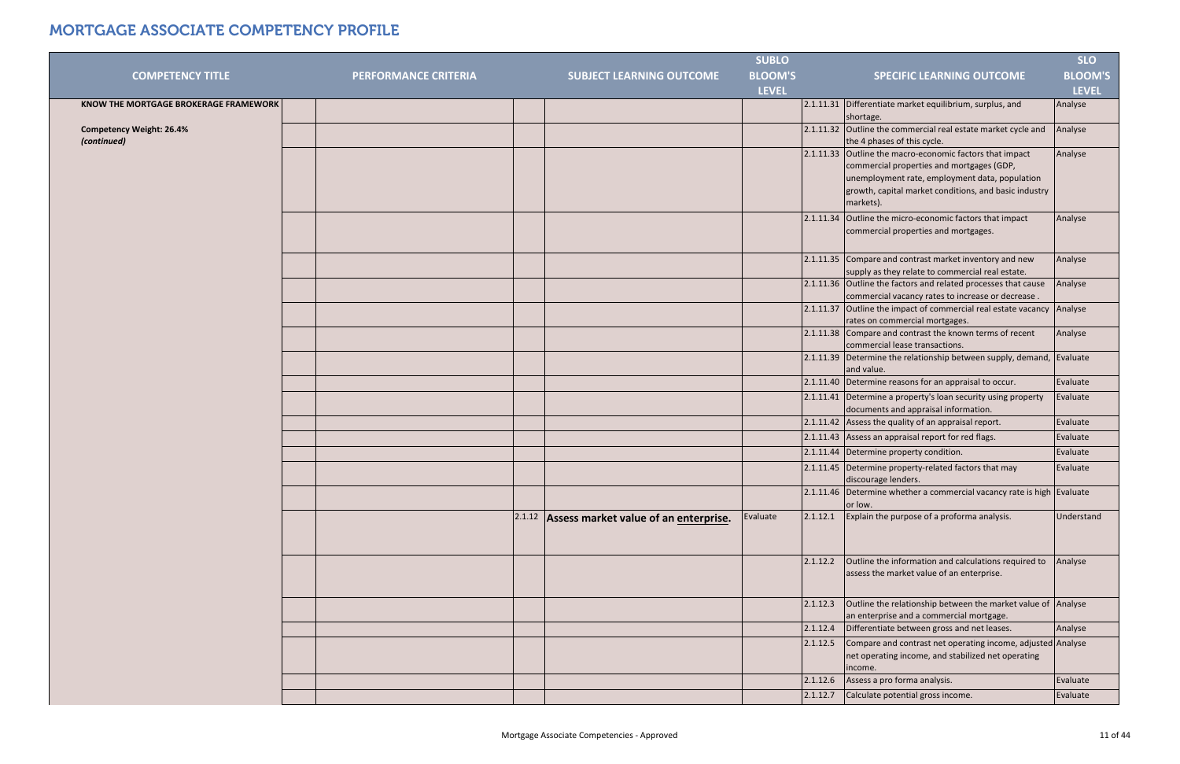# MORTGAGE ASSOCIATE COMPETENCY PROFILE

| COMPETENCY TITLE | PERFORMANCE CRITERIA | | SUBJECT LEARNING OUTCOME | SUBLO BLOOM'S LEVEL | | SPECIFIC LEARNING OUTCOME | SLO BLOOM'S LEVEL |
|---|---|---|---|---|---|---|---|
| **KNOW THE MORTGAGE BROKERAGE FRAMEWORK**<br><br>**Competency Weight: 26.4%**<br>***(continued)*** | | | | | 2.1.11.31 | Differentiate market equilibrium, surplus, and shortage. | Analyse |
| | | | | | 2.1.11.32 | Outline the commercial real estate market cycle and the 4 phases of this cycle. | Analyse |
| | | | | | 2.1.11.33 | Outline the macro-economic factors that impact commercial properties and mortgages (GDP, unemployment rate, employment data, population growth, capital market conditions, and basic industry markets). | Analyse |
| | | | | | 2.1.11.34 | Outline the micro-economic factors that impact commercial properties and mortgages. | Analyse |
| | | | | | 2.1.11.35 | Compare and contrast market inventory and new supply as they relate to commercial real estate. | Analyse |
| | | | | | 2.1.11.36 | Outline the factors and related processes that cause commercial vacancy rates to increase or decrease . | Analyse |
| | | | | | 2.1.11.37 | Outline the impact of commercial real estate vacancy rates on commercial mortgages. | Analyse |
| | | | | | 2.1.11.38 | Compare and contrast the known terms of recent commercial lease transactions. | Analyse |
| | | | | | 2.1.11.39 | Determine the relationship between supply, demand, and value. | Evaluate |
| | | | | | 2.1.11.40 | Determine reasons for an appraisal to occur. | Evaluate |
| | | | | | 2.1.11.41 | Determine a property's loan security using property documents and appraisal information. | Evaluate |
| | | | | | 2.1.11.42 | Assess the quality of an appraisal report. | Evaluate |
| | | | | | 2.1.11.43 | Assess an appraisal report for red flags. | Evaluate |
| | | | | | 2.1.11.44 | Determine property condition. | Evaluate |
| | | | | | 2.1.11.45 | Determine property-related factors that may discourage lenders. | Evaluate |
| | | | | | 2.1.11.46 | Determine whether a commercial vacancy rate is high or low. | Evaluate |
| | | 2.1.12 | **Assess market value of an enterprise.** | Evaluate | 2.1.12.1 | Explain the purpose of a proforma analysis. | Understand |
| | | | | | 2.1.12.2 | Outline the information and calculations required to assess the market value of an enterprise. | Analyse |
| | | | | | 2.1.12.3 | Outline the relationship between the market value of an enterprise and a commercial mortgage. | Analyse |
| | | | | | 2.1.12.4 | Differentiate between gross and net leases. | Analyse |
| | | | | | 2.1.12.5 | Compare and contrast net operating income, adjusted net operating income, and stabilized net operating income. | Analyse |
| | | | | | 2.1.12.6 | Assess a pro forma analysis. | Evaluate |
| | | | | | 2.1.12.7 | Calculate potential gross income. | Evaluate |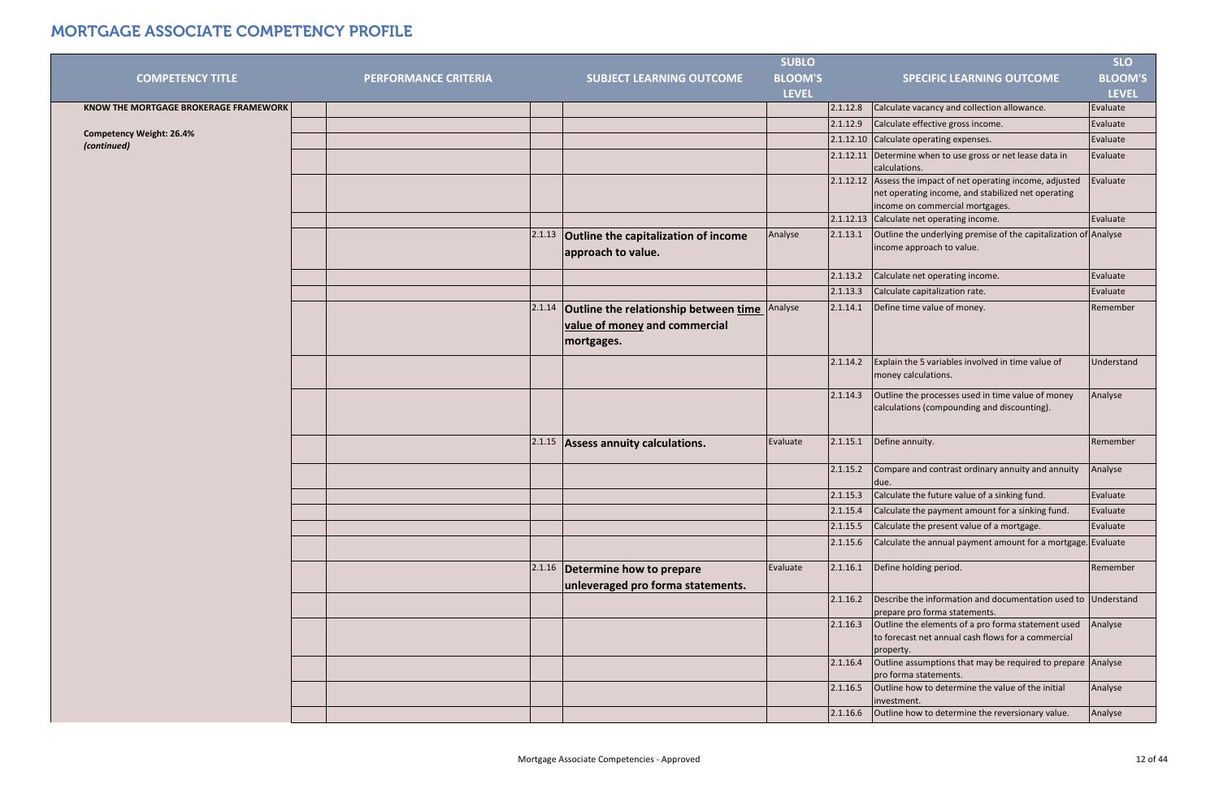# MORTGAGE ASSOCIATE COMPETENCY PROFILE

| COMPETENCY TITLE | PERFORMANCE CRITERIA | | SUBJECT LEARNING OUTCOME | SUBLO BLOOM'S LEVEL | | SPECIFIC LEARNING OUTCOME | SLO BLOOM'S LEVEL |
|---|---|---|---|---|---|---|---|
| **KNOW THE MORTGAGE BROKERAGE FRAMEWORK** | | | | | 2.1.12.8 | Calculate vacancy and collection allowance. | Evaluate |
| **Competency Weight: 26.4%** ***(continued)*** | | | | | 2.1.12.9 | Calculate effective gross income. | Evaluate |
| | | | | | 2.1.12.10 | Calculate operating expenses. | Evaluate |
| | | | | | 2.1.12.11 | Determine when to use gross or net lease data in calculations. | Evaluate |
| | | | | | 2.1.12.12 | Assess the impact of net operating income, adjusted net operating income, and stabilized net operating income on commercial mortgages. | Evaluate |
| | | | | | 2.1.12.13 | Calculate net operating income. | Evaluate |
| | | 2.1.13 | **Outline the capitalization of income approach to value.** | Analyse | 2.1.13.1 | Outline the underlying premise of the capitalization of income approach to value. | Analyse |
| | | | | | 2.1.13.2 | Calculate net operating income. | Evaluate |
| | | | | | 2.1.13.3 | Calculate capitalization rate. | Evaluate |
| | | 2.1.14 | **Outline the relationship between time value of money and commercial mortgages.** | Analyse | 2.1.14.1 | Define time value of money. | Remember |
| | | | | | 2.1.14.2 | Explain the 5 variables involved in time value of money calculations. | Understand |
| | | | | | 2.1.14.3 | Outline the processes used in time value of money calculations (compounding and discounting). | Analyse |
| | | 2.1.15 | **Assess annuity calculations.** | Evaluate | 2.1.15.1 | Define annuity. | Remember |
| | | | | | 2.1.15.2 | Compare and contrast ordinary annuity and annuity due. | Analyse |
| | | | | | 2.1.15.3 | Calculate the future value of a sinking fund. | Evaluate |
| | | | | | 2.1.15.4 | Calculate the payment amount for a sinking fund. | Evaluate |
| | | | | | 2.1.15.5 | Calculate the present value of a mortgage. | Evaluate |
| | | | | | 2.1.15.6 | Calculate the annual payment amount for a mortgage. | Evaluate |
| | | 2.1.16 | **Determine how to prepare unleveraged pro forma statements.** | Evaluate | 2.1.16.1 | Define holding period. | Remember |
| | | | | | 2.1.16.2 | Describe the information and documentation used to prepare pro forma statements. | Understand |
| | | | | | 2.1.16.3 | Outline the elements of a pro forma statement used to forecast net annual cash flows for a commercial property. | Analyse |
| | | | | | 2.1.16.4 | Outline assumptions that may be required to prepare pro forma statements. | Analyse |
| | | | | | 2.1.16.5 | Outline how to determine the value of the initial investment. | Analyse |
| | | | | | 2.1.16.6 | Outline how to determine the reversionary value. | Analyse |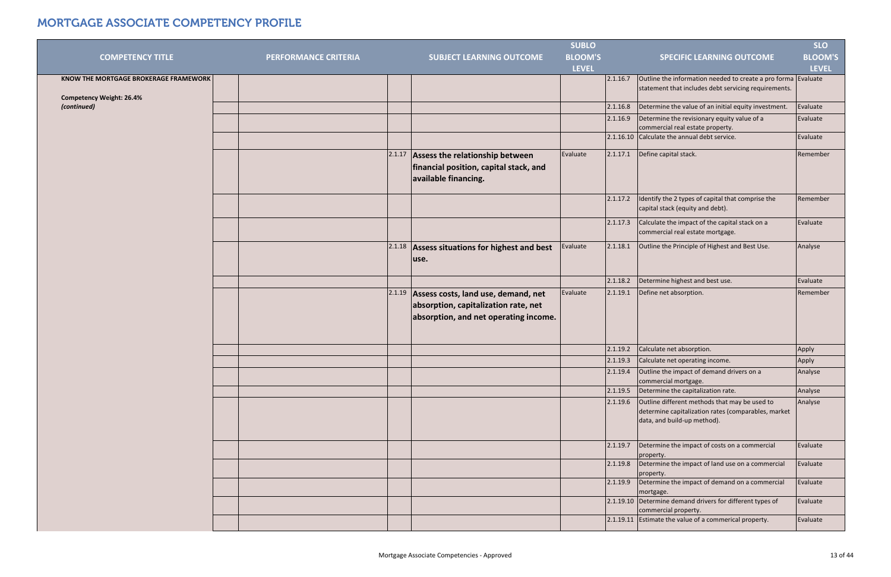# MORTGAGE ASSOCIATE COMPETENCY PROFILE

| COMPETENCY TITLE | | PERFORMANCE CRITERIA | | SUBJECT LEARNING OUTCOME | SUBLO BLOOM'S LEVEL | | SPECIFIC LEARNING OUTCOME | SLO BLOOM'S LEVEL |
|---|---|---|---|---|---|---|---|---|
| **KNOW THE MORTGAGE BROKERAGE FRAMEWORK**<br><br>**Competency Weight: 26.4%**<br>***(continued)*** | | | | | | 2.1.16.7 | Outline the information needed to create a pro forma statement that includes debt servicing requirements. | Evaluate |
| | | | | | | 2.1.16.8 | Determine the value of an initial equity investment. | Evaluate |
| | | | | | | 2.1.16.9 | Determine the revisionary equity value of a commercial real estate property. | Evaluate |
| | | | | | | 2.1.16.10 | Calculate the annual debt service. | Evaluate |
| | | | 2.1.17 | **Assess the relationship between financial position, capital stack, and available financing.** | Evaluate | 2.1.17.1 | Define capital stack. | Remember |
| | | | | | | 2.1.17.2 | Identify the 2 types of capital that comprise the capital stack (equity and debt). | Remember |
| | | | | | | 2.1.17.3 | Calculate the impact of the capital stack on a commercial real estate mortgage. | Evaluate |
| | | | 2.1.18 | **Assess situations for highest and best use.** | Evaluate | 2.1.18.1 | Outline the Principle of Highest and Best Use. | Analyse |
| | | | | | | 2.1.18.2 | Determine highest and best use. | Evaluate |
| | | | 2.1.19 | **Assess costs, land use, demand, net absorption, capitalization rate, net absorption, and net operating income.** | Evaluate | 2.1.19.1 | Define net absorption. | Remember |
| | | | | | | 2.1.19.2 | Calculate net absorption. | Apply |
| | | | | | | 2.1.19.3 | Calculate net operating income. | Apply |
| | | | | | | 2.1.19.4 | Outline the impact of demand drivers on a commercial mortgage. | Analyse |
| | | | | | | 2.1.19.5 | Determine the capitalization rate. | Analyse |
| | | | | | | 2.1.19.6 | Outline different methods that may be used to determine capitalization rates (comparables, market data, and build-up method). | Analyse |
| | | | | | | 2.1.19.7 | Determine the impact of costs on a commercial property. | Evaluate |
| | | | | | | 2.1.19.8 | Determine the impact of land use on a commercial property. | Evaluate |
| | | | | | | 2.1.19.9 | Determine the impact of demand on a commercial mortgage. | Evaluate |
| | | | | | | 2.1.19.10 | Determine demand drivers for different types of commercial property. | Evaluate |
| | | | | | | 2.1.19.11 | Estimate the value of a commerical property. | Evaluate |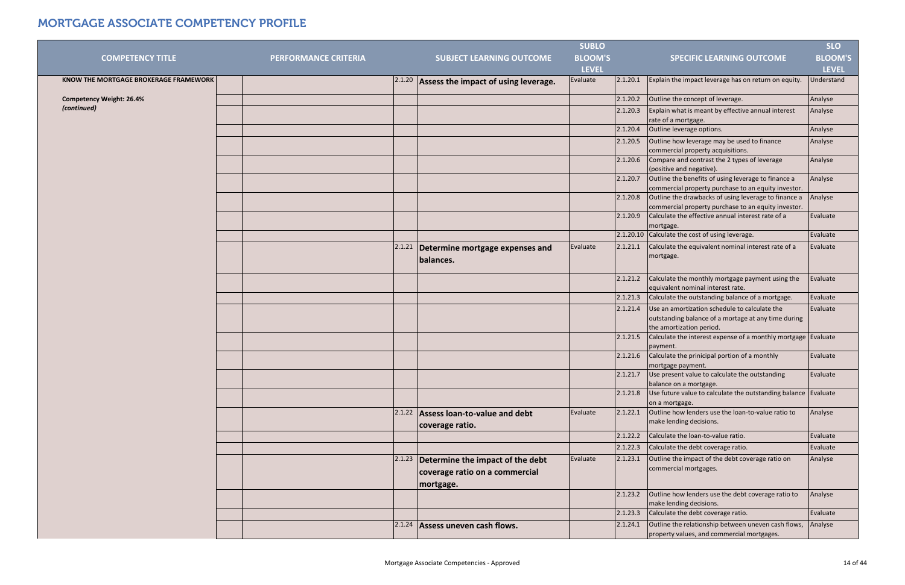# MORTGAGE ASSOCIATE COMPETENCY PROFILE

| COMPETENCY TITLE | PERFORMANCE CRITERIA | | SUBJECT LEARNING OUTCOME | SUBLO BLOOM'S LEVEL | | SPECIFIC LEARNING OUTCOME | SLO BLOOM'S LEVEL |
|---|---|---|---|---|---|---|---|
| **KNOW THE MORTGAGE BROKERAGE FRAMEWORK** | | 2.1.20 | **Assess the impact of using leverage.** | Evaluate | 2.1.20.1 | Explain the impact leverage has on return on equity. | Understand |
| **Competency Weight: 26.4%** *(continued)* | | | | | 2.1.20.2 | Outline the concept of leverage. | Analyse |
| | | | | | 2.1.20.3 | Explain what is meant by effective annual interest rate of a mortgage. | Analyse |
| | | | | | 2.1.20.4 | Outline leverage options. | Analyse |
| | | | | | 2.1.20.5 | Outline how leverage may be used to finance commercial property acquisitions. | Analyse |
| | | | | | 2.1.20.6 | Compare and contrast the 2 types of leverage (positive and negative). | Analyse |
| | | | | | 2.1.20.7 | Outline the benefits of using leverage to finance a commercial property purchase to an equity investor. | Analyse |
| | | | | | 2.1.20.8 | Outline the drawbacks of using leverage to finance a commercial property purchase to an equity investor. | Analyse |
| | | | | | 2.1.20.9 | Calculate the effective annual interest rate of a mortgage. | Evaluate |
| | | | | | 2.1.20.10 | Calculate the cost of using leverage. | Evaluate |
| | | 2.1.21 | **Determine mortgage expenses and balances.** | Evaluate | 2.1.21.1 | Calculate the equivalent nominal interest rate of a mortgage. | Evaluate |
| | | | | | 2.1.21.2 | Calculate the monthly mortgage payment using the equivalent nominal interest rate. | Evaluate |
| | | | | | 2.1.21.3 | Calculate the outstanding balance of a mortgage. | Evaluate |
| | | | | | 2.1.21.4 | Use an amortization schedule to calculate the outstanding balance of a mortage at any time during the amortization period. | Evaluate |
| | | | | | 2.1.21.5 | Calculate the interest expense of a monthly mortgage payment. | Evaluate |
| | | | | | 2.1.21.6 | Calculate the prinicipal portion of a monthly mortgage payment. | Evaluate |
| | | | | | 2.1.21.7 | Use present value to calculate the outstanding balance on a mortgage. | Evaluate |
| | | | | | 2.1.21.8 | Use future value to calculate the outstanding balance on a mortgage. | Evaluate |
| | | 2.1.22 | **Assess loan-to-value and debt coverage ratio.** | Evaluate | 2.1.22.1 | Outline how lenders use the loan-to-value ratio to make lending decisions. | Analyse |
| | | | | | 2.1.22.2 | Calculate the loan-to-value ratio. | Evaluate |
| | | | | | 2.1.22.3 | Calculate the debt coverage ratio. | Evaluate |
| | | 2.1.23 | **Determine the impact of the debt coverage ratio on a commercial mortgage.** | Evaluate | 2.1.23.1 | Outline the impact of the debt coverage ratio on commercial mortgages. | Analyse |
| | | | | | 2.1.23.2 | Outline how lenders use the debt coverage ratio to make lending decisions. | Analyse |
| | | | | | 2.1.23.3 | Calculate the debt coverage ratio. | Evaluate |
| | | 2.1.24 | **Assess uneven cash flows.** | | 2.1.24.1 | Outline the relationship between uneven cash flows, property values, and commercial mortgages. | Analyse |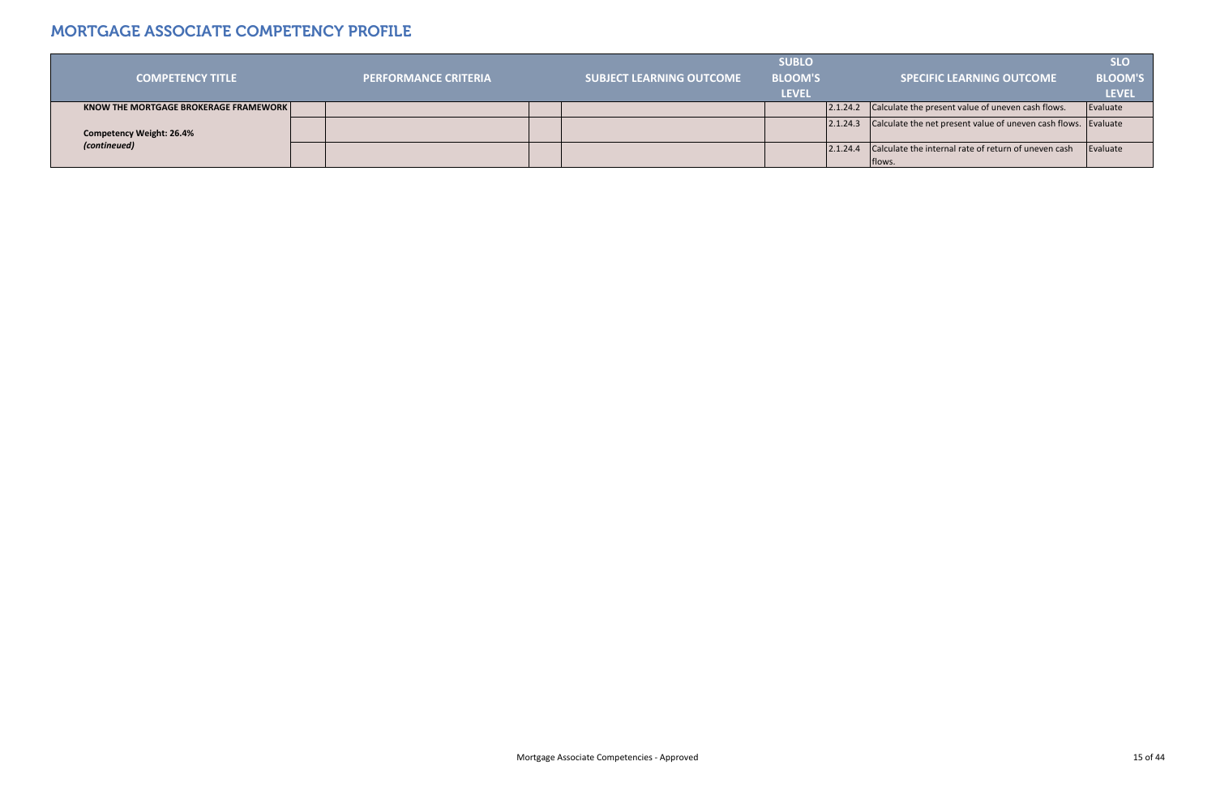# MORTGAGE ASSOCIATE COMPETENCY PROFILE

| COMPETENCY TITLE | | PERFORMANCE CRITERIA | | SUBJECT LEARNING OUTCOME | SUBLO BLOOM'S LEVEL | | SPECIFIC LEARNING OUTCOME | SLO BLOOM'S LEVEL |
|---|---|---|---|---|---|---|---|---|
| **KNOW THE MORTGAGE BROKERAGE FRAMEWORK** | | | | | | 2.1.24.2 | Calculate the present value of uneven cash flows. | Evaluate |
| **Competency Weight: 26.4%** | | | | | | 2.1.24.3 | Calculate the net present value of uneven cash flows. | Evaluate |
| ***(contineued)*** | | | | | | 2.1.24.4 | Calculate the internal rate of return of uneven cash flows. | Evaluate |

Mortgage Associate Competencies - Approved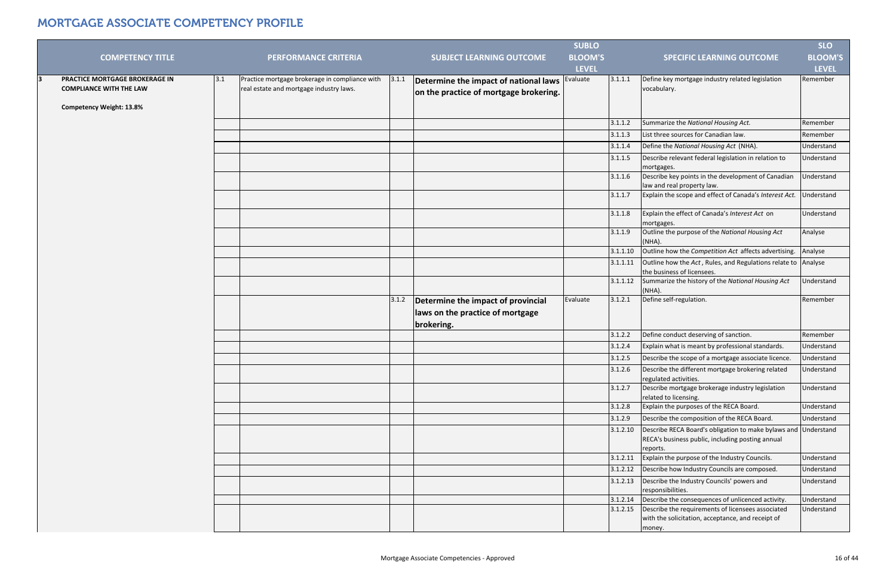# MORTGAGE ASSOCIATE COMPETENCY PROFILE

| | COMPETENCY TITLE | | PERFORMANCE CRITERIA | | SUBJECT LEARNING OUTCOME | SUBLO BLOOM'S LEVEL | | SPECIFIC LEARNING OUTCOME | SLO BLOOM'S LEVEL |
|---|---|---|---|---|---|---|---|---|---|
| 3 | **PRACTICE MORTGAGE BROKERAGE IN COMPLIANCE WITH THE LAW** <br><br> **Competency Weight: 13.8%** | 3.1 | Practice mortgage brokerage in compliance with real estate and mortgage industry laws. | 3.1.1 | **Determine the impact of national laws on the practice of mortgage brokering.** | Evaluate | 3.1.1.1 | Define key mortgage industry related legislation vocabulary. | Remember |
| | | | | | | | 3.1.1.2 | Summarize the *National Housing Act.* | Remember |
| | | | | | | | 3.1.1.3 | List three sources for Canadian law. | Remember |
| | | | | | | | 3.1.1.4 | Define the *National Housing Act* (NHA). | Understand |
| | | | | | | | 3.1.1.5 | Describe relevant federal legislation in relation to mortgages. | Understand |
| | | | | | | | 3.1.1.6 | Describe key points in the development of Canadian law and real property law. | Understand |
| | | | | | | | 3.1.1.7 | Explain the scope and effect of Canada's *Interest Act.* | Understand |
| | | | | | | | 3.1.1.8 | Explain the effect of Canada's *Interest Act* on mortgages. | Understand |
| | | | | | | | 3.1.1.9 | Outline the purpose of the *National Housing Act* (NHA). | Analyse |
| | | | | | | | 3.1.1.10 | Outline how the *Competition Act* affects advertising. | Analyse |
| | | | | | | | 3.1.1.11 | Outline how the *Act* , Rules, and Regulations relate to the business of licensees. | Analyse |
| | | | | | | | 3.1.1.12 | Summarize the history of the *National Housing Act* (NHA). | Understand |
| | | | | 3.1.2 | **Determine the impact of provincial laws on the practice of mortgage brokering.** | Evaluate | 3.1.2.1 | Define self-regulation. | Remember |
| | | | | | | | 3.1.2.2 | Define conduct deserving of sanction. | Remember |
| | | | | | | | 3.1.2.4 | Explain what is meant by professional standards. | Understand |
| | | | | | | | 3.1.2.5 | Describe the scope of a mortgage associate licence. | Understand |
| | | | | | | | 3.1.2.6 | Describe the different mortgage brokering related regulated activities. | Understand |
| | | | | | | | 3.1.2.7 | Describe mortgage brokerage industry legislation related to licensing. | Understand |
| | | | | | | | 3.1.2.8 | Explain the purposes of the RECA Board. | Understand |
| | | | | | | | 3.1.2.9 | Describe the composition of the RECA Board. | Understand |
| | | | | | | | 3.1.2.10 | Describe RECA Board's obligation to make bylaws and RECA's business public, including posting annual reports. | Understand |
| | | | | | | | 3.1.2.11 | Explain the purpose of the Industry Councils. | Understand |
| | | | | | | | 3.1.2.12 | Describe how Industry Councils are composed. | Understand |
| | | | | | | | 3.1.2.13 | Describe the Industry Councils' powers and responsibilities. | Understand |
| | | | | | | | 3.1.2.14 | Describe the consequences of unlicenced activity. | Understand |
| | | | | | | | 3.1.2.15 | Describe the requirements of licensees associated with the solicitation, acceptance, and receipt of money. | Understand |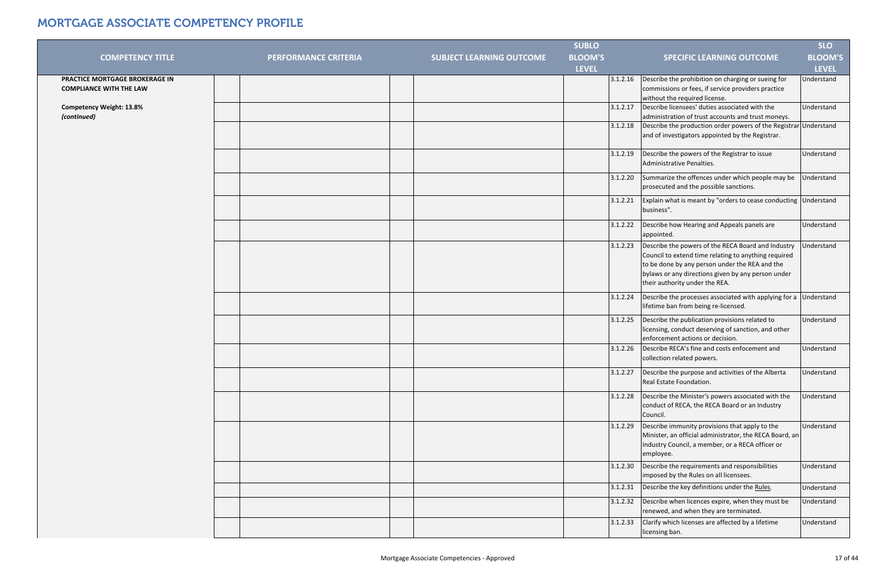# MORTGAGE ASSOCIATE COMPETENCY PROFILE

| COMPETENCY TITLE | | PERFORMANCE CRITERIA | | SUBJECT LEARNING OUTCOME | SUBLO BLOOM'S LEVEL | | SPECIFIC LEARNING OUTCOME | SLO BLOOM'S LEVEL |
|---|---|---|---|---|---|---|---|---|
| **PRACTICE MORTGAGE BROKERAGE IN COMPLIANCE WITH THE LAW** | | | | | | 3.1.2.16 | Describe the prohibition on charging or sueing for commissions or fees, if service providers practice without the required license. | Understand |
| **Competency Weight: 13.8%** *(continued)* | | | | | | 3.1.2.17 | Describe licensees' duties associated with the administration of trust accounts and trust moneys. | Understand |
| | | | | | | 3.1.2.18 | Describe the production order powers of the Registrar and of investigators appointed by the Registrar. | Understand |
| | | | | | | 3.1.2.19 | Describe the powers of the Registrar to issue Administrative Penalties. | Understand |
| | | | | | | 3.1.2.20 | Summarize the offences under which people may be prosecuted and the possible sanctions. | Understand |
| | | | | | | 3.1.2.21 | Explain what is meant by "orders to cease conducting business". | Understand |
| | | | | | | 3.1.2.22 | Describe how Hearing and Appeals panels are appointed. | Understand |
| | | | | | | 3.1.2.23 | Describe the powers of the RECA Board and Industry Council to extend time relating to anything required to be done by any person under the REA and the bylaws or any directions given by any person under their authority under the REA. | Understand |
| | | | | | | 3.1.2.24 | Describe the processes associated with applying for a lifetime ban from being re-licensed. | Understand |
| | | | | | | 3.1.2.25 | Describe the publication provisions related to licensing, conduct deserving of sanction, and other enforcement actions or decision. | Understand |
| | | | | | | 3.1.2.26 | Describe RECA's fine and costs enfocement and collection related powers. | Understand |
| | | | | | | 3.1.2.27 | Describe the purpose and activities of the Alberta Real Estate Foundation. | Understand |
| | | | | | | 3.1.2.28 | Describe the Minister's powers associated with the conduct of RECA, the RECA Board or an Industry Council. | Understand |
| | | | | | | 3.1.2.29 | Describe immunity provisions that apply to the Minister, an official administrator, the RECA Board, an Industry Council, a member, or a RECA officer or employee. | Understand |
| | | | | | | 3.1.2.30 | Describe the requirements and responsibilities imposed by the Rules on all licensees. | Understand |
| | | | | | | 3.1.2.31 | Describe the key definitions under the Rules. | Understand |
| | | | | | | 3.1.2.32 | Describe when licences expire, when they must be renewed, and when they are terminated. | Understand |
| | | | | | | 3.1.2.33 | Clarify which licenses are affected by a lifetime licensing ban. | Understand |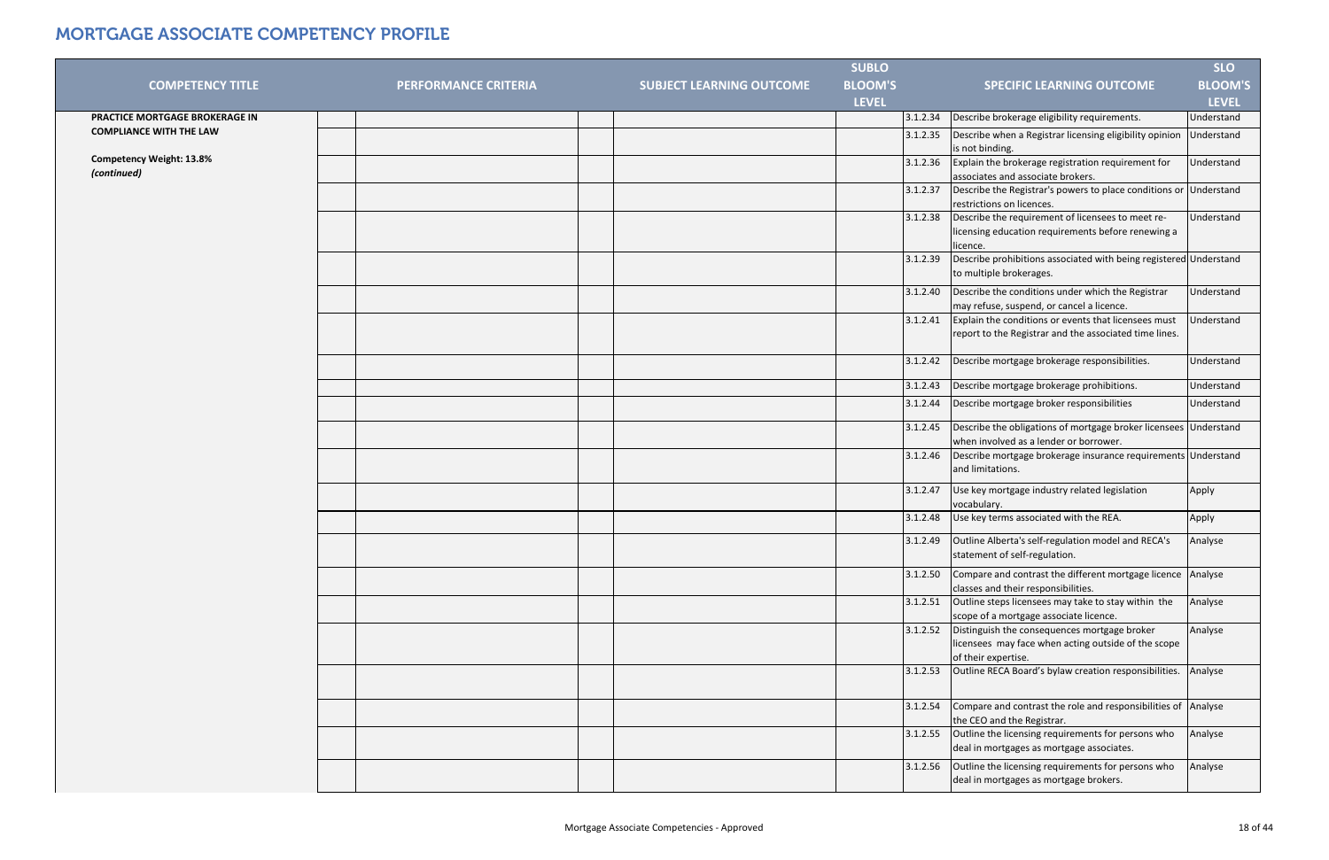# MORTGAGE ASSOCIATE COMPETENCY PROFILE

| COMPETENCY TITLE | | PERFORMANCE CRITERIA | | SUBJECT LEARNING OUTCOME | SUBLO BLOOM'S LEVEL | | SPECIFIC LEARNING OUTCOME | SLO BLOOM'S LEVEL |
|---|---|---|---|---|---|---|---|---|
| **PRACTICE MORTGAGE BROKERAGE IN COMPLIANCE WITH THE LAW**<br><br>**Competency Weight: 13.8%**<br>***(continued)*** | | | | | | 3.1.2.34 | Describe brokerage eligibility requirements. | Understand |
| | | | | | | 3.1.2.35 | Describe when a Registrar licensing eligibility opinion is not binding. | Understand |
| | | | | | | 3.1.2.36 | Explain the brokerage registration requirement for associates and associate brokers. | Understand |
| | | | | | | 3.1.2.37 | Describe the Registrar's powers to place conditions or restrictions on licences. | Understand |
| | | | | | | 3.1.2.38 | Describe the requirement of licensees to meet re-licensing education requirements before renewing a licence. | Understand |
| | | | | | | 3.1.2.39 | Describe prohibitions associated with being registered to multiple brokerages. | Understand |
| | | | | | | 3.1.2.40 | Describe the conditions under which the Registrar may refuse, suspend, or cancel a licence. | Understand |
| | | | | | | 3.1.2.41 | Explain the conditions or events that licensees must report to the Registrar and the associated time lines. | Understand |
| | | | | | | 3.1.2.42 | Describe mortgage brokerage responsibilities. | Understand |
| | | | | | | 3.1.2.43 | Describe mortgage brokerage prohibitions. | Understand |
| | | | | | | 3.1.2.44 | Describe mortgage broker responsibilities | Understand |
| | | | | | | 3.1.2.45 | Describe the obligations of mortgage broker licensees when involved as a lender or borrower. | Understand |
| | | | | | | 3.1.2.46 | Describe mortgage brokerage insurance requirements and limitations. | Understand |
| | | | | | | 3.1.2.47 | Use key mortgage industry related legislation vocabulary. | Apply |
| | | | | | | 3.1.2.48 | Use key terms associated with the REA. | Apply |
| | | | | | | 3.1.2.49 | Outline Alberta's self-regulation model and RECA's statement of self-regulation. | Analyse |
| | | | | | | 3.1.2.50 | Compare and contrast the different mortgage licence classes and their responsibilities. | Analyse |
| | | | | | | 3.1.2.51 | Outline steps licensees may take to stay within the scope of a mortgage associate licence. | Analyse |
| | | | | | | 3.1.2.52 | Distinguish the consequences mortgage broker licensees may face when acting outside of the scope of their expertise. | Analyse |
| | | | | | | 3.1.2.53 | Outline RECA Board's bylaw creation responsibilities. | Analyse |
| | | | | | | 3.1.2.54 | Compare and contrast the role and responsibilities of the CEO and the Registrar. | Analyse |
| | | | | | | 3.1.2.55 | Outline the licensing requirements for persons who deal in mortgages as mortgage associates. | Analyse |
| | | | | | | 3.1.2.56 | Outline the licensing requirements for persons who deal in mortgages as mortgage brokers. | Analyse |

Mortgage Associate Competencies - Approved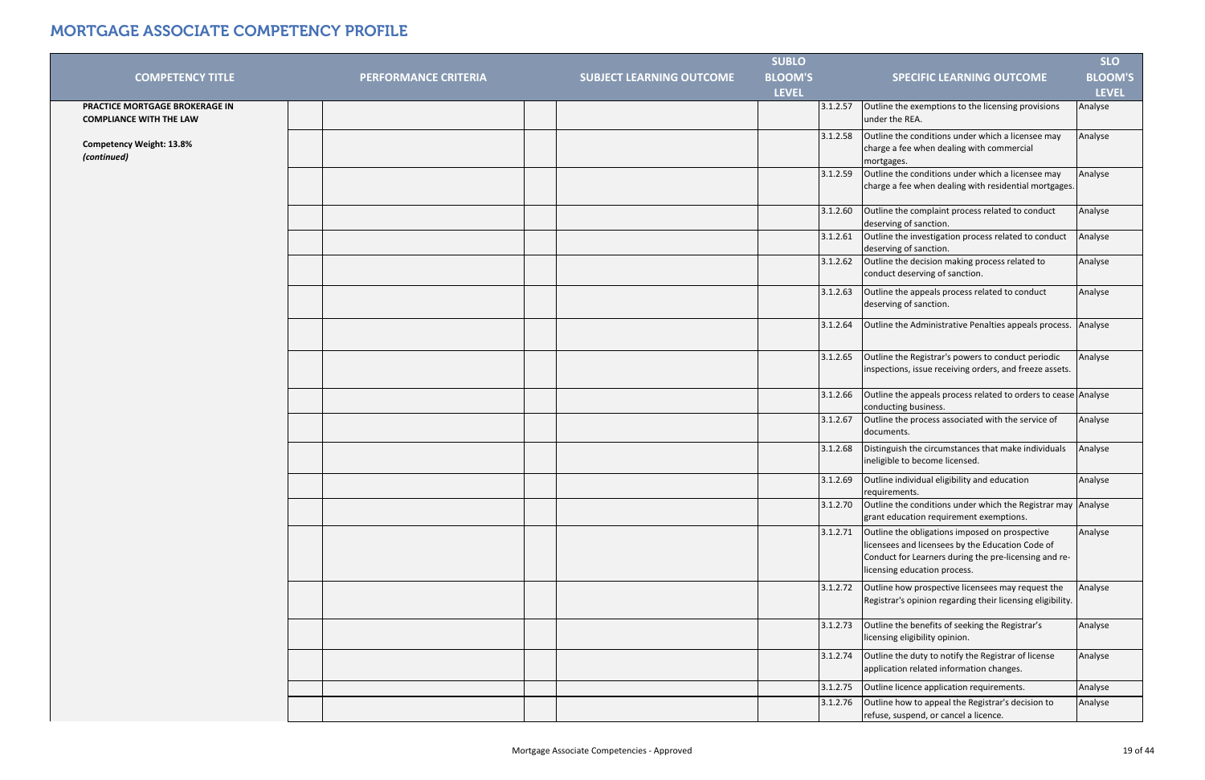# MORTGAGE ASSOCIATE COMPETENCY PROFILE

| COMPETENCY TITLE | PERFORMANCE CRITERIA | SUBJECT LEARNING OUTCOME | SUBLO BLOOM'S LEVEL | | SPECIFIC LEARNING OUTCOME | SLO BLOOM'S LEVEL |
|---|---|---|---|---|---|---|
| **PRACTICE MORTGAGE BROKERAGE IN COMPLIANCE WITH THE LAW**<br><br>**Competency Weight: 13.8%**<br>***(continued)*** | | | | 3.1.2.57 | Outline the exemptions to the licensing provisions under the REA. | Analyse |
| | | | | 3.1.2.58 | Outline the conditions under which a licensee may charge a fee when dealing with commercial mortgages. | Analyse |
| | | | | 3.1.2.59 | Outline the conditions under which a licensee may charge a fee when dealing with residential mortgages. | Analyse |
| | | | | 3.1.2.60 | Outline the complaint process related to conduct deserving of sanction. | Analyse |
| | | | | 3.1.2.61 | Outline the investigation process related to conduct deserving of sanction. | Analyse |
| | | | | 3.1.2.62 | Outline the decision making process related to conduct deserving of sanction. | Analyse |
| | | | | 3.1.2.63 | Outline the appeals process related to conduct deserving of sanction. | Analyse |
| | | | | 3.1.2.64 | Outline the Administrative Penalties appeals process. | Analyse |
| | | | | 3.1.2.65 | Outline the Registrar's powers to conduct periodic inspections, issue receiving orders, and freeze assets. | Analyse |
| | | | | 3.1.2.66 | Outline the appeals process related to orders to cease conducting business. | Analyse |
| | | | | 3.1.2.67 | Outline the process associated with the service of documents. | Analyse |
| | | | | 3.1.2.68 | Distinguish the circumstances that make individuals ineligible to become licensed. | Analyse |
| | | | | 3.1.2.69 | Outline individual eligibility and education requirements. | Analyse |
| | | | | 3.1.2.70 | Outline the conditions under which the Registrar may grant education requirement exemptions. | Analyse |
| | | | | 3.1.2.71 | Outline the obligations imposed on prospective licensees and licensees by the Education Code of Conduct for Learners during the pre-licensing and re-licensing education process. | Analyse |
| | | | | 3.1.2.72 | Outline how prospective licensees may request the Registrar's opinion regarding their licensing eligibility. | Analyse |
| | | | | 3.1.2.73 | Outline the benefits of seeking the Registrar's licensing eligibility opinion. | Analyse |
| | | | | 3.1.2.74 | Outline the duty to notify the Registrar of license application related information changes. | Analyse |
| | | | | 3.1.2.75 | Outline licence application requirements. | Analyse |
| | | | | 3.1.2.76 | Outline how to appeal the Registrar's decision to refuse, suspend, or cancel a licence. | Analyse |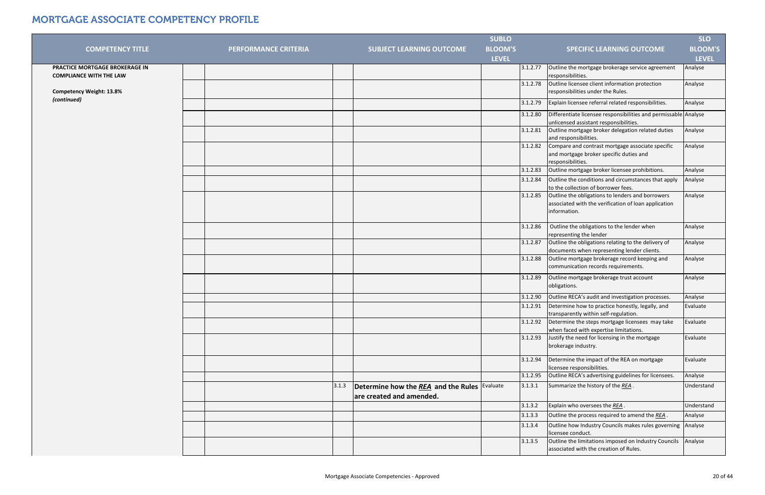# MORTGAGE ASSOCIATE COMPETENCY PROFILE

| COMPETENCY TITLE | | PERFORMANCE CRITERIA | | SUBJECT LEARNING OUTCOME | SUBLO BLOOM'S LEVEL | | SPECIFIC LEARNING OUTCOME | SLO BLOOM'S LEVEL |
|---|---|---|---|---|---|---|---|---|
| **PRACTICE MORTGAGE BROKERAGE IN COMPLIANCE WITH THE LAW**<br><br>**Competency Weight: 13.8%**<br>***(continued)*** | | | | | | 3.1.2.77 | Outline the mortgage brokerage service agreement responsibilities. | Analyse |
| | | | | | | 3.1.2.78 | Outline licensee client information protection responsibilities under the Rules. | Analyse |
| | | | | | | 3.1.2.79 | Explain licensee referral related responsibilities. | Analyse |
| | | | | | | 3.1.2.80 | Differentiate licensee responsibilities and permissable unlicensed assistant responsibilities. | Analyse |
| | | | | | | 3.1.2.81 | Outline mortgage broker delegation related duties and responsibilities. | Analyse |
| | | | | | | 3.1.2.82 | Compare and contrast mortgage associate specific and mortgage broker specific duties and responsibilities. | Analyse |
| | | | | | | 3.1.2.83 | Outline mortgage broker licensee prohibitions. | Analyse |
| | | | | | | 3.1.2.84 | Outline the conditions and circumstances that apply to the collection of borrower fees. | Analyse |
| | | | | | | 3.1.2.85 | Outline the obligations to lenders and borrowers associated with the verification of loan application information. | Analyse |
| | | | | | | 3.1.2.86 | Outline the obligations to the lender when representing the lender | Analyse |
| | | | | | | 3.1.2.87 | Outline the obligations relating to the delivery of documents when representing lender clients. | Analyse |
| | | | | | | 3.1.2.88 | Outline mortgage brokerage record keeping and communication records requirements. | Analyse |
| | | | | | | 3.1.2.89 | Outline mortgage brokerage trust account obligations. | Analyse |
| | | | | | | 3.1.2.90 | Outline RECA's audit and investigation processes. | Analyse |
| | | | | | | 3.1.2.91 | Determine how to practice honestly, legally, and transparently within self-regulation. | Evaluate |
| | | | | | | 3.1.2.92 | Determine the steps mortgage licensees may take when faced with expertise limitations. | Evaluate |
| | | | | | | 3.1.2.93 | Justify the need for licensing in the mortgage brokerage industry. | Evaluate |
| | | | | | | 3.1.2.94 | Determine the impact of the REA on mortgage licensee responsibilities. | Evaluate |
| | | | | | | 3.1.2.95 | Outline RECA's advertising guidelines for licensees. | Analyse |
| | | | 3.1.3 | **Determine how the *REA* and the Rules are created and amended.** | Evaluate | 3.1.3.1 | Summarize the history of the *REA*. | Understand |
| | | | | | | 3.1.3.2 | Explain who oversees the *REA*. | Understand |
| | | | | | | 3.1.3.3 | Outline the process required to amend the *REA*. | Analyse |
| | | | | | | 3.1.3.4 | Outline how Industry Councils makes rules governing licensee conduct. | Analyse |
| | | | | | | 3.1.3.5 | Outline the limitations imposed on Industry Councils associated with the creation of Rules. | Analyse |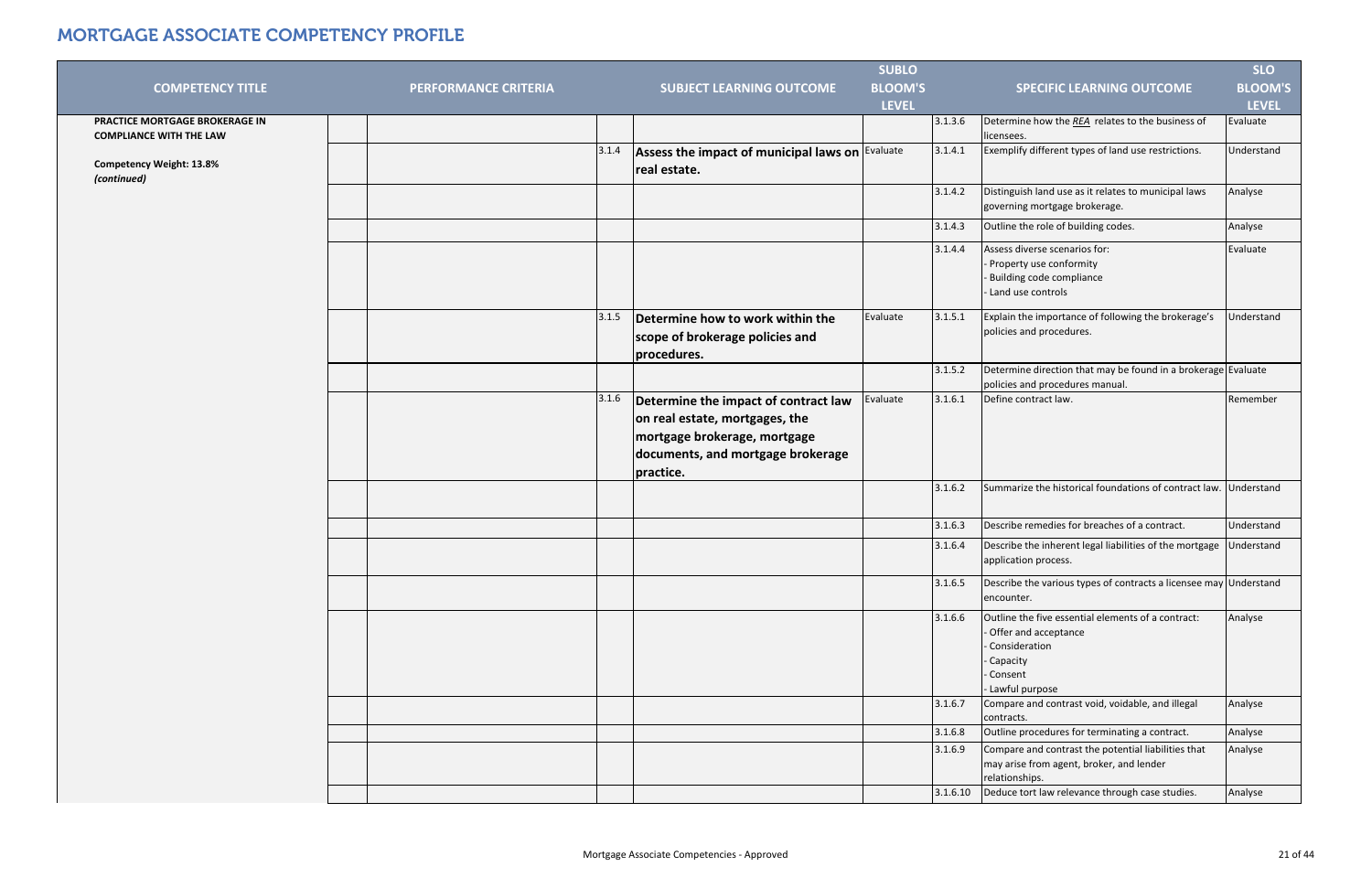# MORTGAGE ASSOCIATE COMPETENCY PROFILE

| COMPETENCY TITLE | | PERFORMANCE CRITERIA | | SUBJECT LEARNING OUTCOME | SUBLO BLOOM'S LEVEL | | SPECIFIC LEARNING OUTCOME | SLO BLOOM'S LEVEL |
|---|---|---|---|---|---|---|---|---|
| **PRACTICE MORTGAGE BROKERAGE IN COMPLIANCE WITH THE LAW**<br><br>**Competency Weight: 13.8%**<br>***(continued)*** | | | | | | 3.1.3.6 | Determine how the ***REA*** relates to the business of licensees. | Evaluate |
| | | | 3.1.4 | **Assess the impact of municipal laws on real estate.** | Evaluate | 3.1.4.1 | Exemplify different types of land use restrictions. | Understand |
| | | | | | | 3.1.4.2 | Distinguish land use as it relates to municipal laws governing mortgage brokerage. | Analyse |
| | | | | | | 3.1.4.3 | Outline the role of building codes. | Analyse |
| | | | | | | 3.1.4.4 | Assess diverse scenarios for:<br>- Property use conformity<br>- Building code compliance<br>- Land use controls | Evaluate |
| | | | 3.1.5 | **Determine how to work within the scope of brokerage policies and procedures.** | Evaluate | 3.1.5.1 | Explain the importance of following the brokerage's policies and procedures. | Understand |
| | | | | | | 3.1.5.2 | Determine direction that may be found in a brokerage policies and procedures manual. | Evaluate |
| | | | 3.1.6 | **Determine the impact of contract law on real estate, mortgages, the mortgage brokerage, mortgage documents, and mortgage brokerage practice.** | Evaluate | 3.1.6.1 | Define contract law. | Remember |
| | | | | | | 3.1.6.2 | Summarize the historical foundations of contract law. | Understand |
| | | | | | | 3.1.6.3 | Describe remedies for breaches of a contract. | Understand |
| | | | | | | 3.1.6.4 | Describe the inherent legal liabilities of the mortgage application process. | Understand |
| | | | | | | 3.1.6.5 | Describe the various types of contracts a licensee may encounter. | Understand |
| | | | | | | 3.1.6.6 | Outline the five essential elements of a contract:<br>- Offer and acceptance<br>- Consideration<br>- Capacity<br>- Consent<br>- Lawful purpose | Analyse |
| | | | | | | 3.1.6.7 | Compare and contrast void, voidable, and illegal contracts. | Analyse |
| | | | | | | 3.1.6.8 | Outline procedures for terminating a contract. | Analyse |
| | | | | | | 3.1.6.9 | Compare and contrast the potential liabilities that may arise from agent, broker, and lender relationships. | Analyse |
| | | | | | | 3.1.6.10 | Deduce tort law relevance through case studies. | Analyse |

Mortgage Associate Competencies - Approved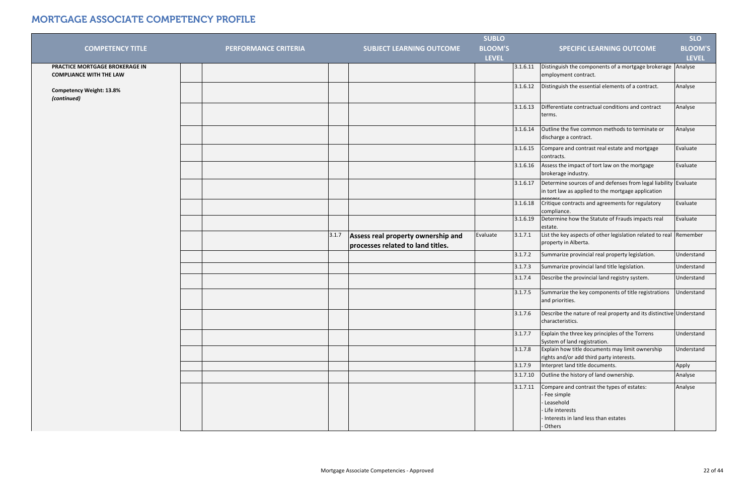# MORTGAGE ASSOCIATE COMPETENCY PROFILE

| COMPETENCY TITLE | | PERFORMANCE CRITERIA | | SUBJECT LEARNING OUTCOME | SUBLO BLOOM'S LEVEL | | SPECIFIC LEARNING OUTCOME | SLO BLOOM'S LEVEL |
|---|---|---|---|---|---|---|---|---|
| **PRACTICE MORTGAGE BROKERAGE IN COMPLIANCE WITH THE LAW** | | | | | | 3.1.6.11 | Distinguish the components of a mortgage brokerage employment contract. | Analyse |
| **Competency Weight: 13.8%** ***(continued)*** | | | | | | 3.1.6.12 | Distinguish the essential elements of a contract. | Analyse |
| | | | | | | 3.1.6.13 | Differentiate contractual conditions and contract terms. | Analyse |
| | | | | | | 3.1.6.14 | Outline the five common methods to terminate or discharge a contract. | Analyse |
| | | | | | | 3.1.6.15 | Compare and contrast real estate and mortgage contracts. | Evaluate |
| | | | | | | 3.1.6.16 | Assess the impact of tort law on the mortgage brokerage industry. | Evaluate |
| | | | | | | 3.1.6.17 | Determine sources of and defenses from legal liability in tort law as applied to the mortgage application process. | Evaluate |
| | | | | | | 3.1.6.18 | Critique contracts and agreements for regulatory compliance. | Evaluate |
| | | | | | | 3.1.6.19 | Determine how the Statute of Frauds impacts real estate. | Evaluate |
| | | | 3.1.7 | **Assess real property ownership and processes related to land titles.** | Evaluate | 3.1.7.1 | List the key aspects of other legislation related to real property in Alberta. | Remember |
| | | | | | | 3.1.7.2 | Summarize provincial real property legislation. | Understand |
| | | | | | | 3.1.7.3 | Summarize provincial land title legislation. | Understand |
| | | | | | | 3.1.7.4 | Describe the provincial land registry system. | Understand |
| | | | | | | 3.1.7.5 | Summarize the key components of title registrations and priorities. | Understand |
| | | | | | | 3.1.7.6 | Describe the nature of real property and its distinctive characteristics. | Understand |
| | | | | | | 3.1.7.7 | Explain the three key principles of the Torrens System of land registration. | Understand |
| | | | | | | 3.1.7.8 | Explain how title documents may limit ownership rights and/or add third party interests. | Understand |
| | | | | | | 3.1.7.9 | Interpret land title documents. | Apply |
| | | | | | | 3.1.7.10 | Outline the history of land ownership. | Analyse |
| | | | | | | 3.1.7.11 | Compare and contrast the types of estates:<br>- Fee simple<br>- Leasehold<br>- Life interests<br>- Interests in land less than estates<br>- Others | Analyse |

Mortgage Associate Competencies - Approved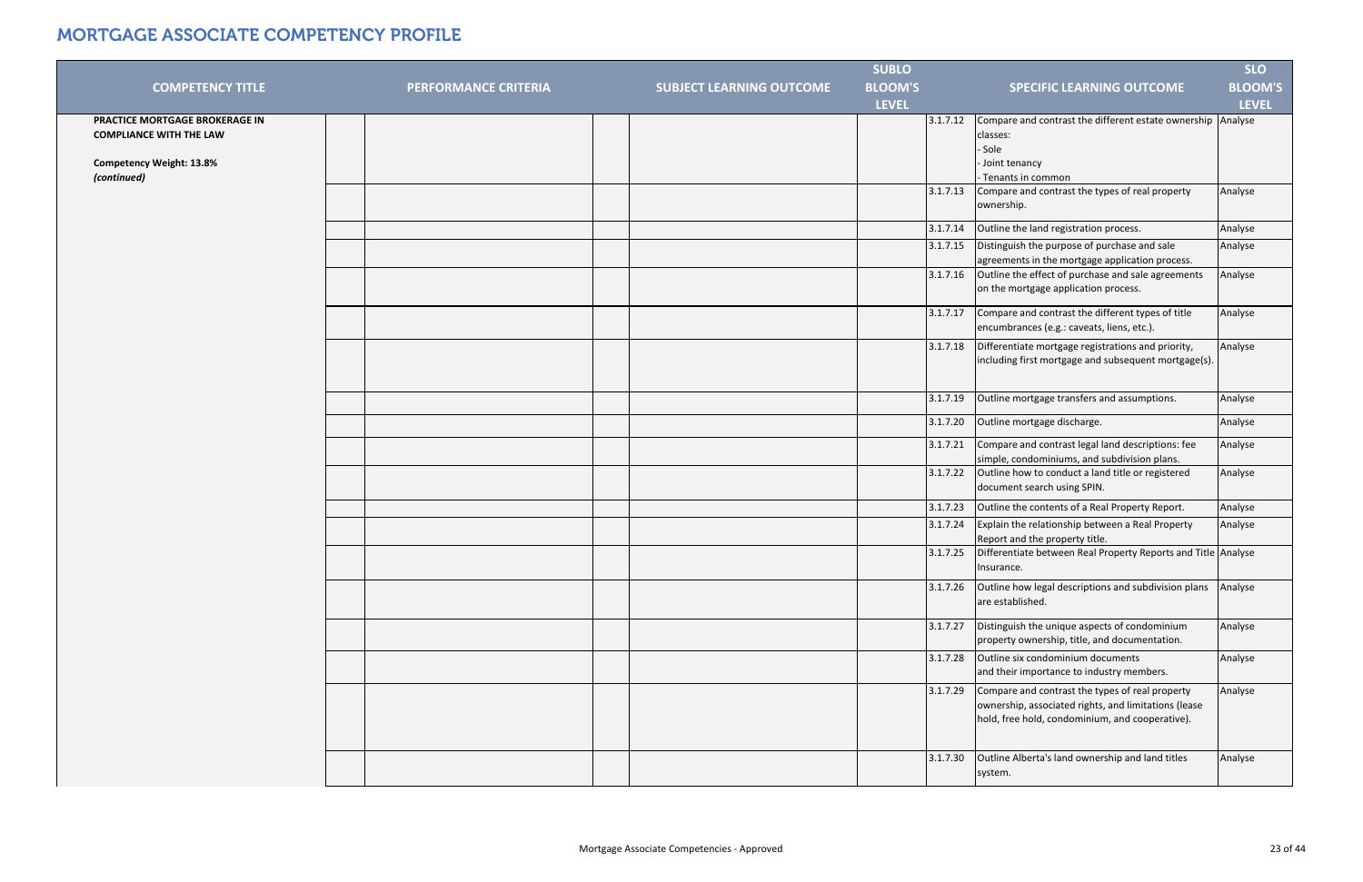# MORTGAGE ASSOCIATE COMPETENCY PROFILE

| COMPETENCY TITLE | | PERFORMANCE CRITERIA | | SUBJECT LEARNING OUTCOME | SUBLO BLOOM'S LEVEL | | SPECIFIC LEARNING OUTCOME | SLO BLOOM'S LEVEL |
|---|---|---|---|---|---|---|---|---|
| **PRACTICE MORTGAGE BROKERAGE IN COMPLIANCE WITH THE LAW**<br><br>**Competency Weight: 13.8%**<br>***(continued)*** | | | | | | 3.1.7.12 | Compare and contrast the different estate ownership classes:<br>- Sole<br>- Joint tenancy<br>- Tenants in common | Analyse |
| | | | | | | 3.1.7.13 | Compare and contrast the types of real property ownership. | Analyse |
| | | | | | | 3.1.7.14 | Outline the land registration process. | Analyse |
| | | | | | | 3.1.7.15 | Distinguish the purpose of purchase and sale agreements in the mortgage application process. | Analyse |
| | | | | | | 3.1.7.16 | Outline the effect of purchase and sale agreements on the mortgage application process. | Analyse |
| | | | | | | 3.1.7.17 | Compare and contrast the different types of title encumbrances (e.g.: caveats, liens, etc.). | Analyse |
| | | | | | | 3.1.7.18 | Differentiate mortgage registrations and priority, including first mortgage and subsequent mortgage(s). | Analyse |
| | | | | | | 3.1.7.19 | Outline mortgage transfers and assumptions. | Analyse |
| | | | | | | 3.1.7.20 | Outline mortgage discharge. | Analyse |
| | | | | | | 3.1.7.21 | Compare and contrast legal land descriptions: fee simple, condominiums, and subdivision plans. | Analyse |
| | | | | | | 3.1.7.22 | Outline how to conduct a land title or registered document search using SPIN. | Analyse |
| | | | | | | 3.1.7.23 | Outline the contents of a Real Property Report. | Analyse |
| | | | | | | 3.1.7.24 | Explain the relationship between a Real Property Report and the property title. | Analyse |
| | | | | | | 3.1.7.25 | Differentiate between Real Property Reports and Title Insurance. | Analyse |
| | | | | | | 3.1.7.26 | Outline how legal descriptions and subdivision plans are established. | Analyse |
| | | | | | | 3.1.7.27 | Distinguish the unique aspects of condominium property ownership, title, and documentation. | Analyse |
| | | | | | | 3.1.7.28 | Outline six condominium documents and their importance to industry members. | Analyse |
| | | | | | | 3.1.7.29 | Compare and contrast the types of real property ownership, associated rights, and limitations (lease hold, free hold, condominium, and cooperative). | Analyse |
| | | | | | | 3.1.7.30 | Outline Alberta's land ownership and land titles system. | Analyse |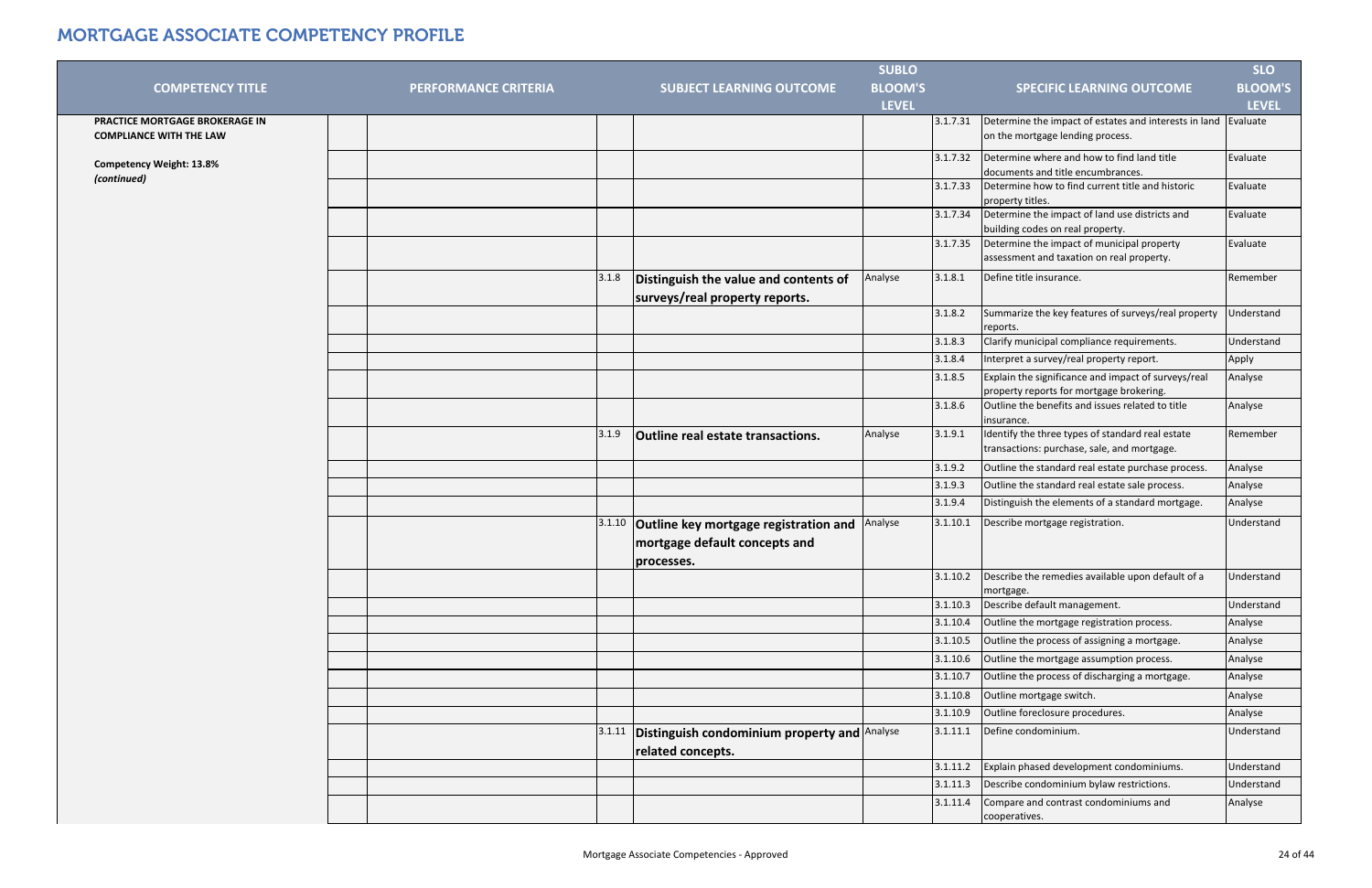# MORTGAGE ASSOCIATE COMPETENCY PROFILE

| COMPETENCY TITLE | PERFORMANCE CRITERIA | | | SUBJECT LEARNING OUTCOME | SUBLO BLOOM'S LEVEL | | SPECIFIC LEARNING OUTCOME | SLO BLOOM'S LEVEL |
|---|---|---|---|---|---|---|---|---|
| **PRACTICE MORTGAGE BROKERAGE IN COMPLIANCE WITH THE LAW**<br><br>**Competency Weight: 13.8%**<br>***(continued)*** | | | | | | 3.1.7.31 | Determine the impact of estates and interests in land on the mortgage lending process. | Evaluate |
| | | | | | | 3.1.7.32 | Determine where and how to find land title documents and title encumbrances. | Evaluate |
| | | | | | | 3.1.7.33 | Determine how to find current title and historic property titles. | Evaluate |
| | | | | | | 3.1.7.34 | Determine the impact of land use districts and building codes on real property. | Evaluate |
| | | | | | | 3.1.7.35 | Determine the impact of municipal property assessment and taxation on real property. | Evaluate |
| | | | 3.1.8 | **Distinguish the value and contents of surveys/real property reports.** | Analyse | 3.1.8.1 | Define title insurance. | Remember |
| | | | | | | 3.1.8.2 | Summarize the key features of surveys/real property reports. | Understand |
| | | | | | | 3.1.8.3 | Clarify municipal compliance requirements. | Understand |
| | | | | | | 3.1.8.4 | Interpret a survey/real property report. | Apply |
| | | | | | | 3.1.8.5 | Explain the significance and impact of surveys/real property reports for mortgage brokering. | Analyse |
| | | | | | | 3.1.8.6 | Outline the benefits and issues related to title insurance. | Analyse |
| | | | 3.1.9 | **Outline real estate transactions.** | Analyse | 3.1.9.1 | Identify the three types of standard real estate transactions: purchase, sale, and mortgage. | Remember |
| | | | | | | 3.1.9.2 | Outline the standard real estate purchase process. | Analyse |
| | | | | | | 3.1.9.3 | Outline the standard real estate sale process. | Analyse |
| | | | | | | 3.1.9.4 | Distinguish the elements of a standard mortgage. | Analyse |
| | | | 3.1.10 | **Outline key mortgage registration and mortgage default concepts and processes.** | Analyse | 3.1.10.1 | Describe mortgage registration. | Understand |
| | | | | | | 3.1.10.2 | Describe the remedies available upon default of a mortgage. | Understand |
| | | | | | | 3.1.10.3 | Describe default management. | Understand |
| | | | | | | 3.1.10.4 | Outline the mortgage registration process. | Analyse |
| | | | | | | 3.1.10.5 | Outline the process of assigning a mortgage. | Analyse |
| | | | | | | 3.1.10.6 | Outline the mortgage assumption process. | Analyse |
| | | | | | | 3.1.10.7 | Outline the process of discharging a mortgage. | Analyse |
| | | | | | | 3.1.10.8 | Outline mortgage switch. | Analyse |
| | | | | | | 3.1.10.9 | Outline foreclosure procedures. | Analyse |
| | | | 3.1.11 | **Distinguish condominium property and related concepts.** | Analyse | 3.1.11.1 | Define condominium. | Understand |
| | | | | | | 3.1.11.2 | Explain phased development condominiums. | Understand |
| | | | | | | 3.1.11.3 | Describe condominium bylaw restrictions. | Understand |
| | | | | | | 3.1.11.4 | Compare and contrast condominiums and cooperatives. | Analyse |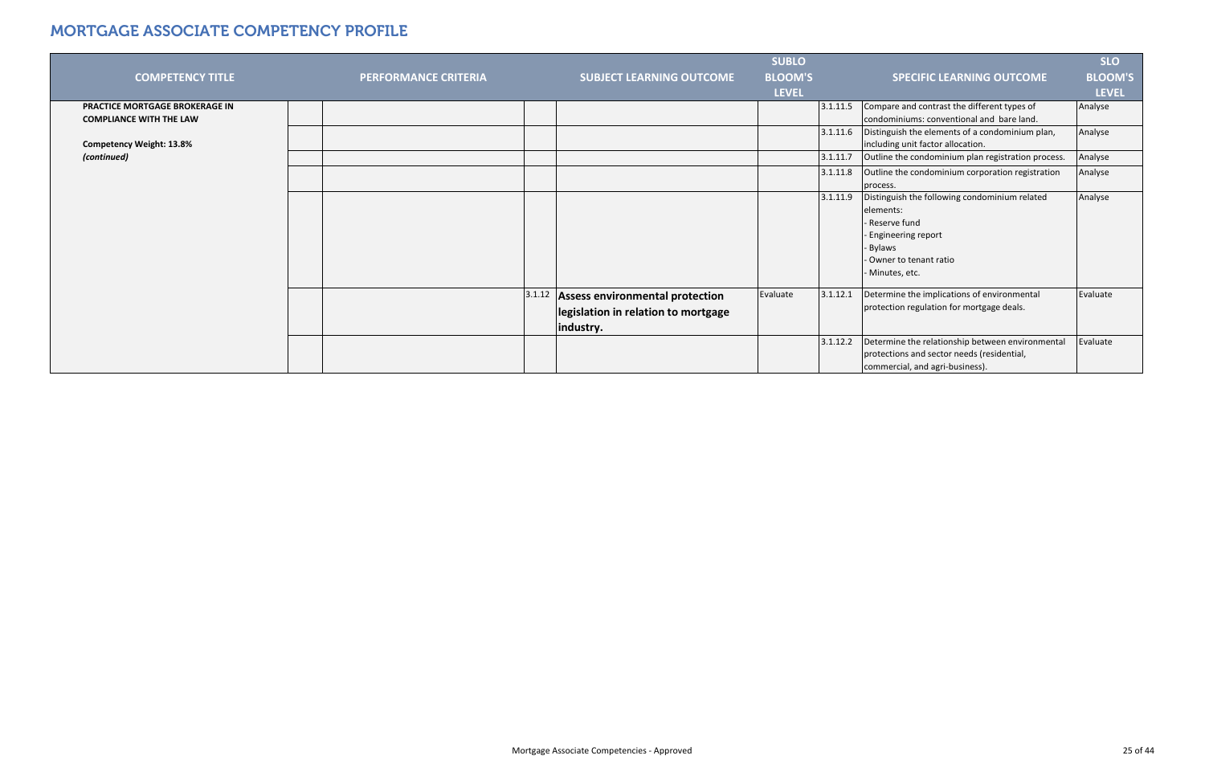## MORTGAGE ASSOCIATE COMPETENCY PROFILE

| COMPETENCY TITLE | | PERFORMANCE CRITERIA | | SUBJECT LEARNING OUTCOME | SUBLO BLOOM'S LEVEL | | SPECIFIC LEARNING OUTCOME | SLO BLOOM'S LEVEL |
|---|---|---|---|---|---|---|---|---|
| **PRACTICE MORTGAGE BROKERAGE IN COMPLIANCE WITH THE LAW**<br><br>**Competency Weight: 13.8%**<br>***(continued)*** | | | | | | 3.1.11.5 | Compare and contrast the different types of condominiums: conventional and bare land. | Analyse |
| | | | | | | 3.1.11.6 | Distinguish the elements of a condominium plan, including unit factor allocation. | Analyse |
| | | | | | | 3.1.11.7 | Outline the condominium plan registration process. | Analyse |
| | | | | | | 3.1.11.8 | Outline the condominium corporation registration process. | Analyse |
| | | | | | | 3.1.11.9 | Distinguish the following condominium related elements:<br>- Reserve fund<br>- Engineering report<br>- Bylaws<br>- Owner to tenant ratio<br>- Minutes, etc. | Analyse |
| | | | 3.1.12 | **Assess environmental protection legislation in relation to mortgage industry.** | Evaluate | 3.1.12.1 | Determine the implications of environmental protection regulation for mortgage deals. | Evaluate |
| | | | | | | 3.1.12.2 | Determine the relationship between environmental protections and sector needs (residential, commercial, and agri-business). | Evaluate |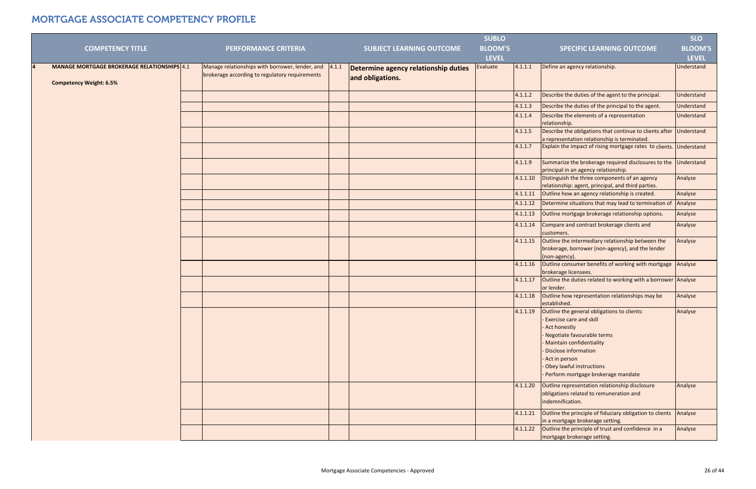# MORTGAGE ASSOCIATE COMPETENCY PROFILE

| | COMPETENCY TITLE | | PERFORMANCE CRITERIA | | SUBJECT LEARNING OUTCOME | SUBLO BLOOM'S LEVEL | | SPECIFIC LEARNING OUTCOME | SLO BLOOM'S LEVEL |
|---|---|---|---|---|---|---|---|---|---|
| 4 | **MANAGE MORTGAGE BROKERAGE RELATIONSHIPS** <br><br> **Competency Weight: 6.5%** | 4.1 | Manage relationships with borrower, lender, and brokerage according to regulatory requirements | 4.1.1 | **Determine agency relationship duties and obligations.** | Evaluate | 4.1.1.1 | Define an agency relationship. | Understand |
| | | | | | | | 4.1.1.2 | Describe the duties of the agent to the principal. | Understand |
| | | | | | | | 4.1.1.3 | Describe the duties of the principal to the agent. | Understand |
| | | | | | | | 4.1.1.4 | Describe the elements of a representation relationship. | Understand |
| | | | | | | | 4.1.1.5 | Describe the obligations that continue to clients after a representation relationship is terminated. | Understand |
| | | | | | | | 4.1.1.7 | Explain the impact of rising mortgage rates to clients. | Understand |
| | | | | | | | 4.1.1.9 | Summarize the brokerage required disclosures to the principal in an agency relationship. | Understand |
| | | | | | | | 4.1.1.10 | Distinguish the three components of an agency relationship: agent, principal, and third parties. | Analyse |
| | | | | | | | 4.1.1.11 | Outline how an agency relationship is created. | Analyse |
| | | | | | | | 4.1.1.12 | Determine situations that may lead to termination of | Analyse |
| | | | | | | | 4.1.1.13 | Outline mortgage brokerage relationship options. | Analyse |
| | | | | | | | 4.1.1.14 | Compare and contrast brokerage clients and customers. | Analyse |
| | | | | | | | 4.1.1.15 | Outline the intermediary relationship between the brokerage, borrower (non-agency), and the lender (non-agency). | Analyse |
| | | | | | | | 4.1.1.16 | Outline consumer benefits of working with mortgage brokerage licensees. | Analyse |
| | | | | | | | 4.1.1.17 | Outline the duties related to working with a borrower or lender. | Analyse |
| | | | | | | | 4.1.1.18 | Outline how representation relationships may be established. | Analyse |
| | | | | | | | 4.1.1.19 | Outline the general obligations to clients:<br>- Exercise care and skill<br>- Act honestly<br>- Negotiate favourable terms<br>- Maintain confidentiality<br>- Disclose information<br>- Act in person<br>- Obey lawful instructions<br>- Perform mortgage brokerage mandate | Analyse |
| | | | | | | | 4.1.1.20 | Outline representation relationship disclosure obligations related to remuneration and indemnification. | Analyse |
| | | | | | | | 4.1.1.21 | Outline the principle of fiduciary obligation to clients in a mortgage brokerage setting. | Analyse |
| | | | | | | | 4.1.1.22 | Outline the principle of trust and confidence in a mortgage brokerage setting. | Analyse |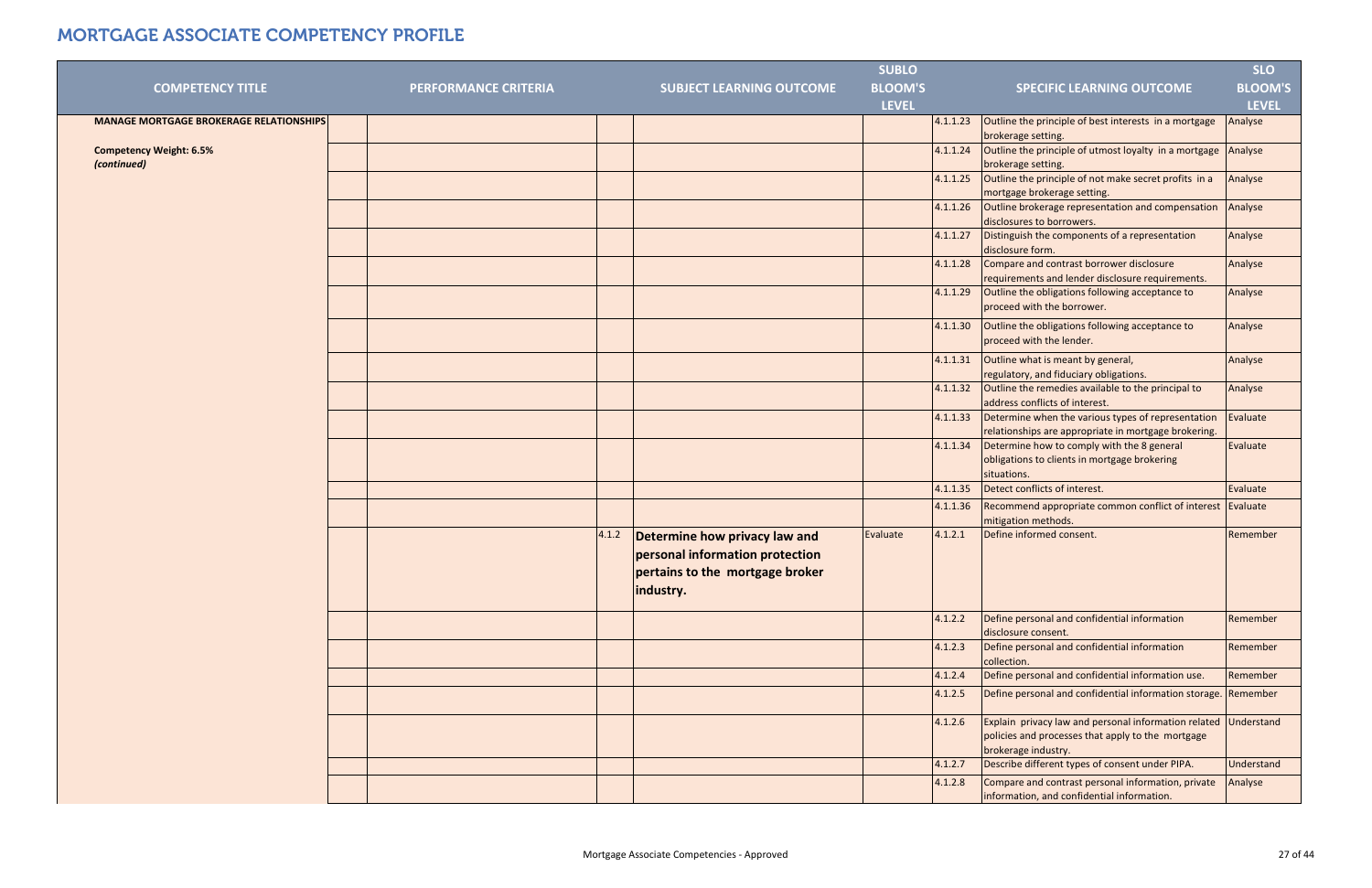# MORTGAGE ASSOCIATE COMPETENCY PROFILE

| COMPETENCY TITLE | | PERFORMANCE CRITERIA | | SUBJECT LEARNING OUTCOME | SUBLO BLOOM'S LEVEL | | SPECIFIC LEARNING OUTCOME | SLO BLOOM'S LEVEL |
|---|---|---|---|---|---|---|---|---|
| **MANAGE MORTGAGE BROKERAGE RELATIONSHIPS** <br><br> **Competency Weight: 6.5%** <br> ***(continued)*** | | | | | | 4.1.1.23 | Outline the principle of best interests in a mortgage brokerage setting. | Analyse |
| | | | | | | 4.1.1.24 | Outline the principle of utmost loyalty in a mortgage brokerage setting. | Analyse |
| | | | | | | 4.1.1.25 | Outline the principle of not make secret profits in a mortgage brokerage setting. | Analyse |
| | | | | | | 4.1.1.26 | Outline brokerage representation and compensation disclosures to borrowers. | Analyse |
| | | | | | | 4.1.1.27 | Distinguish the components of a representation disclosure form. | Analyse |
| | | | | | | 4.1.1.28 | Compare and contrast borrower disclosure requirements and lender disclosure requirements. | Analyse |
| | | | | | | 4.1.1.29 | Outline the obligations following acceptance to proceed with the borrower. | Analyse |
| | | | | | | 4.1.1.30 | Outline the obligations following acceptance to proceed with the lender. | Analyse |
| | | | | | | 4.1.1.31 | Outline what is meant by general, regulatory, and fiduciary obligations. | Analyse |
| | | | | | | 4.1.1.32 | Outline the remedies available to the principal to address conflicts of interest. | Analyse |
| | | | | | | 4.1.1.33 | Determine when the various types of representation relationships are appropriate in mortgage brokering. | Evaluate |
| | | | | | | 4.1.1.34 | Determine how to comply with the 8 general obligations to clients in mortgage brokering situations. | Evaluate |
| | | | | | | 4.1.1.35 | Detect conflicts of interest. | Evaluate |
| | | | | | | 4.1.1.36 | Recommend appropriate common conflict of interest mitigation methods. | Evaluate |
| | | | 4.1.2 | **Determine how privacy law and personal information protection pertains to the mortgage broker industry.** | Evaluate | 4.1.2.1 | Define informed consent. | Remember |
| | | | | | | 4.1.2.2 | Define personal and confidential information disclosure consent. | Remember |
| | | | | | | 4.1.2.3 | Define personal and confidential information collection. | Remember |
| | | | | | | 4.1.2.4 | Define personal and confidential information use. | Remember |
| | | | | | | 4.1.2.5 | Define personal and confidential information storage. | Remember |
| | | | | | | 4.1.2.6 | Explain privacy law and personal information related policies and processes that apply to the mortgage brokerage industry. | Understand |
| | | | | | | 4.1.2.7 | Describe different types of consent under PIPA. | Understand |
| | | | | | | 4.1.2.8 | Compare and contrast personal information, private information, and confidential information. | Analyse |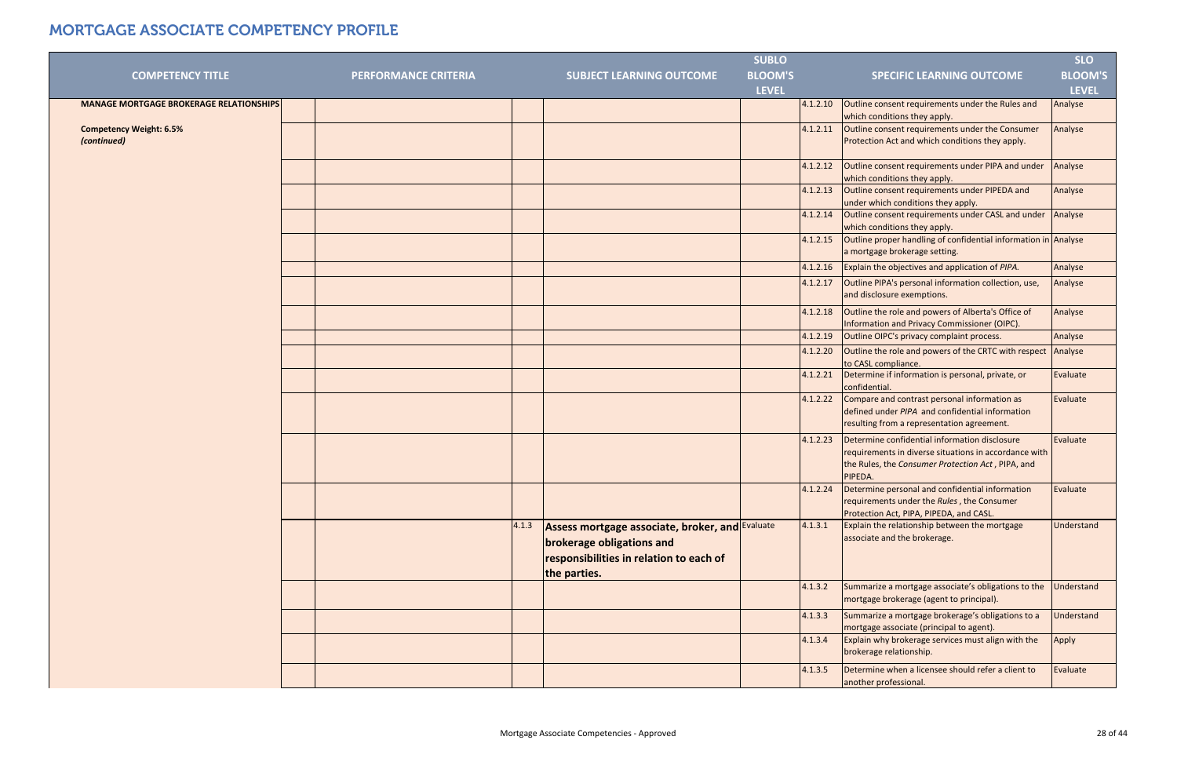# MORTGAGE ASSOCIATE COMPETENCY PROFILE

| COMPETENCY TITLE | | PERFORMANCE CRITERIA | | SUBJECT LEARNING OUTCOME | SUBLO BLOOM'S LEVEL | | SPECIFIC LEARNING OUTCOME | SLO BLOOM'S LEVEL |
|---|---|---|---|---|---|---|---|---|
| **MANAGE MORTGAGE BROKERAGE RELATIONSHIPS** | | | | | | 4.1.2.10 | Outline consent requirements under the Rules and which conditions they apply. | Analyse |
| **Competency Weight: 6.5%** ***(continued)*** | | | | | | 4.1.2.11 | Outline consent requirements under the Consumer Protection Act and which conditions they apply. | Analyse |
| | | | | | | 4.1.2.12 | Outline consent requirements under PIPA and under which conditions they apply. | Analyse |
| | | | | | | 4.1.2.13 | Outline consent requirements under PIPEDA and under which conditions they apply. | Analyse |
| | | | | | | 4.1.2.14 | Outline consent requirements under CASL and under which conditions they apply. | Analyse |
| | | | | | | 4.1.2.15 | Outline proper handling of confidential information in a mortgage brokerage setting. | Analyse |
| | | | | | | 4.1.2.16 | Explain the objectives and application of *PIPA.* | Analyse |
| | | | | | | 4.1.2.17 | Outline PIPA's personal information collection, use, and disclosure exemptions. | Analyse |
| | | | | | | 4.1.2.18 | Outline the role and powers of Alberta's Office of Information and Privacy Commissioner (OIPC). | Analyse |
| | | | | | | 4.1.2.19 | Outline OIPC's privacy complaint process. | Analyse |
| | | | | | | 4.1.2.20 | Outline the role and powers of the CRTC with respect to CASL compliance. | Analyse |
| | | | | | | 4.1.2.21 | Determine if information is personal, private, or confidential. | Evaluate |
| | | | | | | 4.1.2.22 | Compare and contrast personal information as defined under *PIPA* and confidential information resulting from a representation agreement. | Evaluate |
| | | | | | | 4.1.2.23 | Determine confidential information disclosure requirements in diverse situations in accordance with the Rules, the *Consumer Protection Act*, PIPA, and PIPEDA. | Evaluate |
| | | | | | | 4.1.2.24 | Determine personal and confidential information requirements under the *Rules*, the Consumer Protection Act, PIPA, PIPEDA, and CASL. | Evaluate |
| | | | 4.1.3 | **Assess mortgage associate, broker, and brokerage obligations and responsibilities in relation to each of the parties.** | Evaluate | 4.1.3.1 | Explain the relationship between the mortgage associate and the brokerage. | Understand |
| | | | | | | 4.1.3.2 | Summarize a mortgage associate's obligations to the mortgage brokerage (agent to principal). | Understand |
| | | | | | | 4.1.3.3 | Summarize a mortgage brokerage's obligations to a mortgage associate (principal to agent). | Understand |
| | | | | | | 4.1.3.4 | Explain why brokerage services must align with the brokerage relationship. | Apply |
| | | | | | | 4.1.3.5 | Determine when a licensee should refer a client to another professional. | Evaluate |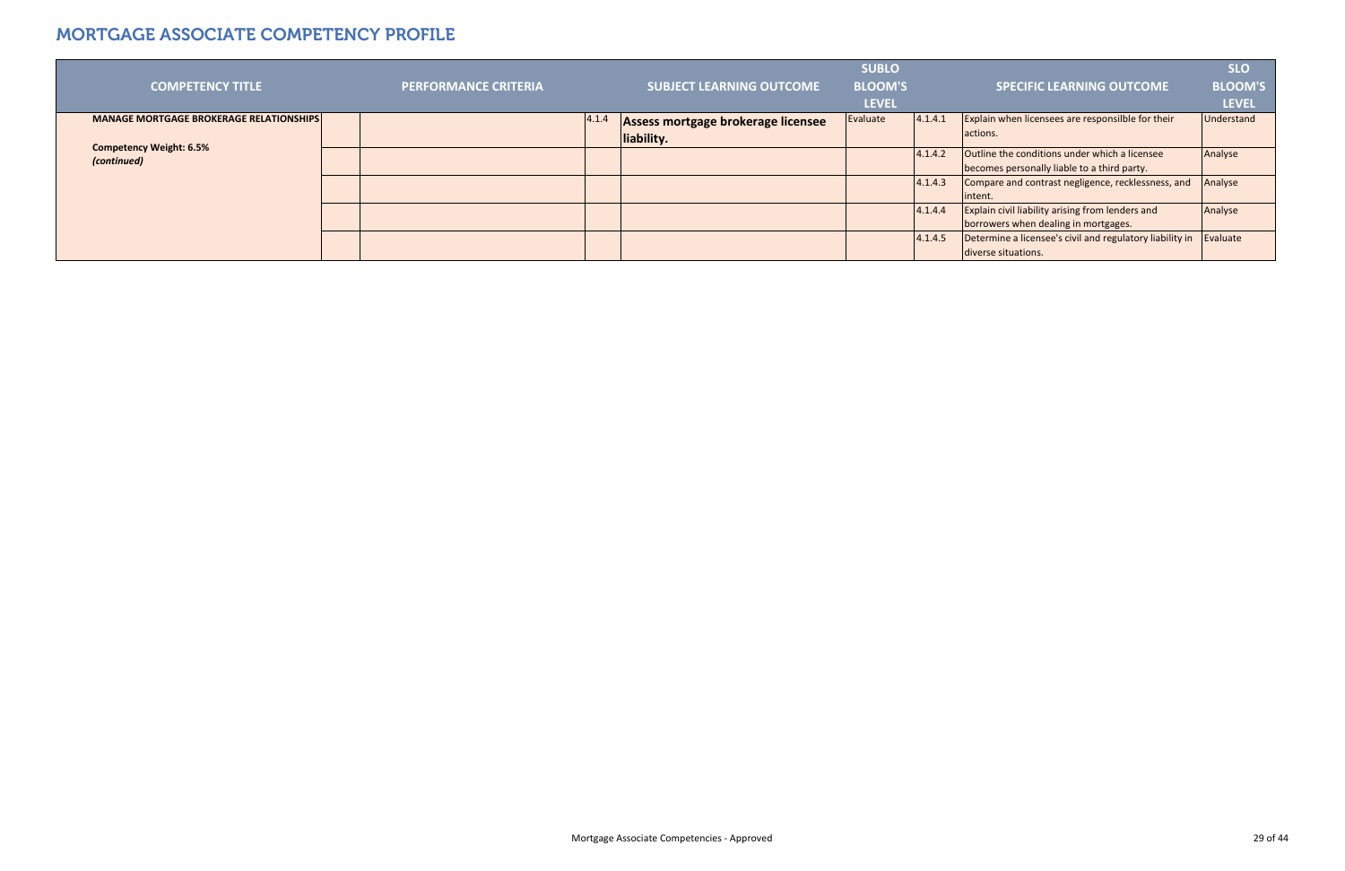# MORTGAGE ASSOCIATE COMPETENCY PROFILE

| COMPETENCY TITLE | | PERFORMANCE CRITERIA | | SUBJECT LEARNING OUTCOME | SUBLO BLOOM'S LEVEL | | SPECIFIC LEARNING OUTCOME | SLO BLOOM'S LEVEL |
|---|---|---|---|---|---|---|---|---|
| **MANAGE MORTGAGE BROKERAGE RELATIONSHIPS**<br><br>**Competency Weight: 6.5%**<br>***(continued)*** | | | 4.1.4 | **Assess mortgage brokerage licensee liability.** | Evaluate | 4.1.4.1 | Explain when licensees are responsilble for their actions. | Understand |
| | | | | | | 4.1.4.2 | Outline the conditions under which a licensee becomes personally liable to a third party. | Analyse |
| | | | | | | 4.1.4.3 | Compare and contrast negligence, recklessness, and intent. | Analyse |
| | | | | | | 4.1.4.4 | Explain civil liability arising from lenders and borrowers when dealing in mortgages. | Analyse |
| | | | | | | 4.1.4.5 | Determine a licensee's civil and regulatory liability in diverse situations. | Evaluate |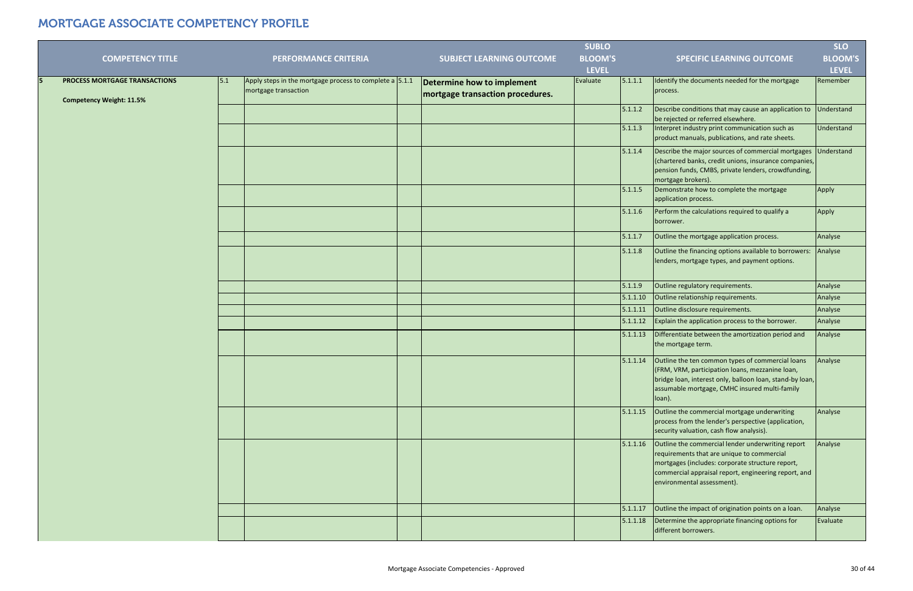# MORTGAGE ASSOCIATE COMPETENCY PROFILE

| | COMPETENCY TITLE | | PERFORMANCE CRITERIA | | SUBJECT LEARNING OUTCOME | SUBLO BLOOM'S LEVEL | | SPECIFIC LEARNING OUTCOME | SLO BLOOM'S LEVEL |
|---|---|---|---|---|---|---|---|---|---|
| 5 | **PROCESS MORTGAGE TRANSACTIONS**<br><br>**Competency Weight: 11.5%** | 5.1 | Apply steps in the mortgage process to complete a mortgage transaction | 5.1.1 | **Determine how to implement mortgage transaction procedures.** | Evaluate | 5.1.1.1 | Identify the documents needed for the mortgage process. | Remember |
| | | | | | | | 5.1.1.2 | Describe conditions that may cause an application to be rejected or referred elsewhere. | Understand |
| | | | | | | | 5.1.1.3 | Interpret industry print communication such as product manuals, publications, and rate sheets. | Understand |
| | | | | | | | 5.1.1.4 | Describe the major sources of commercial mortgages (chartered banks, credit unions, insurance companies, pension funds, CMBS, private lenders, crowdfunding, mortgage brokers). | Understand |
| | | | | | | | 5.1.1.5 | Demonstrate how to complete the mortgage application process. | Apply |
| | | | | | | | 5.1.1.6 | Perform the calculations required to qualify a borrower. | Apply |
| | | | | | | | 5.1.1.7 | Outline the mortgage application process. | Analyse |
| | | | | | | | 5.1.1.8 | Outline the financing options available to borrowers: lenders, mortgage types, and payment options. | Analyse |
| | | | | | | | 5.1.1.9 | Outline regulatory requirements. | Analyse |
| | | | | | | | 5.1.1.10 | Outline relationship requirements. | Analyse |
| | | | | | | | 5.1.1.11 | Outline disclosure requirements. | Analyse |
| | | | | | | | 5.1.1.12 | Explain the application process to the borrower. | Analyse |
| | | | | | | | 5.1.1.13 | Differentiate between the amortization period and the mortgage term. | Analyse |
| | | | | | | | 5.1.1.14 | Outline the ten common types of commercial loans (FRM, VRM, participation loans, mezzanine loan, bridge loan, interest only, balloon loan, stand-by loan, assumable mortgage, CMHC insured multi-family loan). | Analyse |
| | | | | | | | 5.1.1.15 | Outline the commercial mortgage underwriting process from the lender's perspective (application, security valuation, cash flow analysis). | Analyse |
| | | | | | | | 5.1.1.16 | Outline the commercial lender underwriting report requirements that are unique to commercial mortgages (includes: corporate structure report, commercial appraisal report, engineering report, and environmental assessment). | Analyse |
| | | | | | | | 5.1.1.17 | Outline the impact of origination points on a loan. | Analyse |
| | | | | | | | 5.1.1.18 | Determine the appropriate financing options for different borrowers. | Evaluate |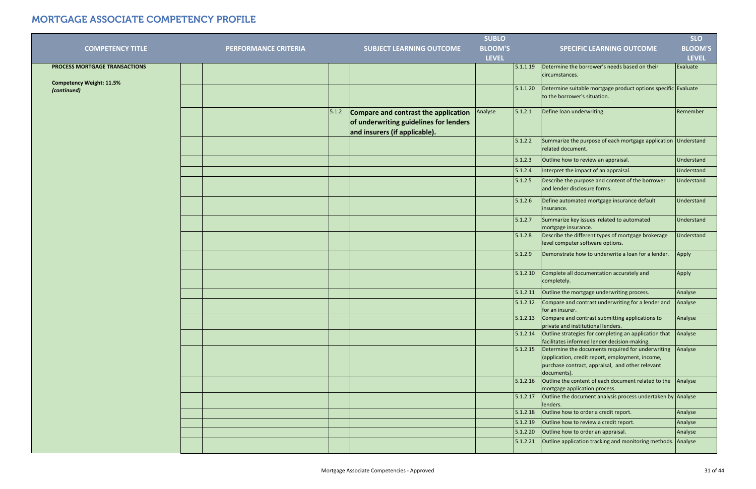# MORTGAGE ASSOCIATE COMPETENCY PROFILE

| COMPETENCY TITLE | PERFORMANCE CRITERIA | | SUBJECT LEARNING OUTCOME | SUBLO BLOOM'S LEVEL | | SPECIFIC LEARNING OUTCOME | SLO BLOOM'S LEVEL |
|---|---|---|---|---|---|---|---|
| **PROCESS MORTGAGE TRANSACTIONS**<br><br>**Competency Weight: 11.5%**<br>***(continued)*** | | | | | 5.1.1.19 | Determine the borrower's needs based on their circumstances. | Evaluate |
| | | | | | 5.1.1.20 | Determine suitable mortgage product options specific to the borrower's situation. | Evaluate |
| | | 5.1.2 | **Compare and contrast the application of underwriting guidelines for lenders and insurers (if applicable).** | Analyse | 5.1.2.1 | Define loan underwriting. | Remember |
| | | | | | 5.1.2.2 | Summarize the purpose of each mortgage application related document. | Understand |
| | | | | | 5.1.2.3 | Outline how to review an appraisal. | Understand |
| | | | | | 5.1.2.4 | Interpret the impact of an appraisal. | Understand |
| | | | | | 5.1.2.5 | Describe the purpose and content of the borrower and lender disclosure forms. | Understand |
| | | | | | 5.1.2.6 | Define automated mortgage insurance default insurance. | Understand |
| | | | | | 5.1.2.7 | Summarize key issues related to automated mortgage insurance. | Understand |
| | | | | | 5.1.2.8 | Describe the different types of mortgage brokerage level computer software options. | Understand |
| | | | | | 5.1.2.9 | Demonstrate how to underwrite a loan for a lender. | Apply |
| | | | | | 5.1.2.10 | Complete all documentation accurately and completely. | Apply |
| | | | | | 5.1.2.11 | Outline the mortgage underwriting process. | Analyse |
| | | | | | 5.1.2.12 | Compare and contrast underwriting for a lender and for an insurer. | Analyse |
| | | | | | 5.1.2.13 | Compare and contrast submitting applications to private and institutional lenders. | Analyse |
| | | | | | 5.1.2.14 | Outline strategies for completing an application that facilitates informed lender decision-making. | Analyse |
| | | | | | 5.1.2.15 | Determine the documents required for underwriting (application, credit report, employment, income, purchase contract, appraisal, and other relevant documents). | Analyse |
| | | | | | 5.1.2.16 | Outline the content of each document related to the mortgage application process. | Analyse |
| | | | | | 5.1.2.17 | Outline the document analysis process undertaken by lenders. | Analyse |
| | | | | | 5.1.2.18 | Outline how to order a credit report. | Analyse |
| | | | | | 5.1.2.19 | Outline how to review a credit report. | Analyse |
| | | | | | 5.1.2.20 | Outline how to order an appraisal. | Analyse |
| | | | | | 5.1.2.21 | Outline application tracking and monitoring methods. | Analyse |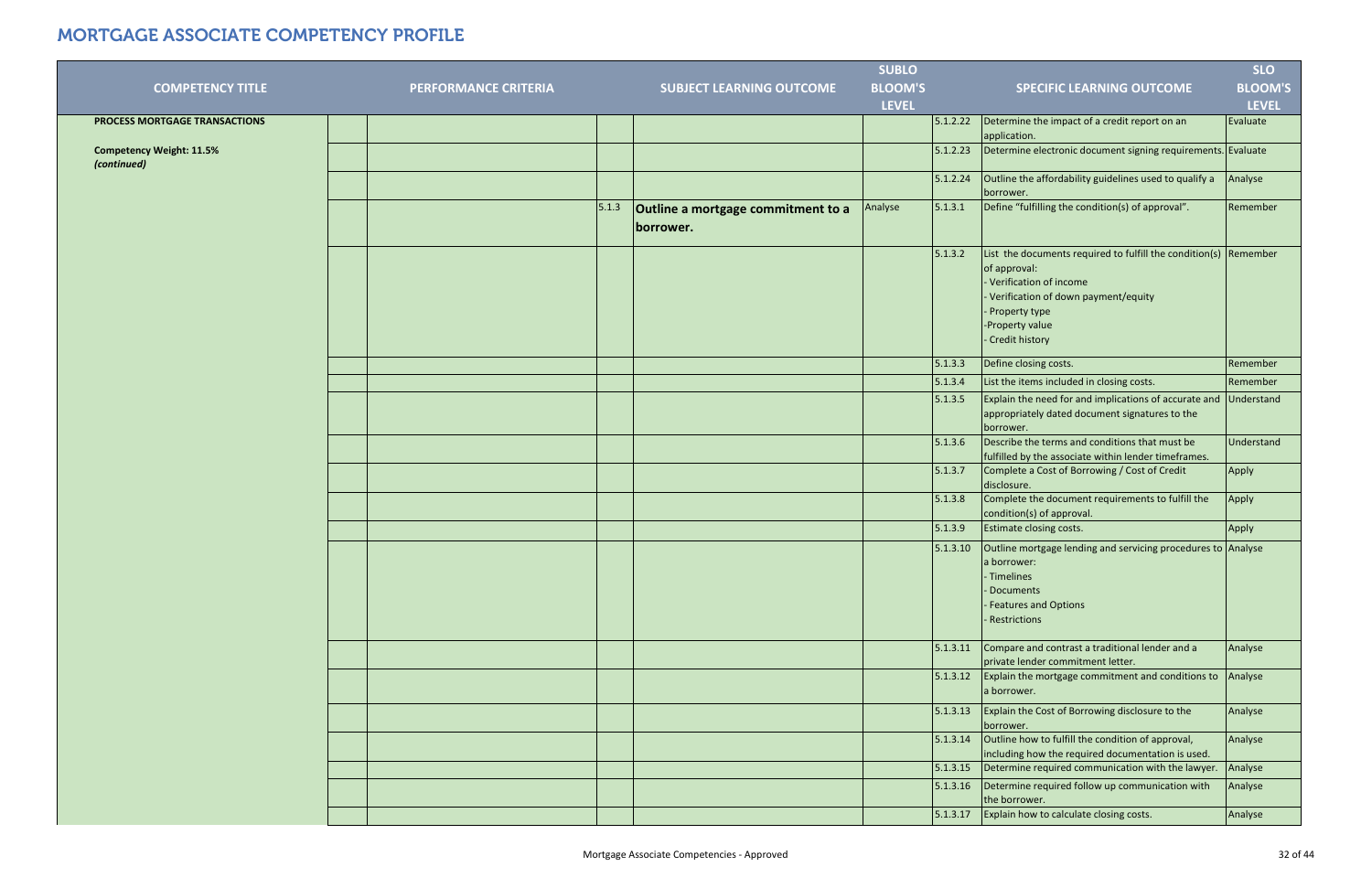# MORTGAGE ASSOCIATE COMPETENCY PROFILE

| COMPETENCY TITLE | | PERFORMANCE CRITERIA | | SUBJECT LEARNING OUTCOME | SUBLO BLOOM'S LEVEL | | SPECIFIC LEARNING OUTCOME | SLO BLOOM'S LEVEL |
|---|---|---|---|---|---|---|---|---|
| **PROCESS MORTGAGE TRANSACTIONS** | | | | | | 5.1.2.22 | Determine the impact of a credit report on an application. | Evaluate |
| **Competency Weight: 11.5%** *(continued)* | | | | | | 5.1.2.23 | Determine electronic document signing requirements. | Evaluate |
| | | | | | | 5.1.2.24 | Outline the affordability guidelines used to qualify a borrower. | Analyse |
| | | | 5.1.3 | **Outline a mortgage commitment to a borrower.** | Analyse | 5.1.3.1 | Define "fulfilling the condition(s) of approval". | Remember |
| | | | | | | 5.1.3.2 | List the documents required to fulfill the condition(s) of approval:<br>- Verification of income<br>- Verification of down payment/equity<br>- Property type<br>-Property value<br>- Credit history | Remember |
| | | | | | | 5.1.3.3 | Define closing costs. | Remember |
| | | | | | | 5.1.3.4 | List the items included in closing costs. | Remember |
| | | | | | | 5.1.3.5 | Explain the need for and implications of accurate and appropriately dated document signatures to the borrower. | Understand |
| | | | | | | 5.1.3.6 | Describe the terms and conditions that must be fulfilled by the associate within lender timeframes. | Understand |
| | | | | | | 5.1.3.7 | Complete a Cost of Borrowing / Cost of Credit disclosure. | Apply |
| | | | | | | 5.1.3.8 | Complete the document requirements to fulfill the condition(s) of approval. | Apply |
| | | | | | | 5.1.3.9 | Estimate closing costs. | Apply |
| | | | | | | 5.1.3.10 | Outline mortgage lending and servicing procedures to a borrower:<br>- Timelines<br>- Documents<br>- Features and Options<br>- Restrictions | Analyse |
| | | | | | | 5.1.3.11 | Compare and contrast a traditional lender and a private lender commitment letter. | Analyse |
| | | | | | | 5.1.3.12 | Explain the mortgage commitment and conditions to a borrower. | Analyse |
| | | | | | | 5.1.3.13 | Explain the Cost of Borrowing disclosure to the borrower. | Analyse |
| | | | | | | 5.1.3.14 | Outline how to fulfill the condition of approval, including how the required documentation is used. | Analyse |
| | | | | | | 5.1.3.15 | Determine required communication with the lawyer. | Analyse |
| | | | | | | 5.1.3.16 | Determine required follow up communication with the borrower. | Analyse |
| | | | | | | 5.1.3.17 | Explain how to calculate closing costs. | Analyse |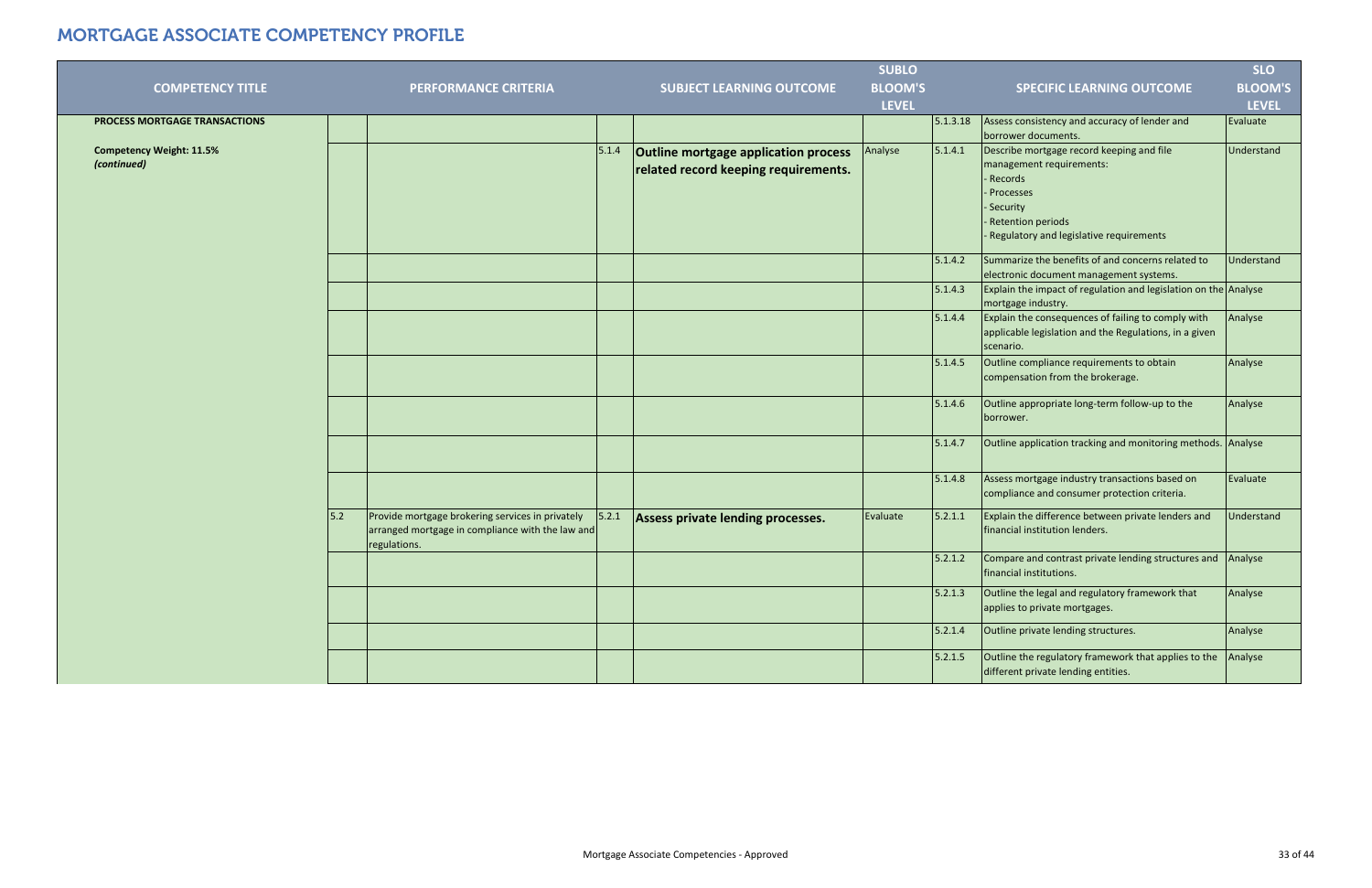# MORTGAGE ASSOCIATE COMPETENCY PROFILE

| COMPETENCY TITLE | | PERFORMANCE CRITERIA | | SUBJECT LEARNING OUTCOME | SUBLO BLOOM'S LEVEL | | SPECIFIC LEARNING OUTCOME | SLO BLOOM'S LEVEL |
|---|---|---|---|---|---|---|---|---|
| **PROCESS MORTGAGE TRANSACTIONS** | | | | | | 5.1.3.18 | Assess consistency and accuracy of lender and borrower documents. | Evaluate |
| **Competency Weight: 11.5%** ***(continued)*** | | | 5.1.4 | **Outline mortgage application process related record keeping requirements.** | Analyse | 5.1.4.1 | Describe mortgage record keeping and file management requirements:<br>- Records<br>- Processes<br>- Security<br>- Retention periods<br>- Regulatory and legislative requirements | Understand |
| | | | | | | 5.1.4.2 | Summarize the benefits of and concerns related to electronic document management systems. | Understand |
| | | | | | | 5.1.4.3 | Explain the impact of regulation and legislation on the mortgage industry. | Analyse |
| | | | | | | 5.1.4.4 | Explain the consequences of failing to comply with applicable legislation and the Regulations, in a given scenario. | Analyse |
| | | | | | | 5.1.4.5 | Outline compliance requirements to obtain compensation from the brokerage. | Analyse |
| | | | | | | 5.1.4.6 | Outline appropriate long-term follow-up to the borrower. | Analyse |
| | | | | | | 5.1.4.7 | Outline application tracking and monitoring methods. | Analyse |
| | | | | | | 5.1.4.8 | Assess mortgage industry transactions based on compliance and consumer protection criteria. | Evaluate |
| | 5.2 | Provide mortgage brokering services in privately arranged mortgage in compliance with the law and regulations. | 5.2.1 | **Assess private lending processes.** | Evaluate | 5.2.1.1 | Explain the difference between private lenders and financial institution lenders. | Understand |
| | | | | | | 5.2.1.2 | Compare and contrast private lending structures and financial institutions. | Analyse |
| | | | | | | 5.2.1.3 | Outline the legal and regulatory framework that applies to private mortgages. | Analyse |
| | | | | | | 5.2.1.4 | Outline private lending structures. | Analyse |
| | | | | | | 5.2.1.5 | Outline the regulatory framework that applies to the different private lending entities. | Analyse |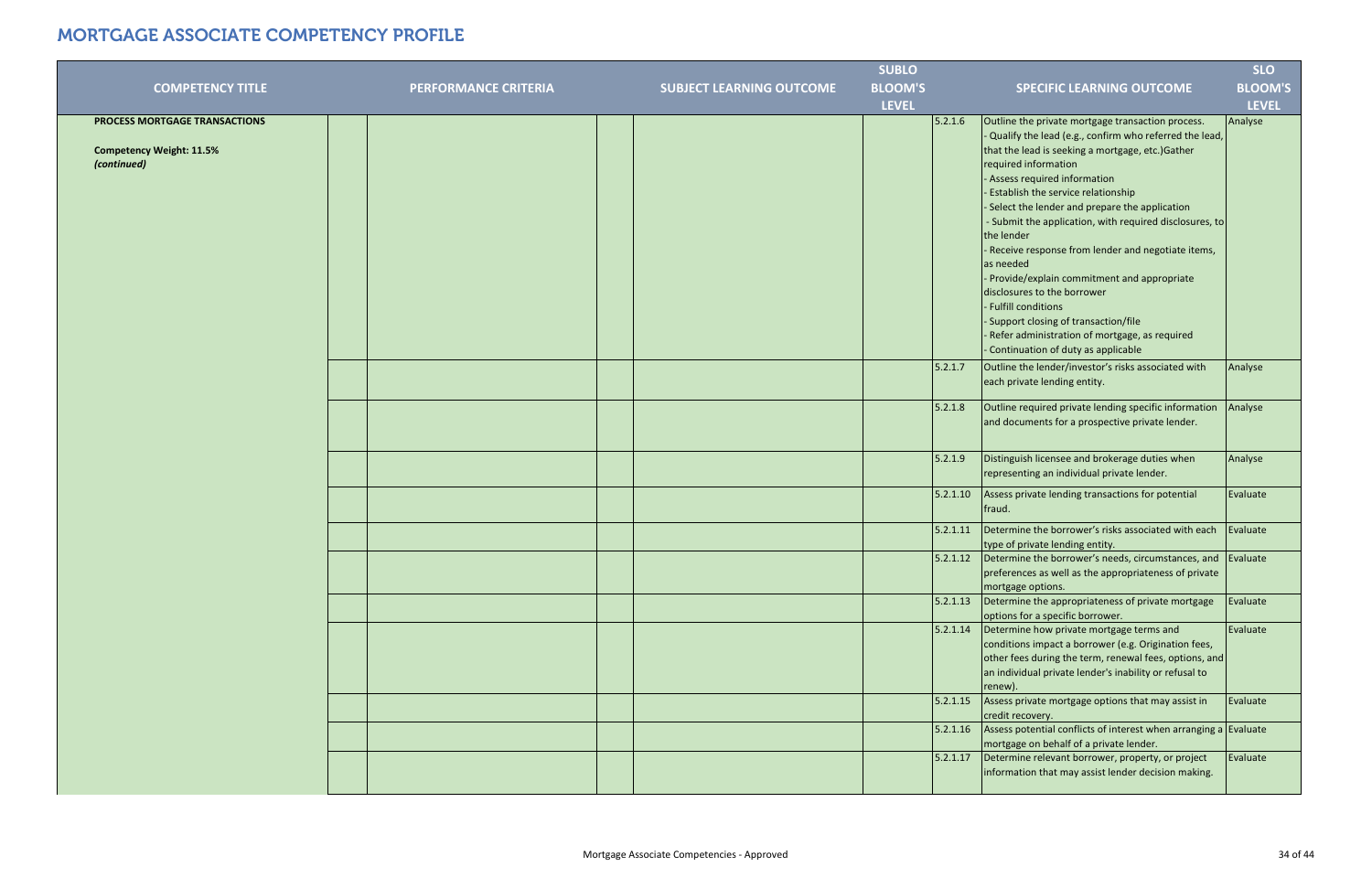# MORTGAGE ASSOCIATE COMPETENCY PROFILE

| COMPETENCY TITLE | PERFORMANCE CRITERIA | SUBJECT LEARNING OUTCOME | SUBLO BLOOM'S LEVEL | | SPECIFIC LEARNING OUTCOME | SLO BLOOM'S LEVEL |
|---|---|---|---|---|---|---|
| **PROCESS MORTGAGE TRANSACTIONS**<br><br>**Competency Weight: 11.5%**<br>***(continued)*** | | | | 5.2.1.6 | Outline the private mortgage transaction process.<br>- Qualify the lead (e.g., confirm who referred the lead, that the lead is seeking a mortgage, etc.)Gather required information<br>- Assess required information<br>- Establish the service relationship<br>- Select the lender and prepare the application<br>- Submit the application, with required disclosures, to the lender<br>- Receive response from lender and negotiate items, as needed<br>- Provide/explain commitment and appropriate disclosures to the borrower<br>- Fulfill conditions<br>- Support closing of transaction/file<br>- Refer administration of mortgage, as required<br>- Continuation of duty as applicable | Analyse |
| | | | | 5.2.1.7 | Outline the lender/investor's risks associated with each private lending entity. | Analyse |
| | | | | 5.2.1.8 | Outline required private lending specific information and documents for a prospective private lender. | Analyse |
| | | | | 5.2.1.9 | Distinguish licensee and brokerage duties when representing an individual private lender. | Analyse |
| | | | | 5.2.1.10 | Assess private lending transactions for potential fraud. | Evaluate |
| | | | | 5.2.1.11 | Determine the borrower's risks associated with each type of private lending entity. | Evaluate |
| | | | | 5.2.1.12 | Determine the borrower's needs, circumstances, and preferences as well as the appropriateness of private mortgage options. | Evaluate |
| | | | | 5.2.1.13 | Determine the appropriateness of private mortgage options for a specific borrower. | Evaluate |
| | | | | 5.2.1.14 | Determine how private mortgage terms and conditions impact a borrower (e.g. Origination fees, other fees during the term, renewal fees, options, and an individual private lender's inability or refusal to renew). | Evaluate |
| | | | | 5.2.1.15 | Assess private mortgage options that may assist in credit recovery. | Evaluate |
| | | | | 5.2.1.16 | Assess potential conflicts of interest when arranging a mortgage on behalf of a private lender. | Evaluate |
| | | | | 5.2.1.17 | Determine relevant borrower, property, or project information that may assist lender decision making. | Evaluate |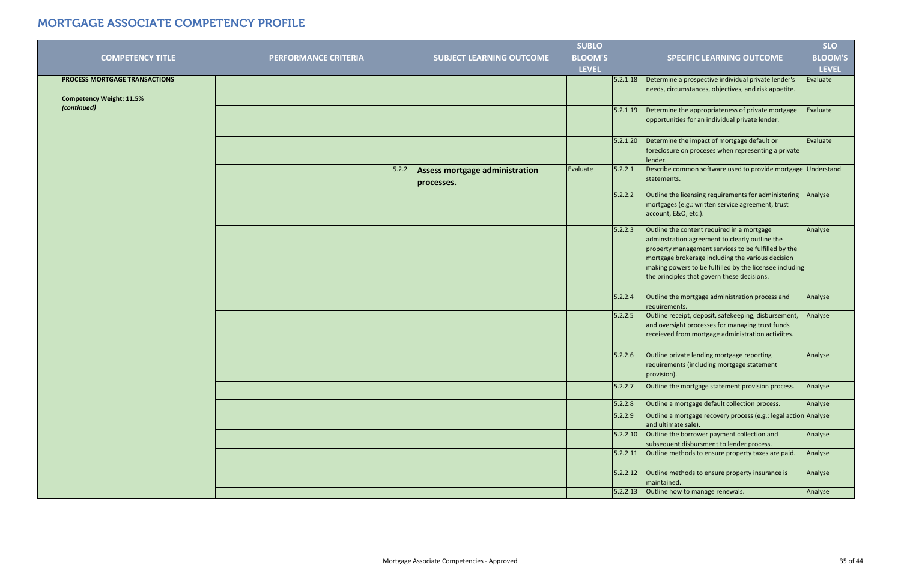# MORTGAGE ASSOCIATE COMPETENCY PROFILE

| COMPETENCY TITLE | | PERFORMANCE CRITERIA | | SUBJECT LEARNING OUTCOME | SUBLO BLOOM'S LEVEL | | SPECIFIC LEARNING OUTCOME | SLO BLOOM'S LEVEL |
|---|---|---|---|---|---|---|---|---|
| **PROCESS MORTGAGE TRANSACTIONS**<br><br>**Competency Weight: 11.5%**<br>***(continued)*** | | | | | | 5.2.1.18 | Determine a prospective individual private lender's needs, circumstances, objectives, and risk appetite. | Evaluate |
| | | | | | | 5.2.1.19 | Determine the appropriateness of private mortgage opportunities for an individual private lender. | Evaluate |
| | | | | | | 5.2.1.20 | Determine the impact of mortgage default or foreclosure on proceses when representing a private lender. | Evaluate |
| | | | 5.2.2 | **Assess mortgage administration processes.** | Evaluate | 5.2.2.1 | Describe common software used to provide mortgage statements. | Understand |
| | | | | | | 5.2.2.2 | Outline the licensing requirements for administering mortgages (e.g.: written service agreement, trust account, E&O, etc.). | Analyse |
| | | | | | | 5.2.2.3 | Outline the content required in a mortgage adminstration agreement to clearly outline the property management services to be fulfilled by the mortgage brokerage including the various decision making powers to be fulfilled by the licensee including the principles that govern these decisions. | Analyse |
| | | | | | | 5.2.2.4 | Outline the mortgage administration process and requirements. | Analyse |
| | | | | | | 5.2.2.5 | Outline receipt, deposit, safekeeping, disbursement, and oversight processes for managing trust funds receieved from mortgage administration activiites. | Analyse |
| | | | | | | 5.2.2.6 | Outline private lending mortgage reporting requirements (including mortgage statement provision). | Analyse |
| | | | | | | 5.2.2.7 | Outline the mortgage statement provision process. | Analyse |
| | | | | | | 5.2.2.8 | Outline a mortgage default collection process. | Analyse |
| | | | | | | 5.2.2.9 | Outline a mortgage recovery process (e.g.: legal action and ultimate sale). | Analyse |
| | | | | | | 5.2.2.10 | Outline the borrower payment collection and subsequent disbursment to lender process. | Analyse |
| | | | | | | 5.2.2.11 | Outline methods to ensure property taxes are paid. | Analyse |
| | | | | | | 5.2.2.12 | Outline methods to ensure property insurance is maintained. | Analyse |
| | | | | | | 5.2.2.13 | Outline how to manage renewals. | Analyse |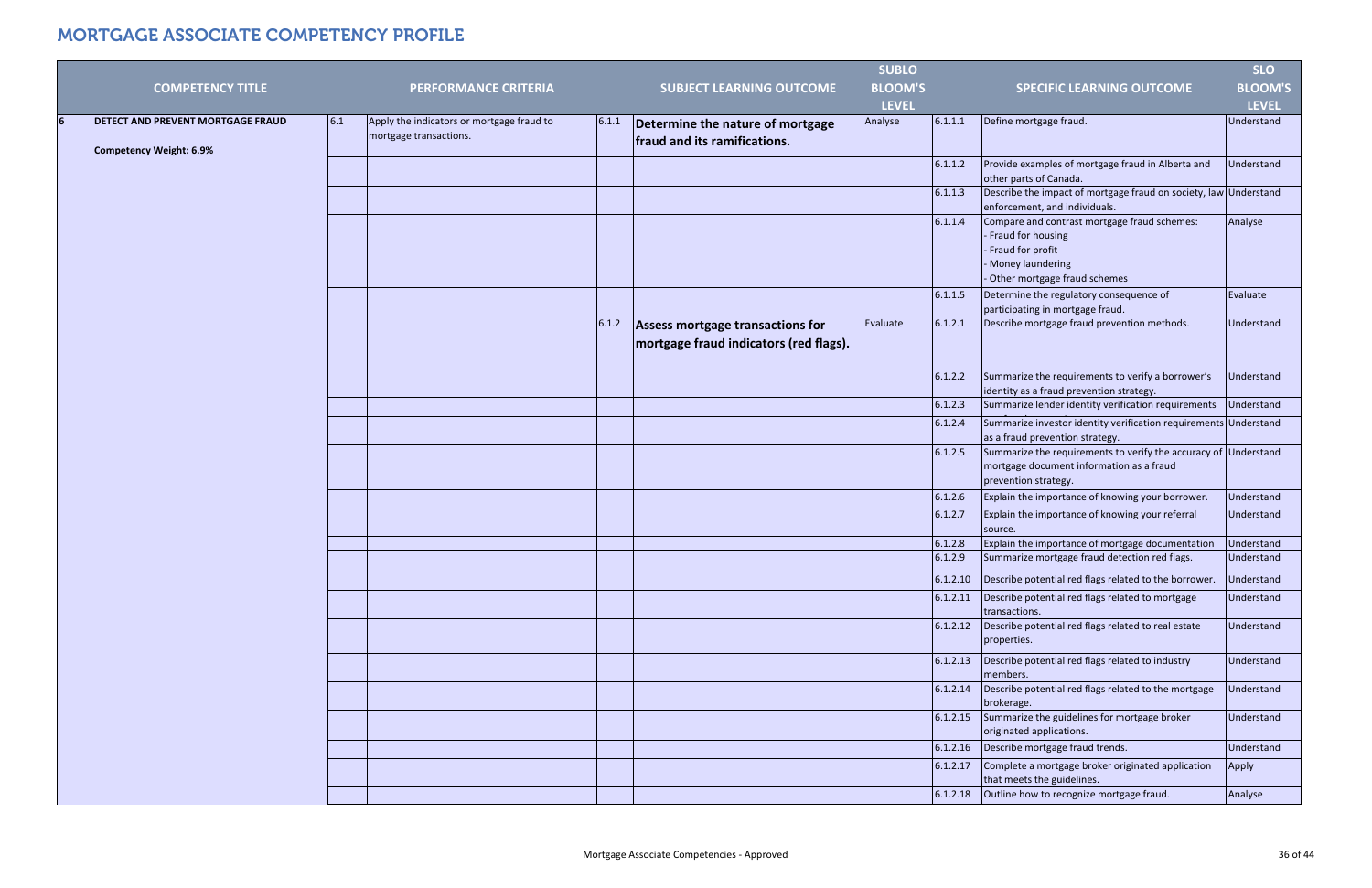# MORTGAGE ASSOCIATE COMPETENCY PROFILE

| | COMPETENCY TITLE | | PERFORMANCE CRITERIA | | SUBJECT LEARNING OUTCOME | SUBLO BLOOM'S LEVEL | | SPECIFIC LEARNING OUTCOME | SLO BLOOM'S LEVEL |
|---|---|---|---|---|---|---|---|---|---|
| 6 | **DETECT AND PREVENT MORTGAGE FRAUD**<br><br>**Competency Weight: 6.9%** | 6.1 | Apply the indicators or mortgage fraud to mortgage transactions. | 6.1.1 | **Determine the nature of mortgage fraud and its ramifications.** | Analyse | 6.1.1.1 | Define mortgage fraud. | Understand |
| | | | | | | | 6.1.1.2 | Provide examples of mortgage fraud in Alberta and other parts of Canada. | Understand |
| | | | | | | | 6.1.1.3 | Describe the impact of mortgage fraud on society, law enforcement, and individuals. | Understand |
| | | | | | | | 6.1.1.4 | Compare and contrast mortgage fraud schemes:<br>- Fraud for housing<br>- Fraud for profit<br>- Money laundering<br>- Other mortgage fraud schemes | Analyse |
| | | | | | | | 6.1.1.5 | Determine the regulatory consequence of participating in mortgage fraud. | Evaluate |
| | | | | 6.1.2 | **Assess mortgage transactions for mortgage fraud indicators (red flags).** | Evaluate | 6.1.2.1 | Describe mortgage fraud prevention methods. | Understand |
| | | | | | | | 6.1.2.2 | Summarize the requirements to verify a borrower's identity as a fraud prevention strategy. | Understand |
| | | | | | | | 6.1.2.3 | Summarize lender identity verification requirements | Understand |
| | | | | | | | 6.1.2.4 | Summarize investor identity verification requirements as a fraud prevention strategy. | Understand |
| | | | | | | | 6.1.2.5 | Summarize the requirements to verify the accuracy of mortgage document information as a fraud prevention strategy. | Understand |
| | | | | | | | 6.1.2.6 | Explain the importance of knowing your borrower. | Understand |
| | | | | | | | 6.1.2.7 | Explain the importance of knowing your referral source. | Understand |
| | | | | | | | 6.1.2.8 | Explain the importance of mortgage documentation | Understand |
| | | | | | | | 6.1.2.9 | Summarize mortgage fraud detection red flags. | Understand |
| | | | | | | | 6.1.2.10 | Describe potential red flags related to the borrower. | Understand |
| | | | | | | | 6.1.2.11 | Describe potential red flags related to mortgage transactions. | Understand |
| | | | | | | | 6.1.2.12 | Describe potential red flags related to real estate properties. | Understand |
| | | | | | | | 6.1.2.13 | Describe potential red flags related to industry members. | Understand |
| | | | | | | | 6.1.2.14 | Describe potential red flags related to the mortgage brokerage. | Understand |
| | | | | | | | 6.1.2.15 | Summarize the guidelines for mortgage broker originated applications. | Understand |
| | | | | | | | 6.1.2.16 | Describe mortgage fraud trends. | Understand |
| | | | | | | | 6.1.2.17 | Complete a mortgage broker originated application that meets the guidelines. | Apply |
| | | | | | | | 6.1.2.18 | Outline how to recognize mortgage fraud. | Analyse |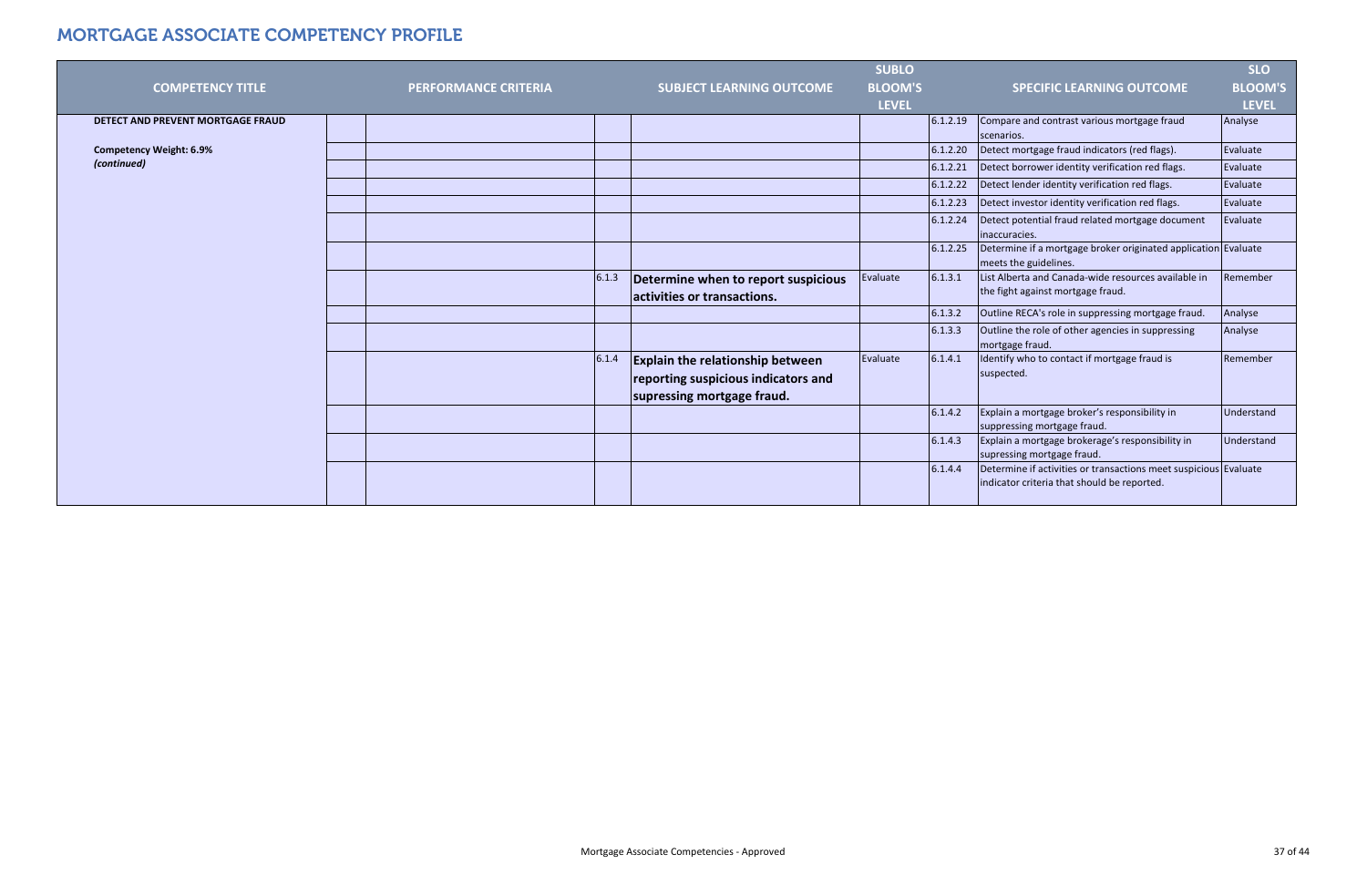# MORTGAGE ASSOCIATE COMPETENCY PROFILE

| COMPETENCY TITLE | | PERFORMANCE CRITERIA | | SUBJECT LEARNING OUTCOME | SUBLO BLOOM'S LEVEL | | SPECIFIC LEARNING OUTCOME | SLO BLOOM'S LEVEL |
|---|---|---|---|---|---|---|---|---|
| **DETECT AND PREVENT MORTGAGE FRAUD** | | | | | | 6.1.2.19 | Compare and contrast various mortgage fraud scenarios. | Analyse |
| **Competency Weight: 6.9%** | | | | | | 6.1.2.20 | Detect mortgage fraud indicators (red flags). | Evaluate |
| ***(continued)*** | | | | | | 6.1.2.21 | Detect borrower identity verification red flags. | Evaluate |
| | | | | | | 6.1.2.22 | Detect lender identity verification red flags. | Evaluate |
| | | | | | | 6.1.2.23 | Detect investor identity verification red flags. | Evaluate |
| | | | | | | 6.1.2.24 | Detect potential fraud related mortgage document inaccuracies. | Evaluate |
| | | | | | | 6.1.2.25 | Determine if a mortgage broker originated application meets the guidelines. | Evaluate |
| | | | 6.1.3 | **Determine when to report suspicious activities or transactions.** | Evaluate | 6.1.3.1 | List Alberta and Canada-wide resources available in the fight against mortgage fraud. | Remember |
| | | | | | | 6.1.3.2 | Outline RECA's role in suppressing mortgage fraud. | Analyse |
| | | | | | | 6.1.3.3 | Outline the role of other agencies in suppressing mortgage fraud. | Analyse |
| | | | 6.1.4 | **Explain the relationship between reporting suspicious indicators and supressing mortgage fraud.** | Evaluate | 6.1.4.1 | Identify who to contact if mortgage fraud is suspected. | Remember |
| | | | | | | 6.1.4.2 | Explain a mortgage broker's responsibility in suppressing mortgage fraud. | Understand |
| | | | | | | 6.1.4.3 | Explain a mortgage brokerage's responsibility in supressing mortgage fraud. | Understand |
| | | | | | | 6.1.4.4 | Determine if activities or transactions meet suspicious indicator criteria that should be reported. | Evaluate |

Mortgage Associate Competencies - Approved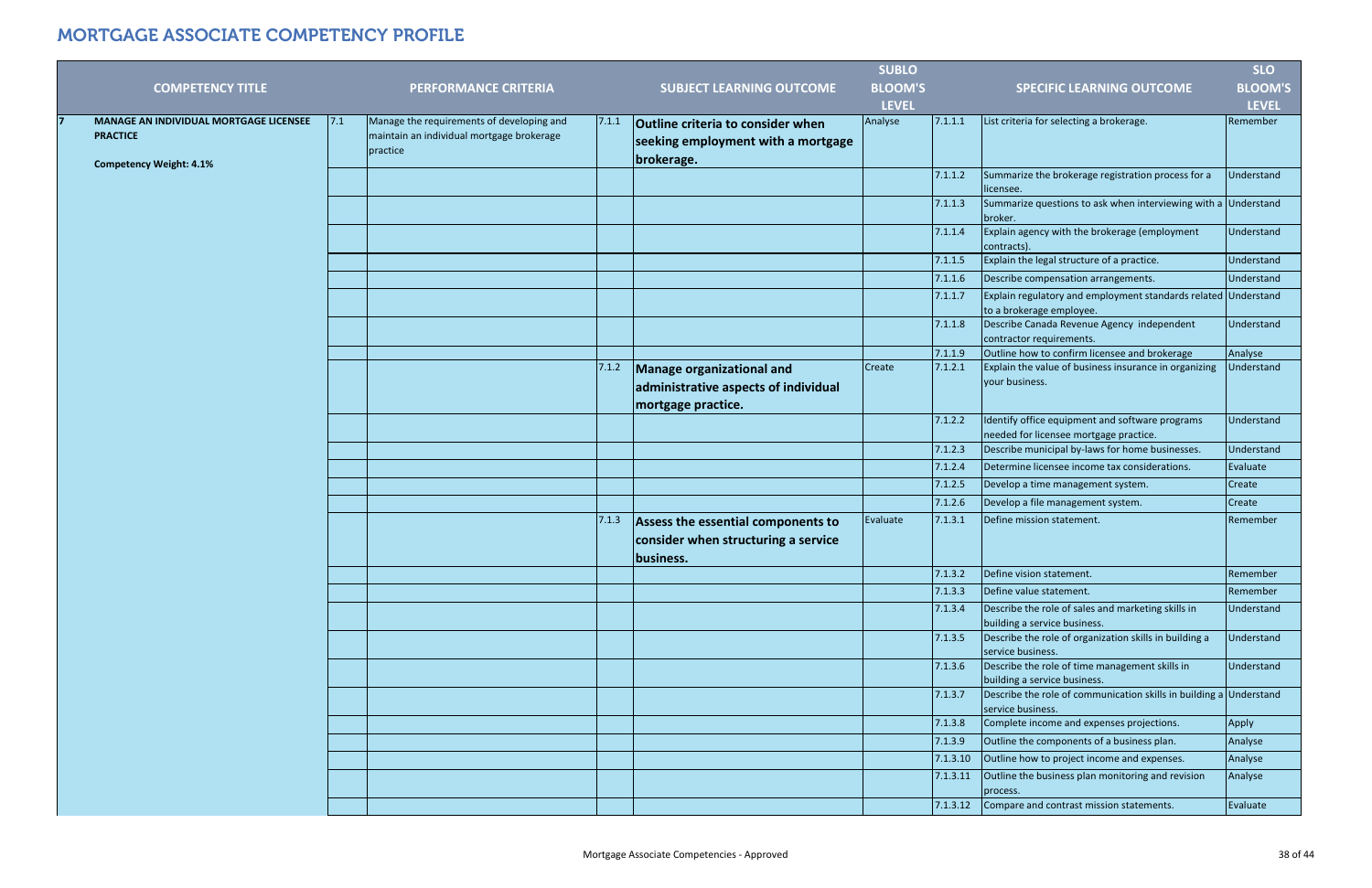# MORTGAGE ASSOCIATE COMPETENCY PROFILE

| | COMPETENCY TITLE | | PERFORMANCE CRITERIA | | SUBJECT LEARNING OUTCOME | SUBLO BLOOM'S LEVEL | | SPECIFIC LEARNING OUTCOME | SLO BLOOM'S LEVEL |
|---|---|---|---|---|---|---|---|---|---|
| 7 | **MANAGE AN INDIVIDUAL MORTGAGE LICENSEE PRACTICE**<br><br>**Competency Weight: 4.1%** | 7.1 | Manage the requirements of developing and maintain an individual mortgage brokerage practice | 7.1.1 | **Outline criteria to consider when seeking employment with a mortgage brokerage.** | Analyse | 7.1.1.1 | List criteria for selecting a brokerage. | Remember |
| | | | | | | | 7.1.1.2 | Summarize the brokerage registration process for a licensee. | Understand |
| | | | | | | | 7.1.1.3 | Summarize questions to ask when interviewing with a broker. | Understand |
| | | | | | | | 7.1.1.4 | Explain agency with the brokerage (employment contracts). | Understand |
| | | | | | | | 7.1.1.5 | Explain the legal structure of a practice. | Understand |
| | | | | | | | 7.1.1.6 | Describe compensation arrangements. | Understand |
| | | | | | | | 7.1.1.7 | Explain regulatory and employment standards related to a brokerage employee. | Understand |
| | | | | | | | 7.1.1.8 | Describe Canada Revenue Agency independent contractor requirements. | Understand |
| | | | | | | | 7.1.1.9 | Outline how to confirm licensee and brokerage | Analyse |
| | | | | 7.1.2 | **Manage organizational and administrative aspects of individual mortgage practice.** | Create | 7.1.2.1 | Explain the value of business insurance in organizing your business. | Understand |
| | | | | | | | 7.1.2.2 | Identify office equipment and software programs needed for licensee mortgage practice. | Understand |
| | | | | | | | 7.1.2.3 | Describe municipal by-laws for home businesses. | Understand |
| | | | | | | | 7.1.2.4 | Determine licensee income tax considerations. | Evaluate |
| | | | | | | | 7.1.2.5 | Develop a time management system. | Create |
| | | | | | | | 7.1.2.6 | Develop a file management system. | Create |
| | | | | 7.1.3 | **Assess the essential components to consider when structuring a service business.** | Evaluate | 7.1.3.1 | Define mission statement. | Remember |
| | | | | | | | 7.1.3.2 | Define vision statement. | Remember |
| | | | | | | | 7.1.3.3 | Define value statement. | Remember |
| | | | | | | | 7.1.3.4 | Describe the role of sales and marketing skills in building a service business. | Understand |
| | | | | | | | 7.1.3.5 | Describe the role of organization skills in building a service business. | Understand |
| | | | | | | | 7.1.3.6 | Describe the role of time management skills in building a service business. | Understand |
| | | | | | | | 7.1.3.7 | Describe the role of communication skills in building a service business. | Understand |
| | | | | | | | 7.1.3.8 | Complete income and expenses projections. | Apply |
| | | | | | | | 7.1.3.9 | Outline the components of a business plan. | Analyse |
| | | | | | | | 7.1.3.10 | Outline how to project income and expenses. | Analyse |
| | | | | | | | 7.1.3.11 | Outline the business plan monitoring and revision process. | Analyse |
| | | | | | | | 7.1.3.12 | Compare and contrast mission statements. | Evaluate |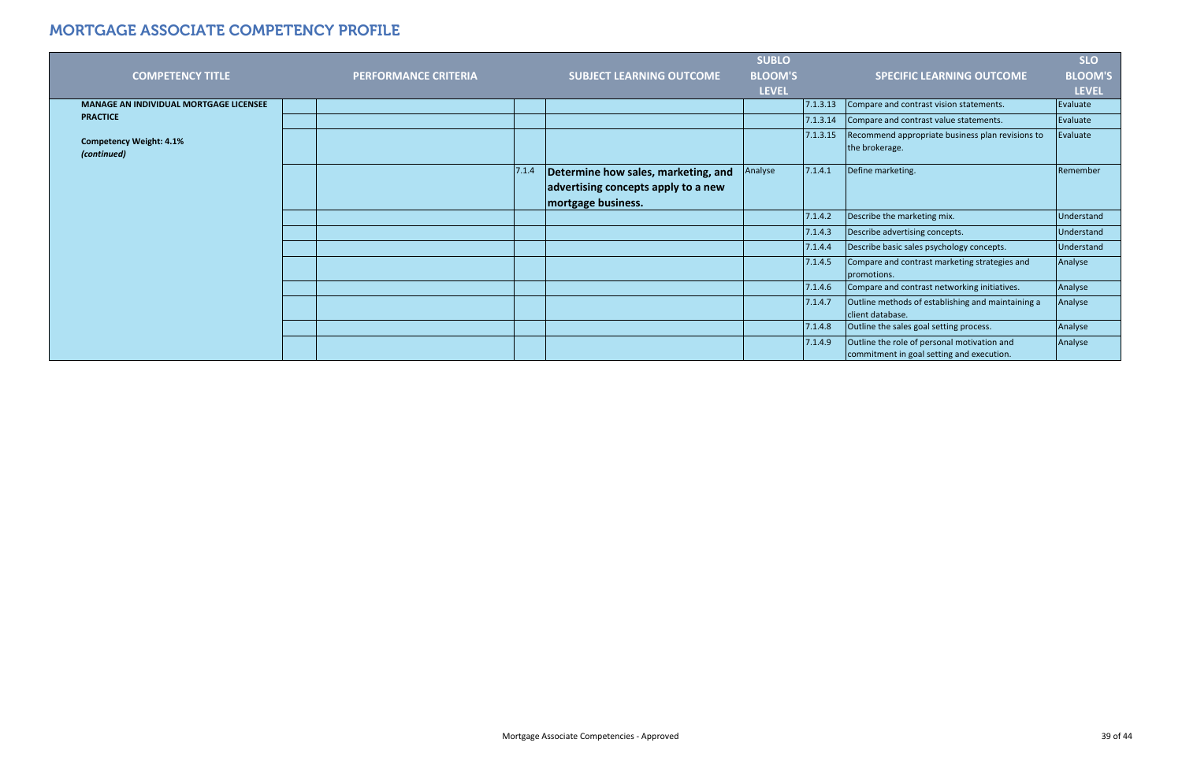# MORTGAGE ASSOCIATE COMPETENCY PROFILE

| COMPETENCY TITLE | | PERFORMANCE CRITERIA | | SUBJECT LEARNING OUTCOME | SUBLO BLOOM'S LEVEL | | SPECIFIC LEARNING OUTCOME | SLO BLOOM'S LEVEL |
|---|---|---|---|---|---|---|---|---|
| **MANAGE AN INDIVIDUAL MORTGAGE LICENSEE PRACTICE**<br><br>**Competency Weight: 4.1%**<br>***(continued)*** | | | | | | 7.1.3.13 | Compare and contrast vision statements. | Evaluate |
| | | | | | | 7.1.3.14 | Compare and contrast value statements. | Evaluate |
| | | | | | | 7.1.3.15 | Recommend appropriate business plan revisions to the brokerage. | Evaluate |
| | | | 7.1.4 | **Determine how sales, marketing, and advertising concepts apply to a new mortgage business.** | Analyse | 7.1.4.1 | Define marketing. | Remember |
| | | | | | | 7.1.4.2 | Describe the marketing mix. | Understand |
| | | | | | | 7.1.4.3 | Describe advertising concepts. | Understand |
| | | | | | | 7.1.4.4 | Describe basic sales psychology concepts. | Understand |
| | | | | | | 7.1.4.5 | Compare and contrast marketing strategies and promotions. | Analyse |
| | | | | | | 7.1.4.6 | Compare and contrast networking initiatives. | Analyse |
| | | | | | | 7.1.4.7 | Outline methods of establishing and maintaining a client database. | Analyse |
| | | | | | | 7.1.4.8 | Outline the sales goal setting process. | Analyse |
| | | | | | | 7.1.4.9 | Outline the role of personal motivation and commitment in goal setting and execution. | Analyse |

Mortgage Associate Competencies - Approved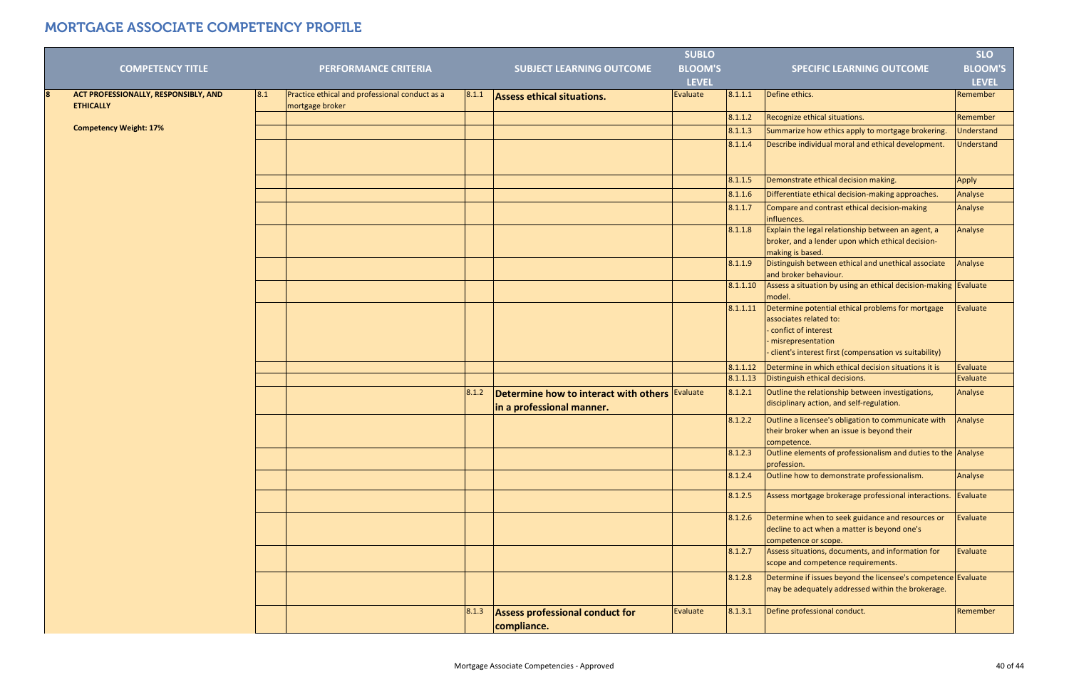# MORTGAGE ASSOCIATE COMPETENCY PROFILE

| | COMPETENCY TITLE | | PERFORMANCE CRITERIA | | SUBJECT LEARNING OUTCOME | SUBLO BLOOM'S LEVEL | | SPECIFIC LEARNING OUTCOME | SLO BLOOM'S LEVEL |
|---|---|---|---|---|---|---|---|---|---|
| 8 | **ACT PROFESSIONALLY, RESPONSIBLY, AND ETHICALLY** | 8.1 | Practice ethical and professional conduct as a mortgage broker | 8.1.1 | **Assess ethical situations.** | Evaluate | 8.1.1.1 | Define ethics. | Remember |
| | | | | | | | 8.1.1.2 | Recognize ethical situations. | Remember |
| | **Competency Weight: 17%** | | | | | | 8.1.1.3 | Summarize how ethics apply to mortgage brokering. | Understand |
| | | | | | | | 8.1.1.4 | Describe individual moral and ethical development. | Understand |
| | | | | | | | 8.1.1.5 | Demonstrate ethical decision making. | Apply |
| | | | | | | | 8.1.1.6 | Differentiate ethical decision-making approaches. | Analyse |
| | | | | | | | 8.1.1.7 | Compare and contrast ethical decision-making influences. | Analyse |
| | | | | | | | 8.1.1.8 | Explain the legal relationship between an agent, a broker, and a lender upon which ethical decision-making is based. | Analyse |
| | | | | | | | 8.1.1.9 | Distinguish between ethical and unethical associate and broker behaviour. | Analyse |
| | | | | | | | 8.1.1.10 | Assess a situation by using an ethical decision-making model. | Evaluate |
| | | | | | | | 8.1.1.11 | Determine potential ethical problems for mortgage associates related to:<br>- confict of interest<br>- misrepresentation<br>- client's interest first (compensation vs suitability) | Evaluate |
| | | | | | | | 8.1.1.12 | Determine in which ethical decision situations it is | Evaluate |
| | | | | | | | 8.1.1.13 | Distinguish ethical decisions. | Evaluate |
| | | | | 8.1.2 | **Determine how to interact with others in a professional manner.** | Evaluate | 8.1.2.1 | Outline the relationship between investigations, disciplinary action, and self-regulation. | Analyse |
| | | | | | | | 8.1.2.2 | Outline a licensee's obligation to communicate with their broker when an issue is beyond their competence. | Analyse |
| | | | | | | | 8.1.2.3 | Outline elements of professionalism and duties to the profession. | Analyse |
| | | | | | | | 8.1.2.4 | Outline how to demonstrate professionalism. | Analyse |
| | | | | | | | 8.1.2.5 | Assess mortgage brokerage professional interactions. | Evaluate |
| | | | | | | | 8.1.2.6 | Determine when to seek guidance and resources or decline to act when a matter is beyond one's competence or scope. | Evaluate |
| | | | | | | | 8.1.2.7 | Assess situations, documents, and information for scope and competence requirements. | Evaluate |
| | | | | | | | 8.1.2.8 | Determine if issues beyond the licensee's competence may be adequately addressed within the brokerage. | Evaluate |
| | | | | 8.1.3 | **Assess professional conduct for compliance.** | Evaluate | 8.1.3.1 | Define professional conduct. | Remember |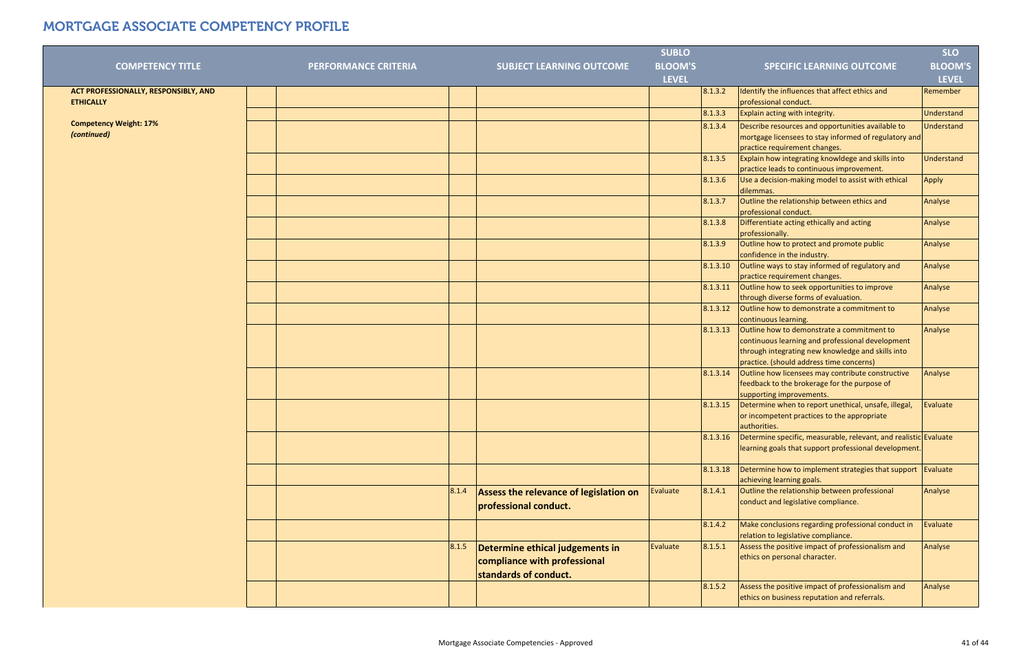# MORTGAGE ASSOCIATE COMPETENCY PROFILE

| COMPETENCY TITLE | | PERFORMANCE CRITERIA | | SUBJECT LEARNING OUTCOME | SUBLO BLOOM'S LEVEL | | SPECIFIC LEARNING OUTCOME | SLO BLOOM'S LEVEL |
|---|---|---|---|---|---|---|---|---|
| **ACT PROFESSIONALLY, RESPONSIBLY, AND ETHICALLY**<br><br>**Competency Weight: 17%**<br>***(continued)*** | | | | | | 8.1.3.2 | Identify the influences that affect ethics and professional conduct. | Remember |
| | | | | | | 8.1.3.3 | Explain acting with integrity. | Understand |
| | | | | | | 8.1.3.4 | Describe resources and opportunities available to mortgage licensees to stay informed of regulatory and practice requirement changes. | Understand |
| | | | | | | 8.1.3.5 | Explain how integrating knowldege and skills into practice leads to continuous improvement. | Understand |
| | | | | | | 8.1.3.6 | Use a decision-making model to assist with ethical dilemmas. | Apply |
| | | | | | | 8.1.3.7 | Outline the relationship between ethics and professional conduct. | Analyse |
| | | | | | | 8.1.3.8 | Differentiate acting ethically and acting professionally. | Analyse |
| | | | | | | 8.1.3.9 | Outline how to protect and promote public confidence in the industry. | Analyse |
| | | | | | | 8.1.3.10 | Outline ways to stay informed of regulatory and practice requirement changes. | Analyse |
| | | | | | | 8.1.3.11 | Outline how to seek opportunities to improve through diverse forms of evaluation. | Analyse |
| | | | | | | 8.1.3.12 | Outline how to demonstrate a commitment to continuous learning. | Analyse |
| | | | | | | 8.1.3.13 | Outline how to demonstrate a commitment to continuous learning and professional development through integrating new knowledge and skills into practice. (should address time concerns) | Analyse |
| | | | | | | 8.1.3.14 | Outline how licensees may contribute constructive feedback to the brokerage for the purpose of supporting improvements. | Analyse |
| | | | | | | 8.1.3.15 | Determine when to report unethical, unsafe, illegal, or incompetent practices to the appropriate authorities. | Evaluate |
| | | | | | | 8.1.3.16 | Determine specific, measurable, relevant, and realistic learning goals that support professional development. | Evaluate |
| | | | | | | 8.1.3.18 | Determine how to implement strategies that support achieving learning goals. | Evaluate |
| | | | 8.1.4 | **Assess the relevance of legislation on professional conduct.** | Evaluate | 8.1.4.1 | Outline the relationship between professional conduct and legislative compliance. | Analyse |
| | | | | | | 8.1.4.2 | Make conclusions regarding professional conduct in relation to legislative compliance. | Evaluate |
| | | | 8.1.5 | **Determine ethical judgements in compliance with professional standards of conduct.** | Evaluate | 8.1.5.1 | Assess the positive impact of professionalism and ethics on personal character. | Analyse |
| | | | | | | 8.1.5.2 | Assess the positive impact of professionalism and ethics on business reputation and referrals. | Analyse |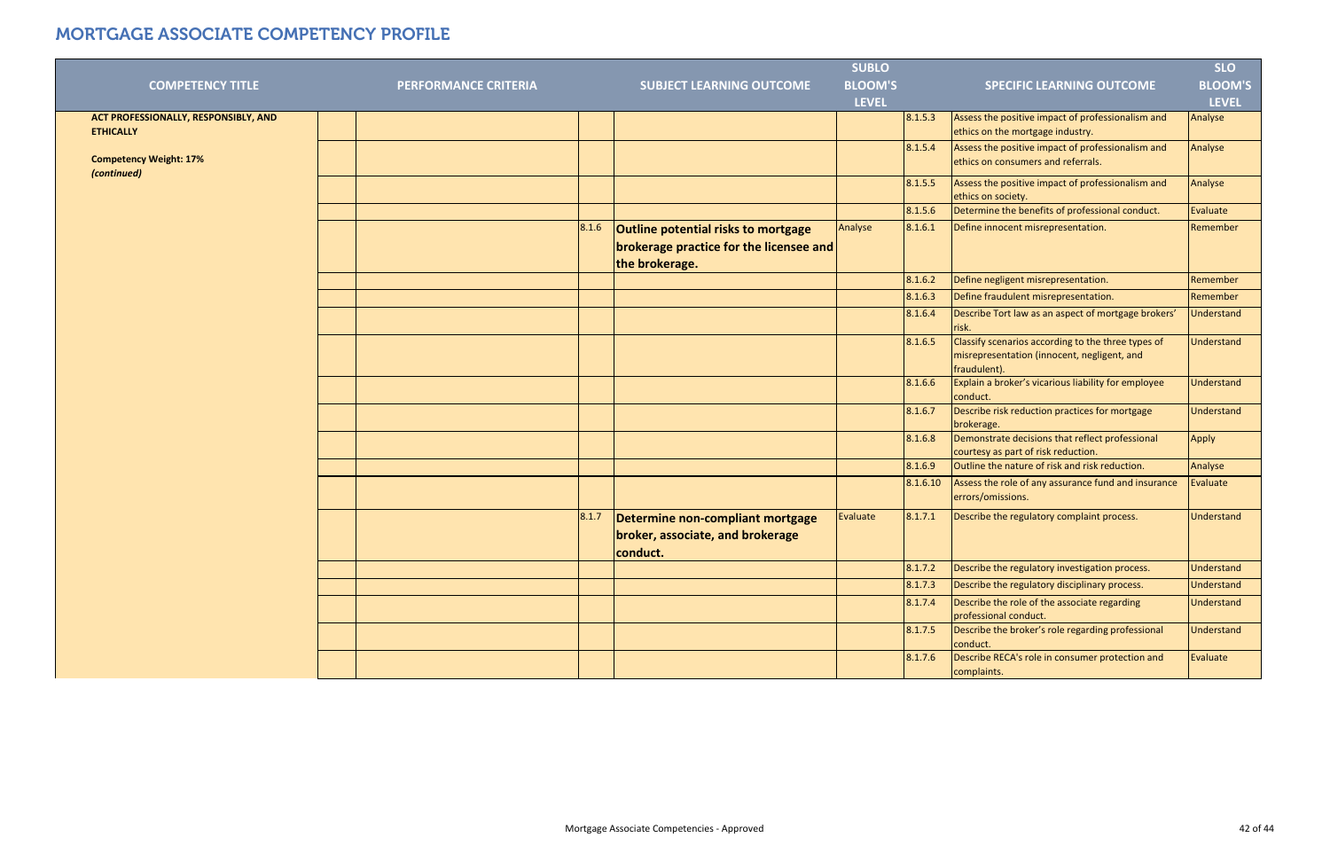# MORTGAGE ASSOCIATE COMPETENCY PROFILE

| COMPETENCY TITLE | | PERFORMANCE CRITERIA | | SUBJECT LEARNING OUTCOME | SUBLO BLOOM'S LEVEL | | SPECIFIC LEARNING OUTCOME | SLO BLOOM'S LEVEL |
|---|---|---|---|---|---|---|---|---|
| **ACT PROFESSIONALLY, RESPONSIBLY, AND ETHICALLY**<br><br>**Competency Weight: 17%**<br>***(continued)*** | | | | | | 8.1.5.3 | Assess the positive impact of professionalism and ethics on the mortgage industry. | Analyse |
| | | | | | | 8.1.5.4 | Assess the positive impact of professionalism and ethics on consumers and referrals. | Analyse |
| | | | | | | 8.1.5.5 | Assess the positive impact of professionalism and ethics on society. | Analyse |
| | | | | | | 8.1.5.6 | Determine the benefits of professional conduct. | Evaluate |
| | | | 8.1.6 | **Outline potential risks to mortgage brokerage practice for the licensee and the brokerage.** | Analyse | 8.1.6.1 | Define innocent misrepresentation. | Remember |
| | | | | | | 8.1.6.2 | Define negligent misrepresentation. | Remember |
| | | | | | | 8.1.6.3 | Define fraudulent misrepresentation. | Remember |
| | | | | | | 8.1.6.4 | Describe Tort law as an aspect of mortgage brokers' risk. | Understand |
| | | | | | | 8.1.6.5 | Classify scenarios according to the three types of misrepresentation (innocent, negligent, and fraudulent). | Understand |
| | | | | | | 8.1.6.6 | Explain a broker's vicarious liability for employee conduct. | Understand |
| | | | | | | 8.1.6.7 | Describe risk reduction practices for mortgage brokerage. | Understand |
| | | | | | | 8.1.6.8 | Demonstrate decisions that reflect professional courtesy as part of risk reduction. | Apply |
| | | | | | | 8.1.6.9 | Outline the nature of risk and risk reduction. | Analyse |
| | | | | | | 8.1.6.10 | Assess the role of any assurance fund and insurance errors/omissions. | Evaluate |
| | | | 8.1.7 | **Determine non-compliant mortgage broker, associate, and brokerage conduct.** | Evaluate | 8.1.7.1 | Describe the regulatory complaint process. | Understand |
| | | | | | | 8.1.7.2 | Describe the regulatory investigation process. | Understand |
| | | | | | | 8.1.7.3 | Describe the regulatory disciplinary process. | Understand |
| | | | | | | 8.1.7.4 | Describe the role of the associate regarding professional conduct. | Understand |
| | | | | | | 8.1.7.5 | Describe the broker's role regarding professional conduct. | Understand |
| | | | | | | 8.1.7.6 | Describe RECA's role in consumer protection and complaints. | Evaluate |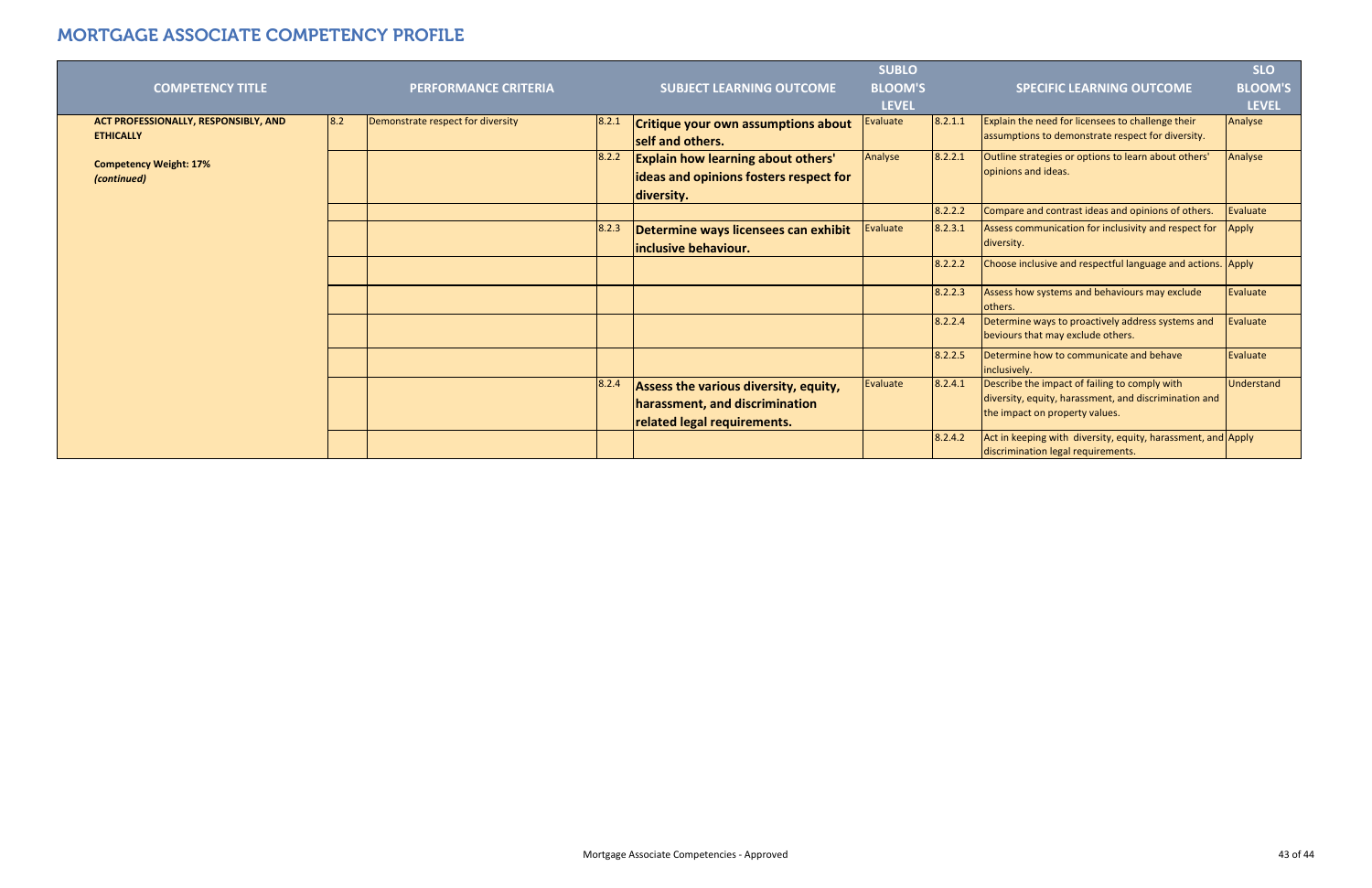# MORTGAGE ASSOCIATE COMPETENCY PROFILE

| COMPETENCY TITLE | | PERFORMANCE CRITERIA | | SUBJECT LEARNING OUTCOME | SUBLO BLOOM'S LEVEL | | SPECIFIC LEARNING OUTCOME | SLO BLOOM'S LEVEL |
|---|---|---|---|---|---|---|---|---|
| **ACT PROFESSIONALLY, RESPONSIBLY, AND ETHICALLY** | 8.2 | Demonstrate respect for diversity | 8.2.1 | **Critique your own assumptions about self and others.** | Evaluate | 8.2.1.1 | Explain the need for licensees to challenge their assumptions to demonstrate respect for diversity. | Analyse |
| **Competency Weight: 17%** *(continued)* | | | 8.2.2 | **Explain how learning about others' ideas and opinions fosters respect for diversity.** | Analyse | 8.2.2.1 | Outline strategies or options to learn about others' opinions and ideas. | Analyse |
| | | | | | | 8.2.2.2 | Compare and contrast ideas and opinions of others. | Evaluate |
| | | | 8.2.3 | **Determine ways licensees can exhibit inclusive behaviour.** | Evaluate | 8.2.3.1 | Assess communication for inclusivity and respect for diversity. | Apply |
| | | | | | | 8.2.2.2 | Choose inclusive and respectful language and actions. | Apply |
| | | | | | | 8.2.2.3 | Assess how systems and behaviours may exclude others. | Evaluate |
| | | | | | | 8.2.2.4 | Determine ways to proactively address systems and beviours that may exclude others. | Evaluate |
| | | | | | | 8.2.2.5 | Determine how to communicate and behave inclusively. | Evaluate |
| | | | 8.2.4 | **Assess the various diversity, equity, harassment, and discrimination related legal requirements.** | Evaluate | 8.2.4.1 | Describe the impact of failing to comply with diversity, equity, harassment, and discrimination and the impact on property values. | Understand |
| | | | | | | 8.2.4.2 | Act in keeping with diversity, equity, harassment, and discrimination legal requirements. | Apply |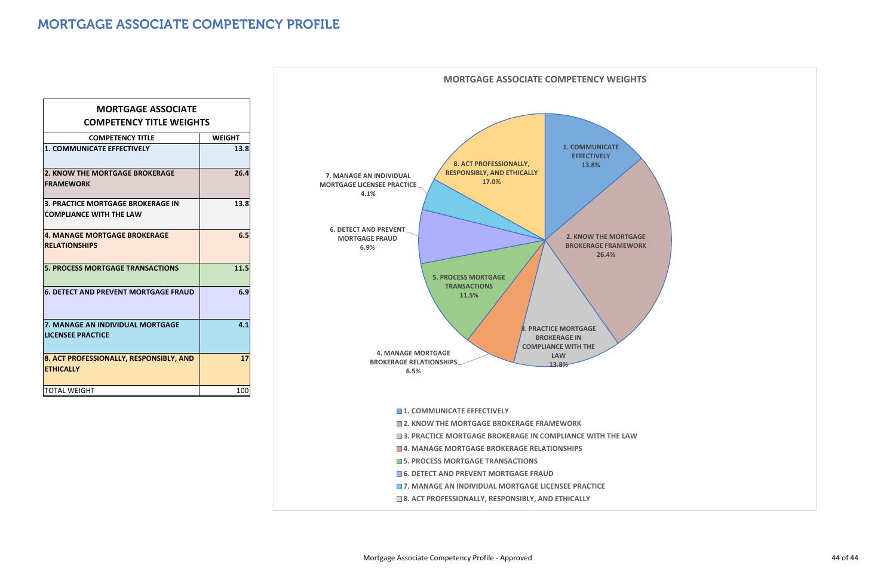# MORTGAGE ASSOCIATE COMPETENCY PROFILE

**MORTGAGE ASSOCIATE COMPETENCY TITLE WEIGHTS**

| COMPETENCY TITLE | WEIGHT |
|---|---|
| **1. COMMUNICATE EFFECTIVELY** | **13.8** |
| **2. KNOW THE MORTGAGE BROKERAGE FRAMEWORK** | **26.4** |
| **3. PRACTICE MORTGAGE BROKERAGE IN COMPLIANCE WITH THE LAW** | **13.8** |
| **4. MANAGE MORTGAGE BROKERAGE RELATIONSHIPS** | **6.5** |
| **5. PROCESS MORTGAGE TRANSACTIONS** | **11.5** |
| **6. DETECT AND PREVENT MORTGAGE FRAUD** | **6.9** |
| **7. MANAGE AN INDIVIDUAL MORTGAGE LICENSEE PRACTICE** | **4.1** |
| **8. ACT PROFESSIONALLY, RESPONSIBLY, AND ETHICALLY** | **17** |
| TOTAL WEIGHT | 100 |

**MORTGAGE ASSOCIATE COMPETENCY WEIGHTS**

1. COMMUNICATE EFFECTIVELY 13.8%
2. KNOW THE MORTGAGE BROKERAGE FRAMEWORK 26.4%
3. PRACTICE MORTGAGE BROKERAGE IN COMPLIANCE WITH THE LAW 13.8%
4. MANAGE MORTGAGE BROKERAGE RELATIONSHIPS 6.5%
5. PROCESS MORTGAGE TRANSACTIONS 11.5%
6. DETECT AND PREVENT MORTGAGE FRAUD 6.9%
7. MANAGE AN INDIVIDUAL MORTGAGE LICENSEE PRACTICE 4.1%
8. ACT PROFESSIONALLY, RESPONSIBLY, AND ETHICALLY 17.0%

- 1. COMMUNICATE EFFECTIVELY
- 2. KNOW THE MORTGAGE BROKERAGE FRAMEWORK
- 3. PRACTICE MORTGAGE BROKERAGE IN COMPLIANCE WITH THE LAW
- 4. MANAGE MORTGAGE BROKERAGE RELATIONSHIPS
- 5. PROCESS MORTGAGE TRANSACTIONS
- 6. DETECT AND PREVENT MORTGAGE FRAUD
- 7. MANAGE AN INDIVIDUAL MORTGAGE LICENSEE PRACTICE
- 8. ACT PROFESSIONALLY, RESPONSIBLY, AND ETHICALLY